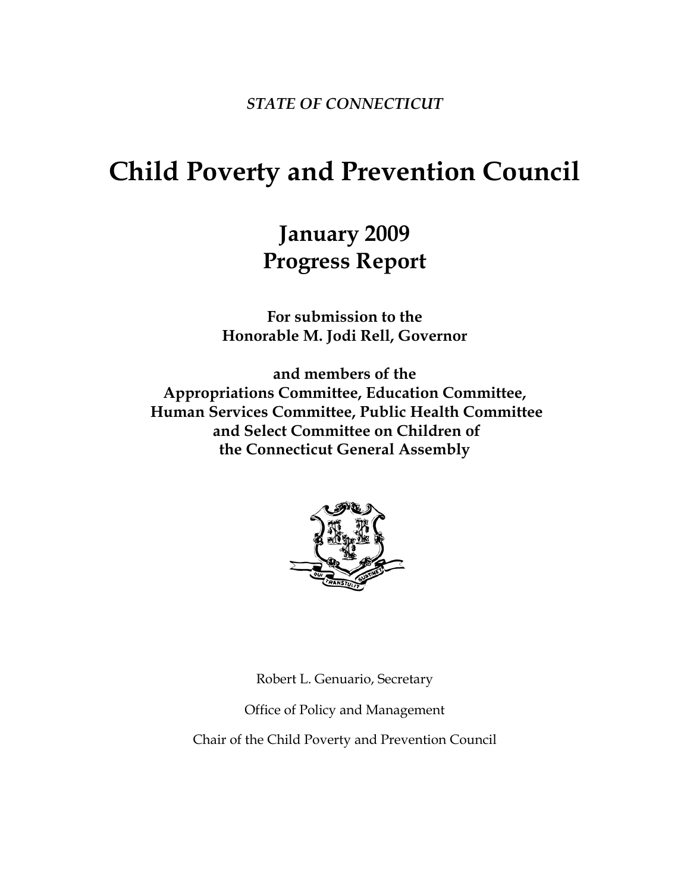*STATE OF CONNECTICUT*

# Child Poverty and Prevention Council

## January 2009
## Progress Report

**For submission to the**
**Honorable M. Jodi Rell, Governor**

**and members of the**
**Appropriations Committee, Education Committee,**
**Human Services Committee, Public Health Committee**
**and Select Committee on Children of**
**the Connecticut General Assembly**

Robert L. Genuario, Secretary

Office of Policy and Management

Chair of the Child Poverty and Prevention Council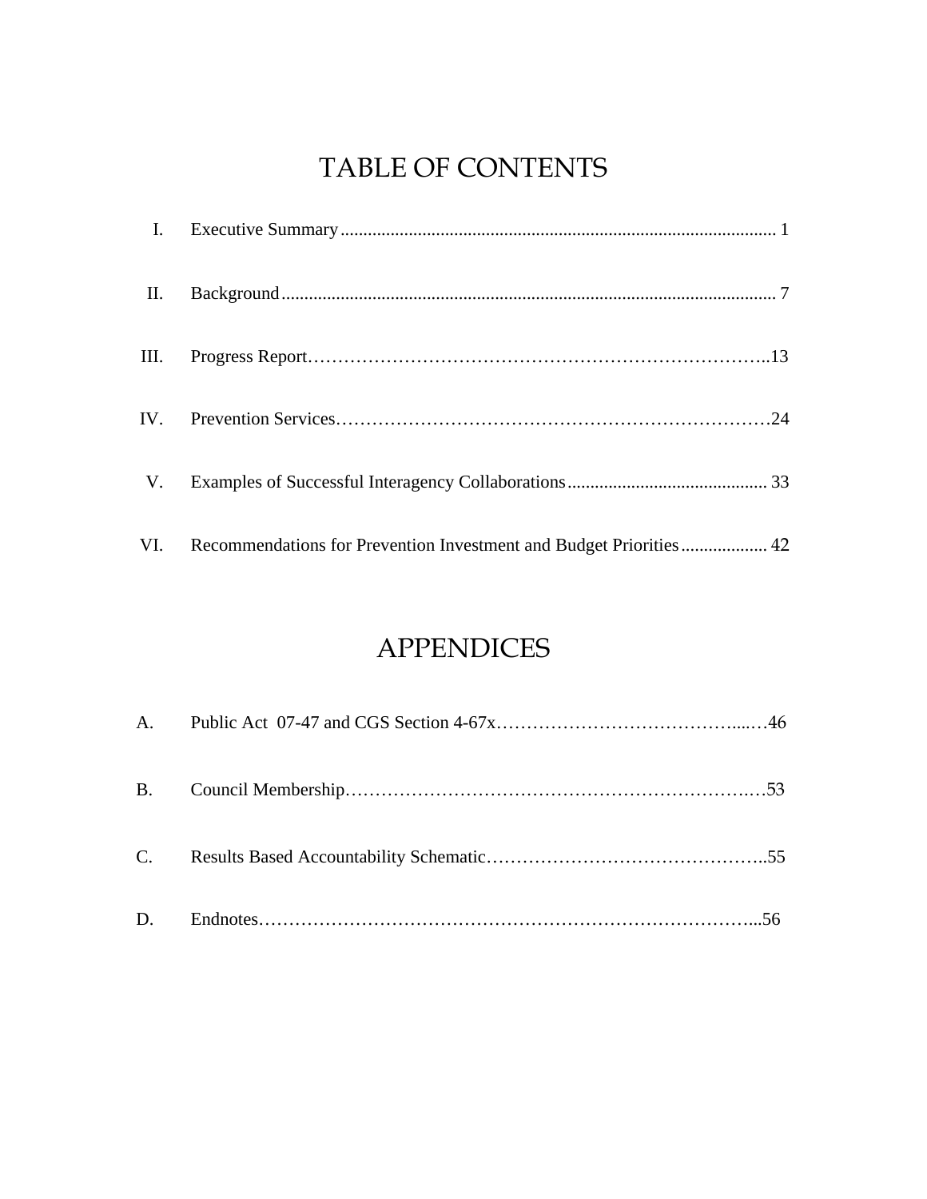# TABLE OF CONTENTS

| | | |
|---|---|---|
| I. | Executive Summary | 1 |
| II. | Background | 7 |
| III. | Progress Report | 13 |
| IV. | Prevention Services | 24 |
| V. | Examples of Successful Interagency Collaborations | 33 |
| VI. | Recommendations for Prevention Investment and Budget Priorities | 42 |

# APPENDICES

| | | |
|---|---|---|
| A. | Public Act 07-47 and CGS Section 4-67x | 46 |
| B. | Council Membership | 53 |
| C. | Results Based Accountability Schematic | 55 |
| D. | Endnotes | 56 |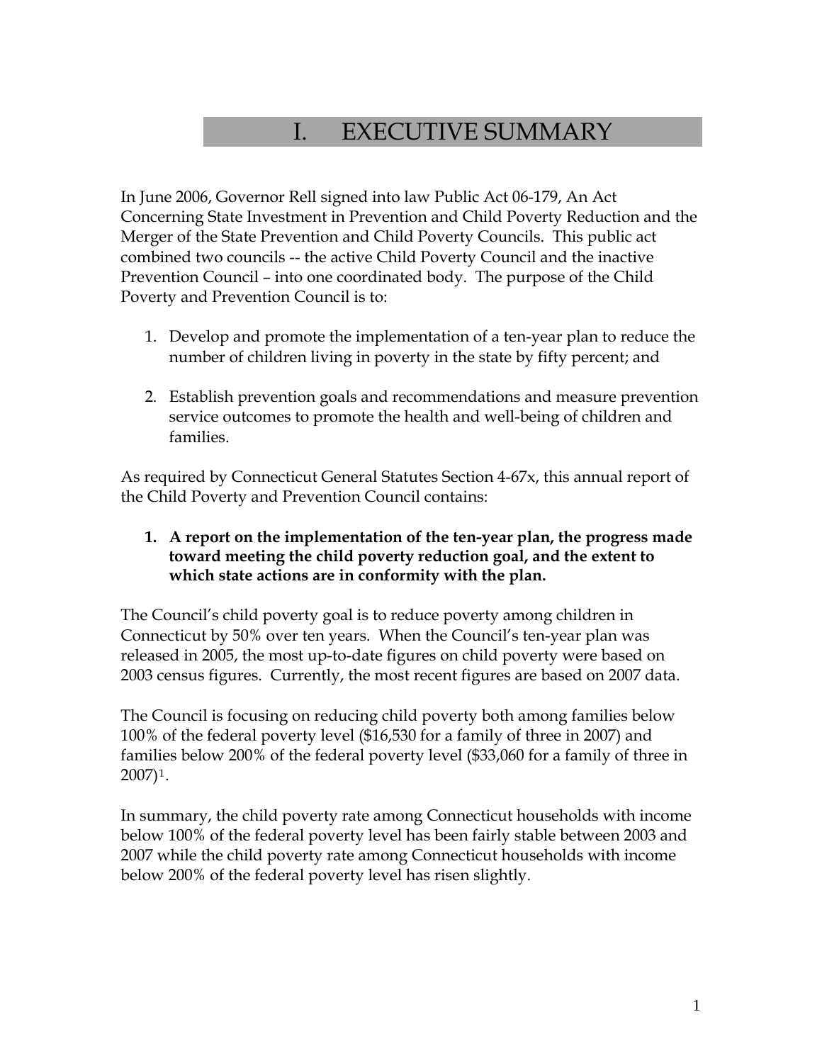# I. EXECUTIVE SUMMARY

In June 2006, Governor Rell signed into law Public Act 06-179, An Act Concerning State Investment in Prevention and Child Poverty Reduction and the Merger of the State Prevention and Child Poverty Councils. This public act combined two councils -- the active Child Poverty Council and the inactive Prevention Council – into one coordinated body. The purpose of the Child Poverty and Prevention Council is to:

1. Develop and promote the implementation of a ten-year plan to reduce the number of children living in poverty in the state by fifty percent; and

2. Establish prevention goals and recommendations and measure prevention service outcomes to promote the health and well-being of children and families.

As required by Connecticut General Statutes Section 4-67x, this annual report of the Child Poverty and Prevention Council contains:

1. **A report on the implementation of the ten-year plan, the progress made toward meeting the child poverty reduction goal, and the extent to which state actions are in conformity with the plan.**

The Council's child poverty goal is to reduce poverty among children in Connecticut by 50% over ten years. When the Council's ten-year plan was released in 2005, the most up-to-date figures on child poverty were based on 2003 census figures. Currently, the most recent figures are based on 2007 data.

The Council is focusing on reducing child poverty both among families below 100% of the federal poverty level ($16,530 for a family of three in 2007) and families below 200% of the federal poverty level ($33,060 for a family of three in 2007)[1].

In summary, the child poverty rate among Connecticut households with income below 100% of the federal poverty level has been fairly stable between 2003 and 2007 while the child poverty rate among Connecticut households with income below 200% of the federal poverty level has risen slightly.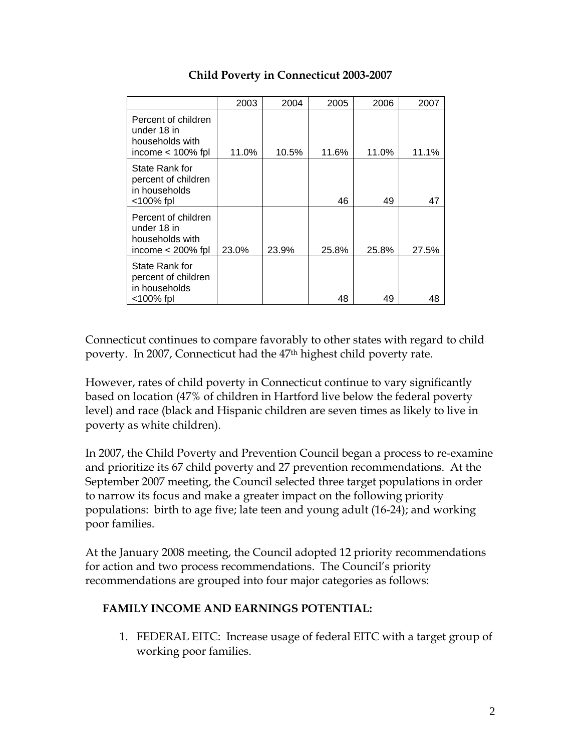## Child Poverty in Connecticut 2003-2007

| | 2003 | 2004 | 2005 | 2006 | 2007 |
|---|---|---|---|---|---|
| Percent of children under 18 in households with income < 100% fpl | 11.0% | 10.5% | 11.6% | 11.0% | 11.1% |
| State Rank for percent of children in households <100% fpl | | | 46 | 49 | 47 |
| Percent of children under 18 in households with income < 200% fpl | 23.0% | 23.9% | 25.8% | 25.8% | 27.5% |
| State Rank for percent of children in households <100% fpl | | | 48 | 49 | 48 |

Connecticut continues to compare favorably to other states with regard to child poverty. In 2007, Connecticut had the 47th highest child poverty rate.

However, rates of child poverty in Connecticut continue to vary significantly based on location (47% of children in Hartford live below the federal poverty level) and race (black and Hispanic children are seven times as likely to live in poverty as white children).

In 2007, the Child Poverty and Prevention Council began a process to re-examine and prioritize its 67 child poverty and 27 prevention recommendations. At the September 2007 meeting, the Council selected three target populations in order to narrow its focus and make a greater impact on the following priority populations: birth to age five; late teen and young adult (16-24); and working poor families.

At the January 2008 meeting, the Council adopted 12 priority recommendations for action and two process recommendations. The Council's priority recommendations are grouped into four major categories as follows:

**FAMILY INCOME AND EARNINGS POTENTIAL:**

1. FEDERAL EITC: Increase usage of federal EITC with a target group of working poor families.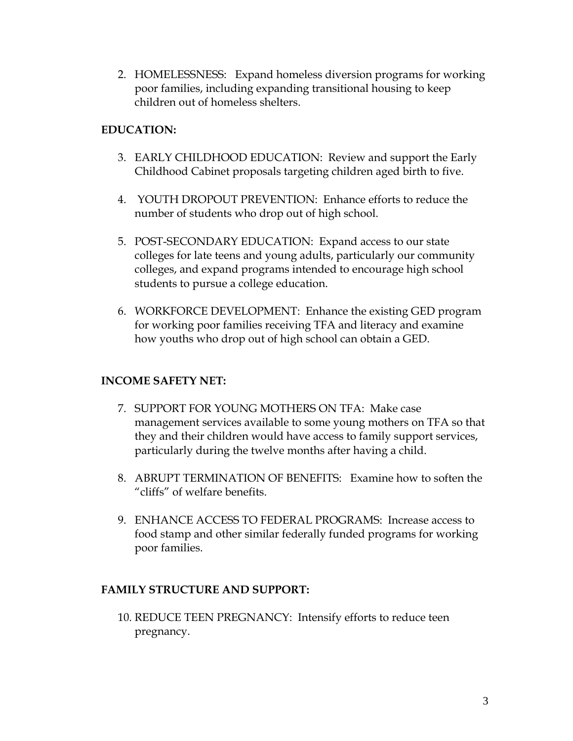2. HOMELESSNESS: Expand homeless diversion programs for working poor families, including expanding transitional housing to keep children out of homeless shelters.

**EDUCATION:**

3. EARLY CHILDHOOD EDUCATION: Review and support the Early Childhood Cabinet proposals targeting children aged birth to five.

4. YOUTH DROPOUT PREVENTION: Enhance efforts to reduce the number of students who drop out of high school.

5. POST-SECONDARY EDUCATION: Expand access to our state colleges for late teens and young adults, particularly our community colleges, and expand programs intended to encourage high school students to pursue a college education.

6. WORKFORCE DEVELOPMENT: Enhance the existing GED program for working poor families receiving TFA and literacy and examine how youths who drop out of high school can obtain a GED.

**INCOME SAFETY NET:**

7. SUPPORT FOR YOUNG MOTHERS ON TFA: Make case management services available to some young mothers on TFA so that they and their children would have access to family support services, particularly during the twelve months after having a child.

8. ABRUPT TERMINATION OF BENEFITS: Examine how to soften the "cliffs" of welfare benefits.

9. ENHANCE ACCESS TO FEDERAL PROGRAMS: Increase access to food stamp and other similar federally funded programs for working poor families.

**FAMILY STRUCTURE AND SUPPORT:**

10. REDUCE TEEN PREGNANCY: Intensify efforts to reduce teen pregnancy.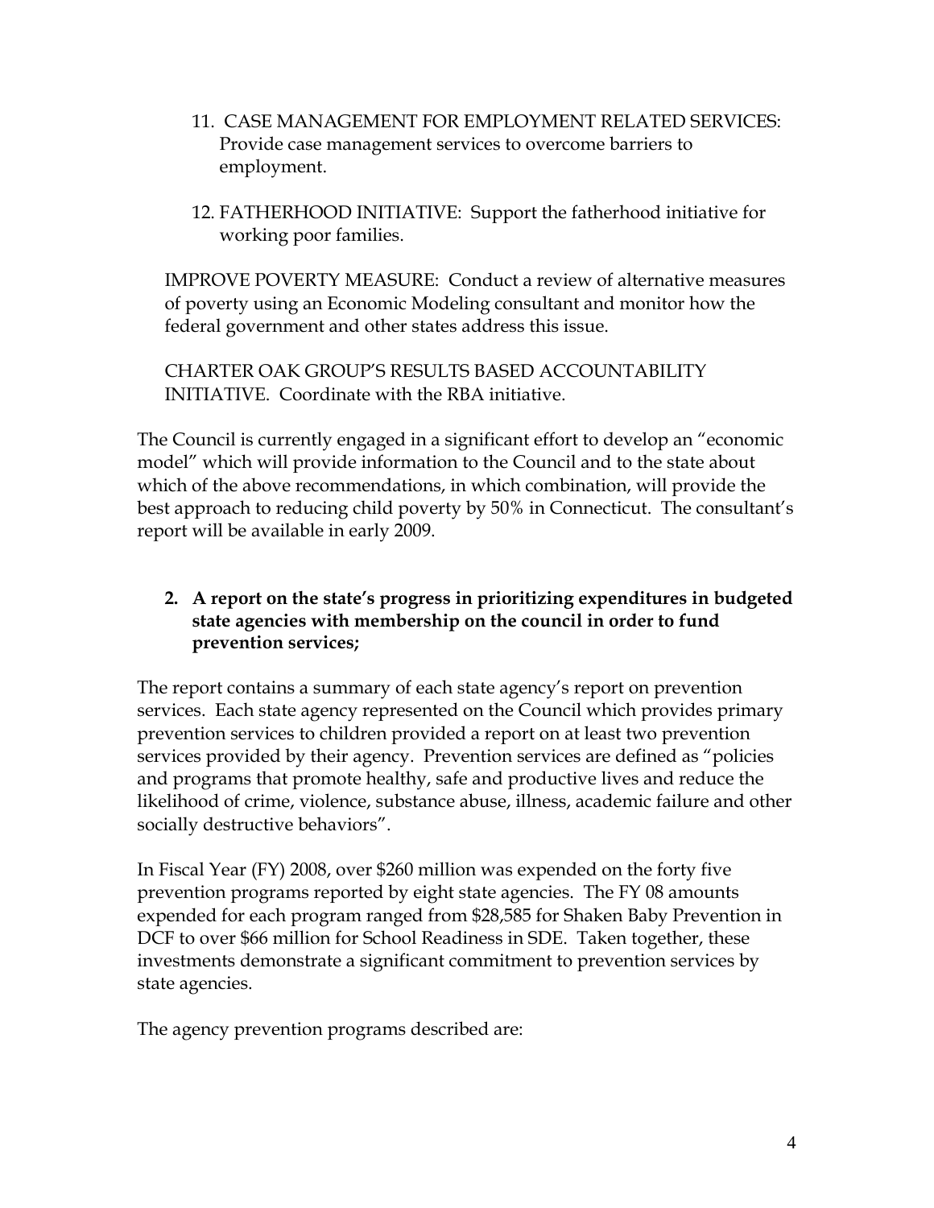11. CASE MANAGEMENT FOR EMPLOYMENT RELATED SERVICES: Provide case management services to overcome barriers to employment.

12. FATHERHOOD INITIATIVE: Support the fatherhood initiative for working poor families.

IMPROVE POVERTY MEASURE: Conduct a review of alternative measures of poverty using an Economic Modeling consultant and monitor how the federal government and other states address this issue.

CHARTER OAK GROUP'S RESULTS BASED ACCOUNTABILITY INITIATIVE. Coordinate with the RBA initiative.

The Council is currently engaged in a significant effort to develop an "economic model" which will provide information to the Council and to the state about which of the above recommendations, in which combination, will provide the best approach to reducing child poverty by 50% in Connecticut. The consultant's report will be available in early 2009.

**2. A report on the state's progress in prioritizing expenditures in budgeted state agencies with membership on the council in order to fund prevention services;**

The report contains a summary of each state agency's report on prevention services. Each state agency represented on the Council which provides primary prevention services to children provided a report on at least two prevention services provided by their agency. Prevention services are defined as "policies and programs that promote healthy, safe and productive lives and reduce the likelihood of crime, violence, substance abuse, illness, academic failure and other socially destructive behaviors".

In Fiscal Year (FY) 2008, over $260 million was expended on the forty five prevention programs reported by eight state agencies. The FY 08 amounts expended for each program ranged from $28,585 for Shaken Baby Prevention in DCF to over $66 million for School Readiness in SDE. Taken together, these investments demonstrate a significant commitment to prevention services by state agencies.

The agency prevention programs described are: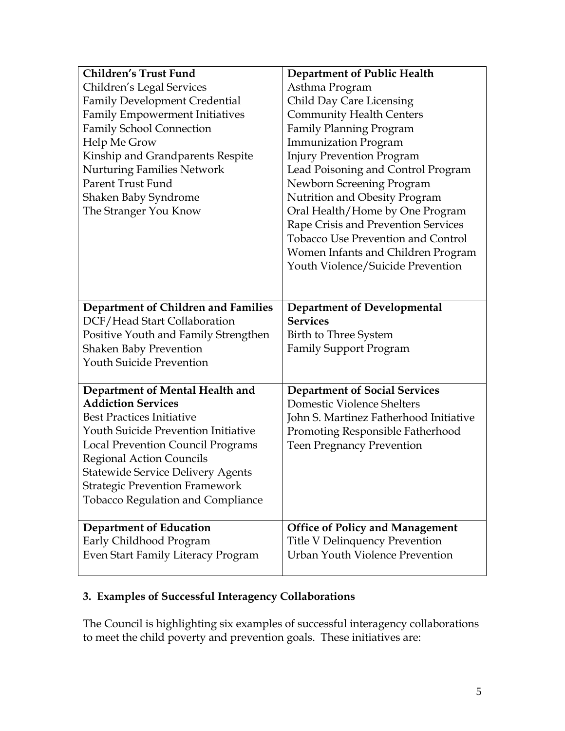| **Children's Trust Fund** | **Department of Public Health** |
|---|---|
| Children's Legal Services<br>Family Development Credential<br>Family Empowerment Initiatives<br>Family School Connection<br>Help Me Grow<br>Kinship and Grandparents Respite<br>Nurturing Families Network<br>Parent Trust Fund<br>Shaken Baby Syndrome<br>The Stranger You Know | Asthma Program<br>Child Day Care Licensing<br>Community Health Centers<br>Family Planning Program<br>Immunization Program<br>Injury Prevention Program<br>Lead Poisoning and Control Program<br>Newborn Screening Program<br>Nutrition and Obesity Program<br>Oral Health/Home by One Program<br>Rape Crisis and Prevention Services<br>Tobacco Use Prevention and Control<br>Women Infants and Children Program<br>Youth Violence/Suicide Prevention |
| **Department of Children and Families**<br>DCF/Head Start Collaboration<br>Positive Youth and Family Strengthen<br>Shaken Baby Prevention<br>Youth Suicide Prevention | **Department of Developmental Services**<br>Birth to Three System<br>Family Support Program |
| **Department of Mental Health and Addiction Services**<br>Best Practices Initiative<br>Youth Suicide Prevention Initiative<br>Local Prevention Council Programs<br>Regional Action Councils<br>Statewide Service Delivery Agents<br>Strategic Prevention Framework<br>Tobacco Regulation and Compliance | **Department of Social Services**<br>Domestic Violence Shelters<br>John S. Martinez Fatherhood Initiative<br>Promoting Responsible Fatherhood<br>Teen Pregnancy Prevention |
| **Department of Education**<br>Early Childhood Program<br>Even Start Family Literacy Program | **Office of Policy and Management**<br>Title V Delinquency Prevention<br>Urban Youth Violence Prevention |

### 3. Examples of Successful Interagency Collaborations

The Council is highlighting six examples of successful interagency collaborations to meet the child poverty and prevention goals. These initiatives are: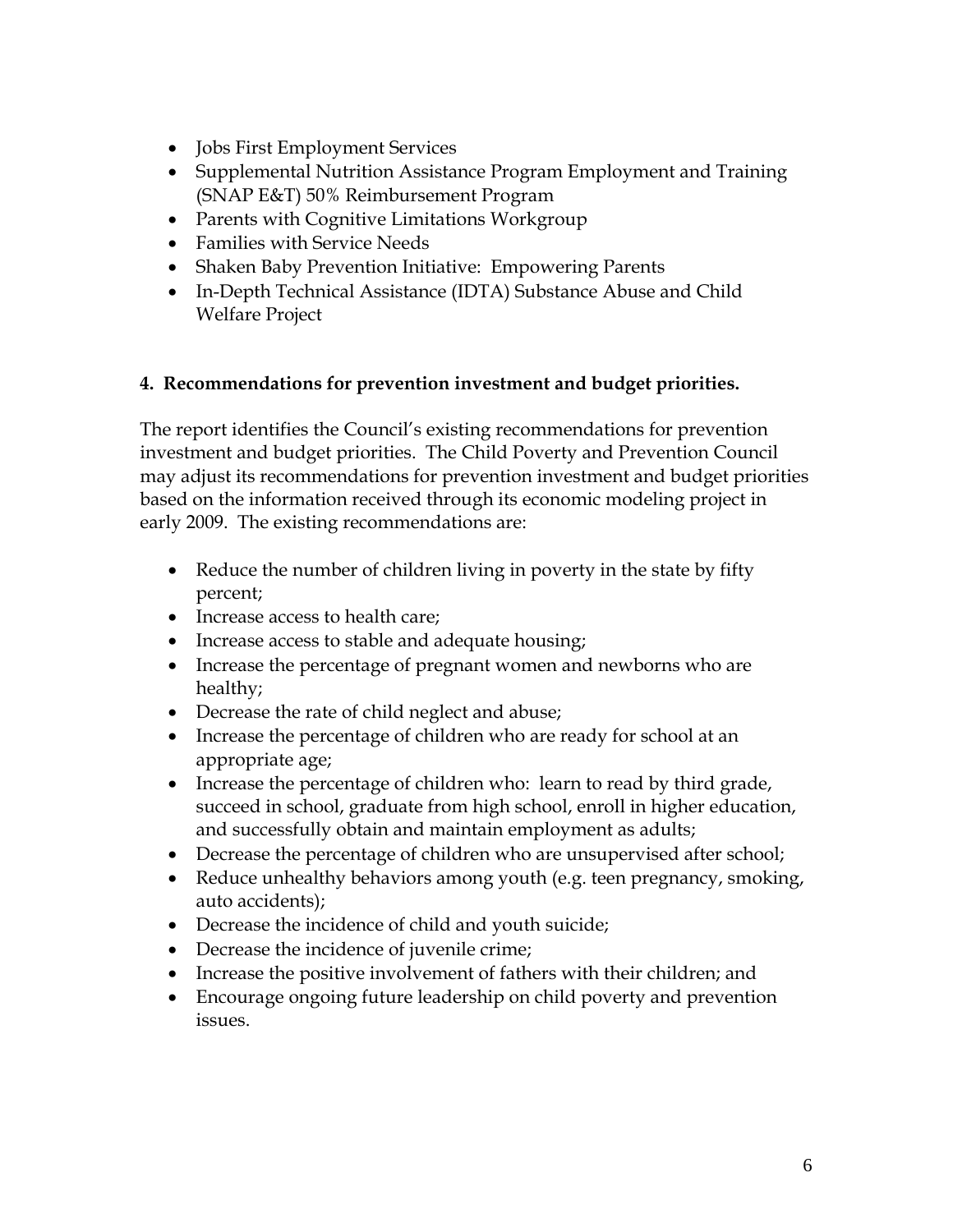- Jobs First Employment Services
- Supplemental Nutrition Assistance Program Employment and Training (SNAP E&T) 50% Reimbursement Program
- Parents with Cognitive Limitations Workgroup
- Families with Service Needs
- Shaken Baby Prevention Initiative: Empowering Parents
- In-Depth Technical Assistance (IDTA) Substance Abuse and Child Welfare Project

**4. Recommendations for prevention investment and budget priorities.**

The report identifies the Council's existing recommendations for prevention investment and budget priorities. The Child Poverty and Prevention Council may adjust its recommendations for prevention investment and budget priorities based on the information received through its economic modeling project in early 2009. The existing recommendations are:

- Reduce the number of children living in poverty in the state by fifty percent;
- Increase access to health care;
- Increase access to stable and adequate housing;
- Increase the percentage of pregnant women and newborns who are healthy;
- Decrease the rate of child neglect and abuse;
- Increase the percentage of children who are ready for school at an appropriate age;
- Increase the percentage of children who: learn to read by third grade, succeed in school, graduate from high school, enroll in higher education, and successfully obtain and maintain employment as adults;
- Decrease the percentage of children who are unsupervised after school;
- Reduce unhealthy behaviors among youth (e.g. teen pregnancy, smoking, auto accidents);
- Decrease the incidence of child and youth suicide;
- Decrease the incidence of juvenile crime;
- Increase the positive involvement of fathers with their children; and
- Encourage ongoing future leadership on child poverty and prevention issues.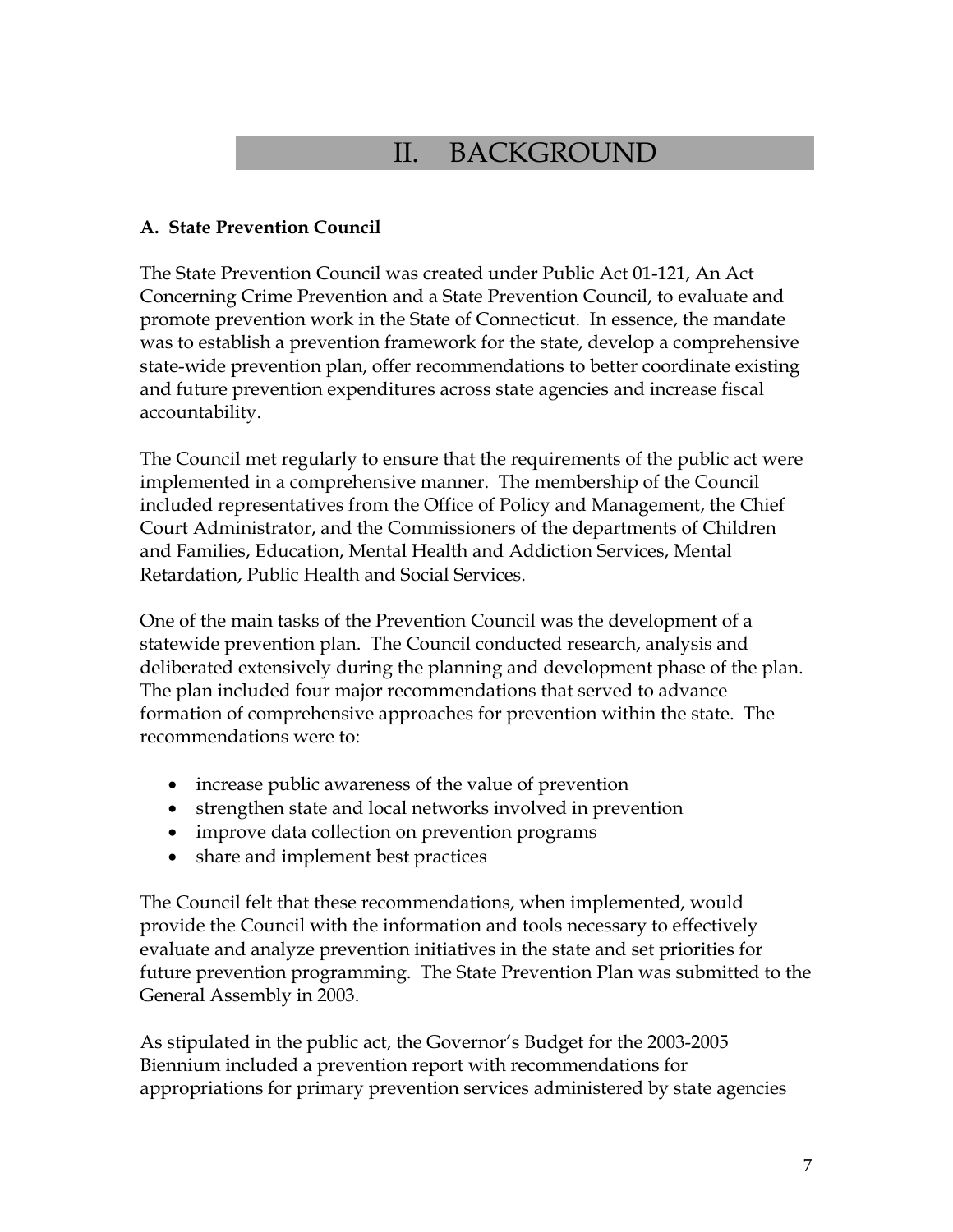# II. BACKGROUND

**A. State Prevention Council**

The State Prevention Council was created under Public Act 01-121, An Act Concerning Crime Prevention and a State Prevention Council, to evaluate and promote prevention work in the State of Connecticut. In essence, the mandate was to establish a prevention framework for the state, develop a comprehensive state-wide prevention plan, offer recommendations to better coordinate existing and future prevention expenditures across state agencies and increase fiscal accountability.

The Council met regularly to ensure that the requirements of the public act were implemented in a comprehensive manner. The membership of the Council included representatives from the Office of Policy and Management, the Chief Court Administrator, and the Commissioners of the departments of Children and Families, Education, Mental Health and Addiction Services, Mental Retardation, Public Health and Social Services.

One of the main tasks of the Prevention Council was the development of a statewide prevention plan. The Council conducted research, analysis and deliberated extensively during the planning and development phase of the plan. The plan included four major recommendations that served to advance formation of comprehensive approaches for prevention within the state. The recommendations were to:

- increase public awareness of the value of prevention
- strengthen state and local networks involved in prevention
- improve data collection on prevention programs
- share and implement best practices

The Council felt that these recommendations, when implemented, would provide the Council with the information and tools necessary to effectively evaluate and analyze prevention initiatives in the state and set priorities for future prevention programming. The State Prevention Plan was submitted to the General Assembly in 2003.

As stipulated in the public act, the Governor's Budget for the 2003-2005 Biennium included a prevention report with recommendations for appropriations for primary prevention services administered by state agencies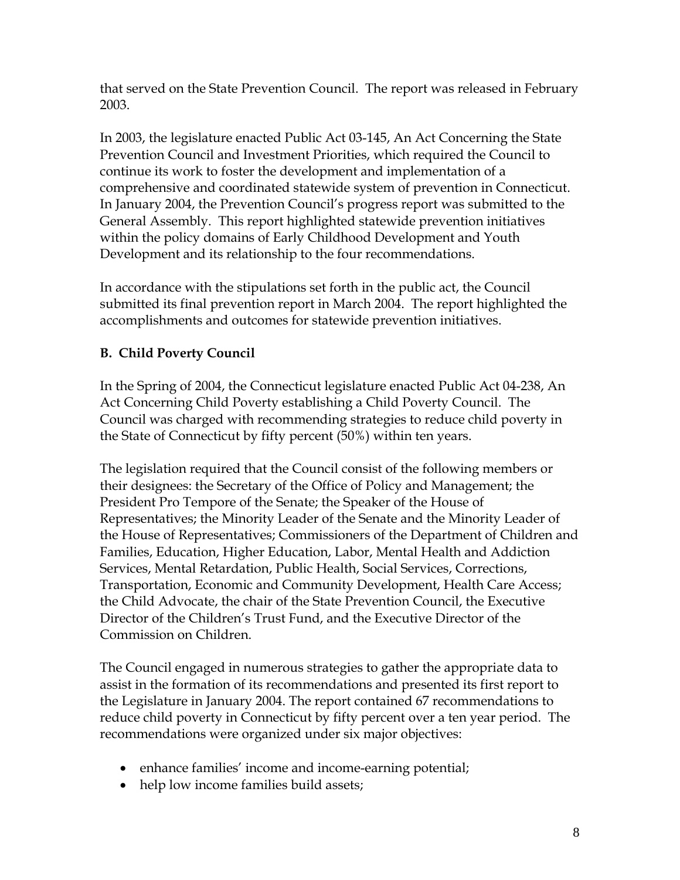that served on the State Prevention Council. The report was released in February 2003.

In 2003, the legislature enacted Public Act 03-145, An Act Concerning the State Prevention Council and Investment Priorities, which required the Council to continue its work to foster the development and implementation of a comprehensive and coordinated statewide system of prevention in Connecticut. In January 2004, the Prevention Council's progress report was submitted to the General Assembly. This report highlighted statewide prevention initiatives within the policy domains of Early Childhood Development and Youth Development and its relationship to the four recommendations.

In accordance with the stipulations set forth in the public act, the Council submitted its final prevention report in March 2004. The report highlighted the accomplishments and outcomes for statewide prevention initiatives.

**B. Child Poverty Council**

In the Spring of 2004, the Connecticut legislature enacted Public Act 04-238, An Act Concerning Child Poverty establishing a Child Poverty Council. The Council was charged with recommending strategies to reduce child poverty in the State of Connecticut by fifty percent (50%) within ten years.

The legislation required that the Council consist of the following members or their designees: the Secretary of the Office of Policy and Management; the President Pro Tempore of the Senate; the Speaker of the House of Representatives; the Minority Leader of the Senate and the Minority Leader of the House of Representatives; Commissioners of the Department of Children and Families, Education, Higher Education, Labor, Mental Health and Addiction Services, Mental Retardation, Public Health, Social Services, Corrections, Transportation, Economic and Community Development, Health Care Access; the Child Advocate, the chair of the State Prevention Council, the Executive Director of the Children's Trust Fund, and the Executive Director of the Commission on Children.

The Council engaged in numerous strategies to gather the appropriate data to assist in the formation of its recommendations and presented its first report to the Legislature in January 2004. The report contained 67 recommendations to reduce child poverty in Connecticut by fifty percent over a ten year period. The recommendations were organized under six major objectives:

- enhance families' income and income-earning potential;
- help low income families build assets;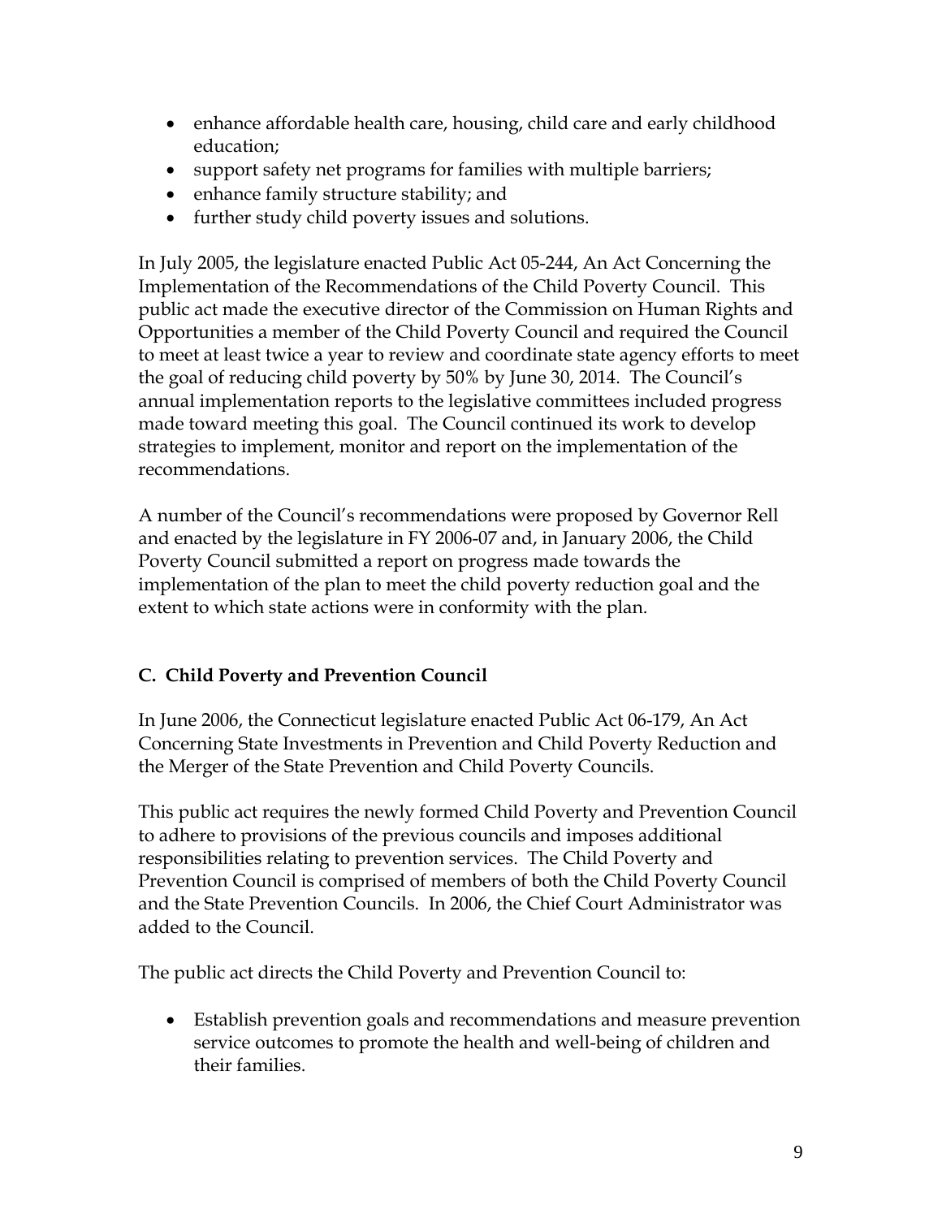- enhance affordable health care, housing, child care and early childhood education;
- support safety net programs for families with multiple barriers;
- enhance family structure stability; and
- further study child poverty issues and solutions.

In July 2005, the legislature enacted Public Act 05-244, An Act Concerning the Implementation of the Recommendations of the Child Poverty Council. This public act made the executive director of the Commission on Human Rights and Opportunities a member of the Child Poverty Council and required the Council to meet at least twice a year to review and coordinate state agency efforts to meet the goal of reducing child poverty by 50% by June 30, 2014. The Council's annual implementation reports to the legislative committees included progress made toward meeting this goal. The Council continued its work to develop strategies to implement, monitor and report on the implementation of the recommendations.

A number of the Council's recommendations were proposed by Governor Rell and enacted by the legislature in FY 2006-07 and, in January 2006, the Child Poverty Council submitted a report on progress made towards the implementation of the plan to meet the child poverty reduction goal and the extent to which state actions were in conformity with the plan.

### C. Child Poverty and Prevention Council

In June 2006, the Connecticut legislature enacted Public Act 06-179, An Act Concerning State Investments in Prevention and Child Poverty Reduction and the Merger of the State Prevention and Child Poverty Councils.

This public act requires the newly formed Child Poverty and Prevention Council to adhere to provisions of the previous councils and imposes additional responsibilities relating to prevention services. The Child Poverty and Prevention Council is comprised of members of both the Child Poverty Council and the State Prevention Councils. In 2006, the Chief Court Administrator was added to the Council.

The public act directs the Child Poverty and Prevention Council to:

- Establish prevention goals and recommendations and measure prevention service outcomes to promote the health and well-being of children and their families.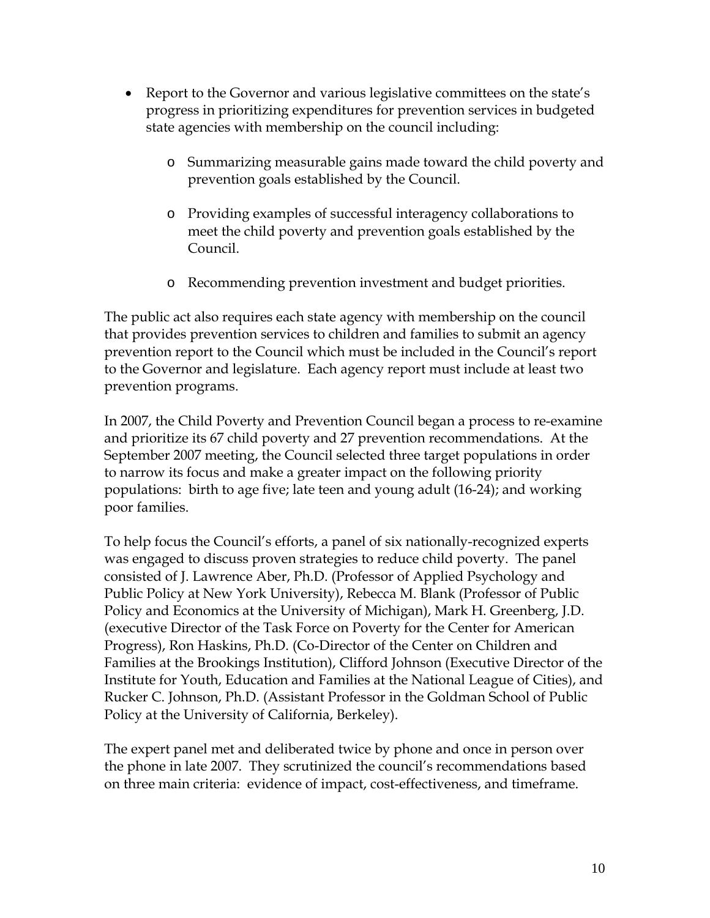- Report to the Governor and various legislative committees on the state's progress in prioritizing expenditures for prevention services in budgeted state agencies with membership on the council including:
  - Summarizing measurable gains made toward the child poverty and prevention goals established by the Council.
  - Providing examples of successful interagency collaborations to meet the child poverty and prevention goals established by the Council.
  - Recommending prevention investment and budget priorities.

The public act also requires each state agency with membership on the council that provides prevention services to children and families to submit an agency prevention report to the Council which must be included in the Council's report to the Governor and legislature. Each agency report must include at least two prevention programs.

In 2007, the Child Poverty and Prevention Council began a process to re-examine and prioritize its 67 child poverty and 27 prevention recommendations. At the September 2007 meeting, the Council selected three target populations in order to narrow its focus and make a greater impact on the following priority populations: birth to age five; late teen and young adult (16-24); and working poor families.

To help focus the Council's efforts, a panel of six nationally-recognized experts was engaged to discuss proven strategies to reduce child poverty. The panel consisted of J. Lawrence Aber, Ph.D. (Professor of Applied Psychology and Public Policy at New York University), Rebecca M. Blank (Professor of Public Policy and Economics at the University of Michigan), Mark H. Greenberg, J.D. (executive Director of the Task Force on Poverty for the Center for American Progress), Ron Haskins, Ph.D. (Co-Director of the Center on Children and Families at the Brookings Institution), Clifford Johnson (Executive Director of the Institute for Youth, Education and Families at the National League of Cities), and Rucker C. Johnson, Ph.D. (Assistant Professor in the Goldman School of Public Policy at the University of California, Berkeley).

The expert panel met and deliberated twice by phone and once in person over the phone in late 2007. They scrutinized the council's recommendations based on three main criteria: evidence of impact, cost-effectiveness, and timeframe.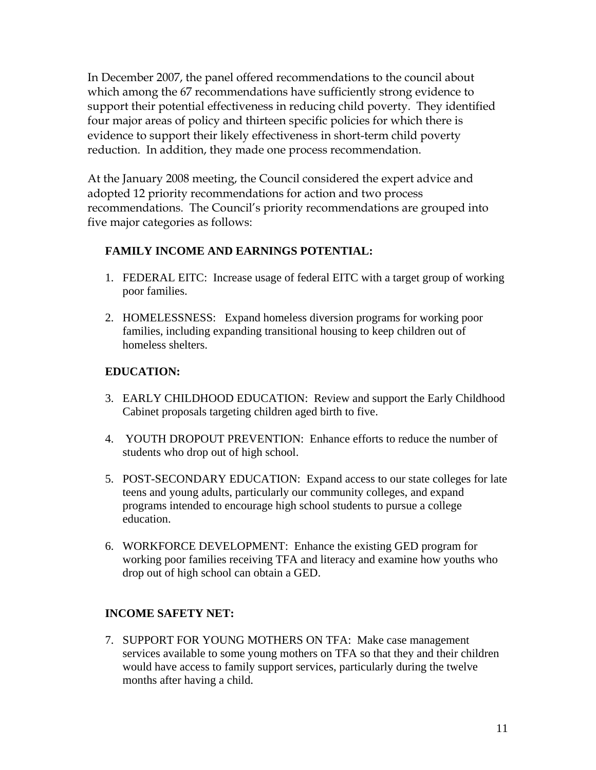In December 2007, the panel offered recommendations to the council about which among the 67 recommendations have sufficiently strong evidence to support their potential effectiveness in reducing child poverty. They identified four major areas of policy and thirteen specific policies for which there is evidence to support their likely effectiveness in short-term child poverty reduction. In addition, they made one process recommendation.

At the January 2008 meeting, the Council considered the expert advice and adopted 12 priority recommendations for action and two process recommendations. The Council's priority recommendations are grouped into five major categories as follows:

**FAMILY INCOME AND EARNINGS POTENTIAL:**

1. FEDERAL EITC: Increase usage of federal EITC with a target group of working poor families.

2. HOMELESSNESS: Expand homeless diversion programs for working poor families, including expanding transitional housing to keep children out of homeless shelters.

**EDUCATION:**

3. EARLY CHILDHOOD EDUCATION: Review and support the Early Childhood Cabinet proposals targeting children aged birth to five.

4. YOUTH DROPOUT PREVENTION: Enhance efforts to reduce the number of students who drop out of high school.

5. POST-SECONDARY EDUCATION: Expand access to our state colleges for late teens and young adults, particularly our community colleges, and expand programs intended to encourage high school students to pursue a college education.

6. WORKFORCE DEVELOPMENT: Enhance the existing GED program for working poor families receiving TFA and literacy and examine how youths who drop out of high school can obtain a GED.

**INCOME SAFETY NET:**

7. SUPPORT FOR YOUNG MOTHERS ON TFA: Make case management services available to some young mothers on TFA so that they and their children would have access to family support services, particularly during the twelve months after having a child.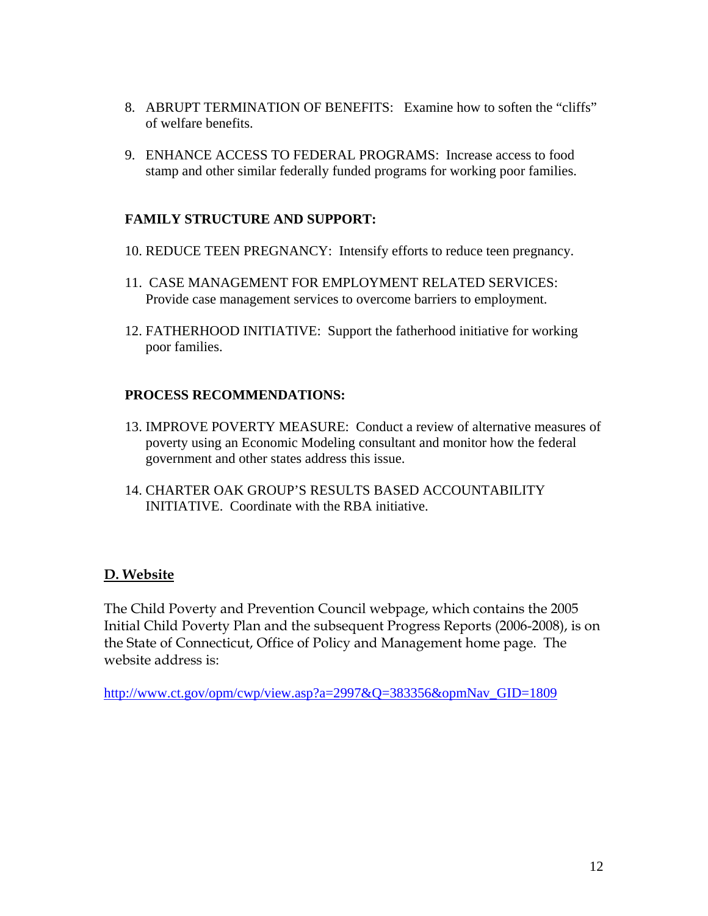8. ABRUPT TERMINATION OF BENEFITS: Examine how to soften the "cliffs" of welfare benefits.

9. ENHANCE ACCESS TO FEDERAL PROGRAMS: Increase access to food stamp and other similar federally funded programs for working poor families.

**FAMILY STRUCTURE AND SUPPORT:**

10. REDUCE TEEN PREGNANCY: Intensify efforts to reduce teen pregnancy.

11. CASE MANAGEMENT FOR EMPLOYMENT RELATED SERVICES: Provide case management services to overcome barriers to employment.

12. FATHERHOOD INITIATIVE: Support the fatherhood initiative for working poor families.

**PROCESS RECOMMENDATIONS:**

13. IMPROVE POVERTY MEASURE: Conduct a review of alternative measures of poverty using an Economic Modeling consultant and monitor how the federal government and other states address this issue.

14. CHARTER OAK GROUP'S RESULTS BASED ACCOUNTABILITY INITIATIVE. Coordinate with the RBA initiative.

## D. Website

The Child Poverty and Prevention Council webpage, which contains the 2005 Initial Child Poverty Plan and the subsequent Progress Reports (2006-2008), is on the State of Connecticut, Office of Policy and Management home page. The website address is:

http://www.ct.gov/opm/cwp/view.asp?a=2997&Q=383356&opmNav_GID=1809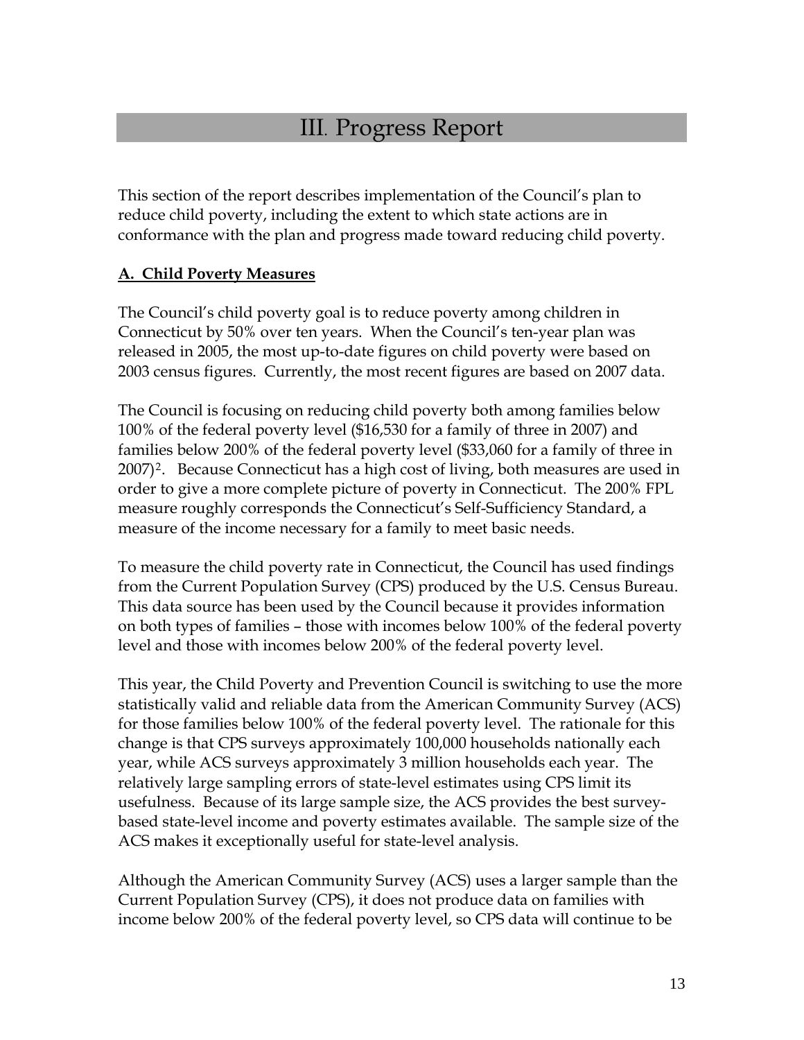# III. Progress Report

This section of the report describes implementation of the Council's plan to reduce child poverty, including the extent to which state actions are in conformance with the plan and progress made toward reducing child poverty.

**A. Child Poverty Measures**

The Council's child poverty goal is to reduce poverty among children in Connecticut by 50% over ten years. When the Council's ten-year plan was released in 2005, the most up-to-date figures on child poverty were based on 2003 census figures. Currently, the most recent figures are based on 2007 data.

The Council is focusing on reducing child poverty both among families below 100% of the federal poverty level ($16,530 for a family of three in 2007) and families below 200% of the federal poverty level ($33,060 for a family of three in 2007)[2]. Because Connecticut has a high cost of living, both measures are used in order to give a more complete picture of poverty in Connecticut. The 200% FPL measure roughly corresponds the Connecticut's Self-Sufficiency Standard, a measure of the income necessary for a family to meet basic needs.

To measure the child poverty rate in Connecticut, the Council has used findings from the Current Population Survey (CPS) produced by the U.S. Census Bureau. This data source has been used by the Council because it provides information on both types of families – those with incomes below 100% of the federal poverty level and those with incomes below 200% of the federal poverty level.

This year, the Child Poverty and Prevention Council is switching to use the more statistically valid and reliable data from the American Community Survey (ACS) for those families below 100% of the federal poverty level. The rationale for this change is that CPS surveys approximately 100,000 households nationally each year, while ACS surveys approximately 3 million households each year. The relatively large sampling errors of state-level estimates using CPS limit its usefulness. Because of its large sample size, the ACS provides the best survey-based state-level income and poverty estimates available. The sample size of the ACS makes it exceptionally useful for state-level analysis.

Although the American Community Survey (ACS) uses a larger sample than the Current Population Survey (CPS), it does not produce data on families with income below 200% of the federal poverty level, so CPS data will continue to be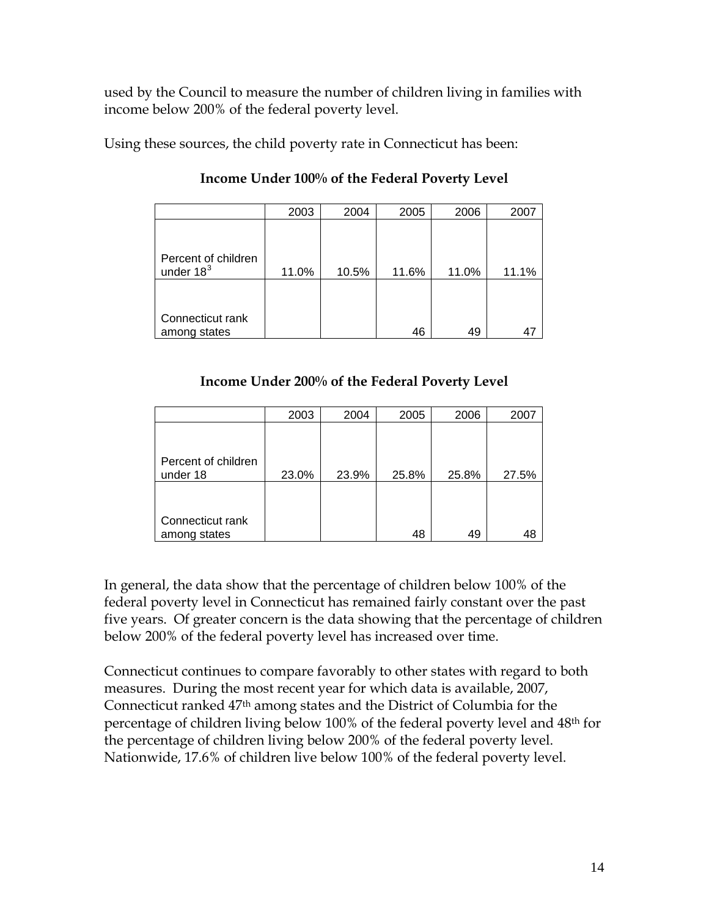used by the Council to measure the number of children living in families with income below 200% of the federal poverty level.

Using these sources, the child poverty rate in Connecticut has been:

**Income Under 100% of the Federal Poverty Level**

| | 2003 | 2004 | 2005 | 2006 | 2007 |
|---|---|---|---|---|---|
| Percent of children under 18[3] | 11.0% | 10.5% | 11.6% | 11.0% | 11.1% |
| Connecticut rank among states | | | 46 | 49 | 47 |

**Income Under 200% of the Federal Poverty Level**

| | 2003 | 2004 | 2005 | 2006 | 2007 |
|---|---|---|---|---|---|
| Percent of children under 18 | 23.0% | 23.9% | 25.8% | 25.8% | 27.5% |
| Connecticut rank among states | | | 48 | 49 | 48 |

In general, the data show that the percentage of children below 100% of the federal poverty level in Connecticut has remained fairly constant over the past five years. Of greater concern is the data showing that the percentage of children below 200% of the federal poverty level has increased over time.

Connecticut continues to compare favorably to other states with regard to both measures. During the most recent year for which data is available, 2007, Connecticut ranked 47th among states and the District of Columbia for the percentage of children living below 100% of the federal poverty level and 48th for the percentage of children living below 200% of the federal poverty level. Nationwide, 17.6% of children live below 100% of the federal poverty level.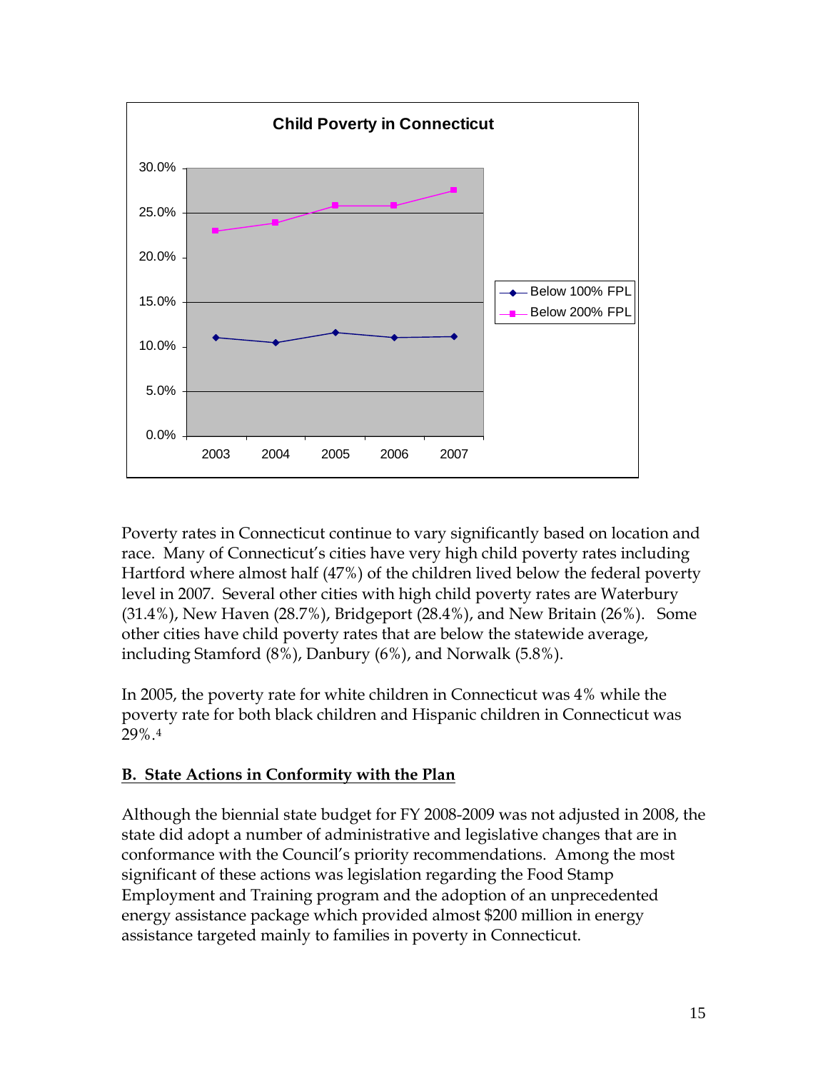**Child Poverty in Connecticut**

Poverty rates in Connecticut continue to vary significantly based on location and race. Many of Connecticut's cities have very high child poverty rates including Hartford where almost half (47%) of the children lived below the federal poverty level in 2007. Several other cities with high child poverty rates are Waterbury (31.4%), New Haven (28.7%), Bridgeport (28.4%), and New Britain (26%). Some other cities have child poverty rates that are below the statewide average, including Stamford (8%), Danbury (6%), and Norwalk (5.8%).

In 2005, the poverty rate for white children in Connecticut was 4% while the poverty rate for both black children and Hispanic children in Connecticut was 29%.[4]

## B. State Actions in Conformity with the Plan

Although the biennial state budget for FY 2008-2009 was not adjusted in 2008, the state did adopt a number of administrative and legislative changes that are in conformance with the Council's priority recommendations. Among the most significant of these actions was legislation regarding the Food Stamp Employment and Training program and the adoption of an unprecedented energy assistance package which provided almost $200 million in energy assistance targeted mainly to families in poverty in Connecticut.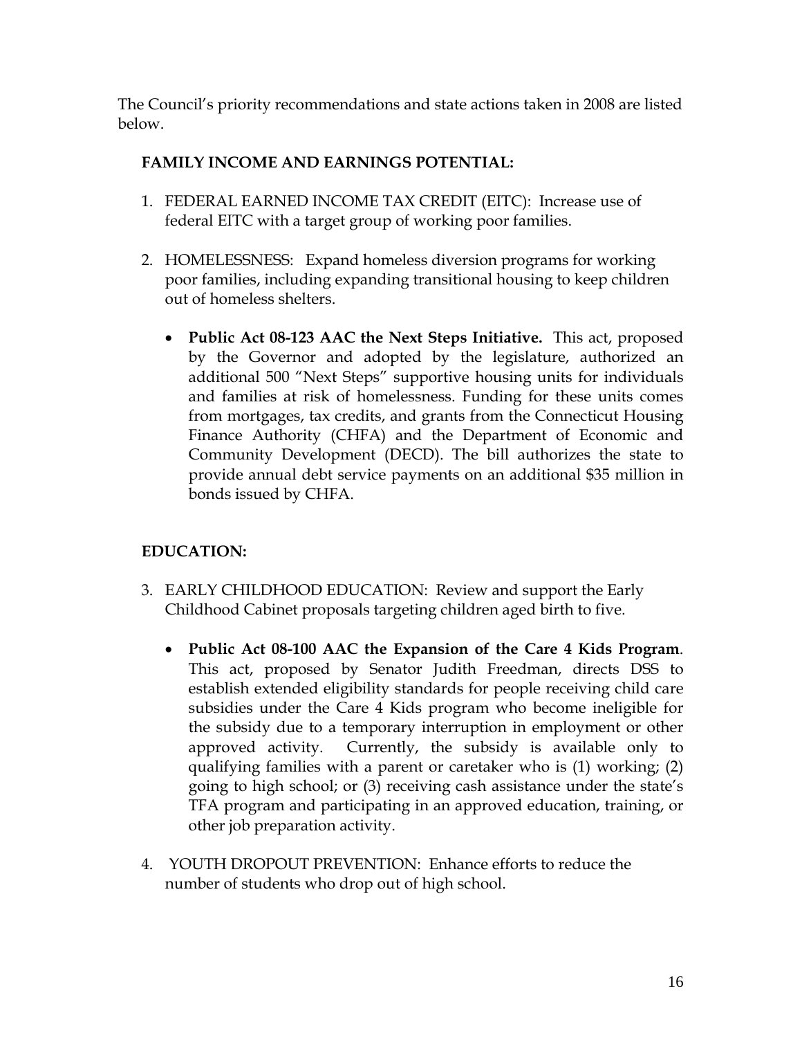The Council's priority recommendations and state actions taken in 2008 are listed below.

**FAMILY INCOME AND EARNINGS POTENTIAL:**

1. FEDERAL EARNED INCOME TAX CREDIT (EITC): Increase use of federal EITC with a target group of working poor families.

2. HOMELESSNESS: Expand homeless diversion programs for working poor families, including expanding transitional housing to keep children out of homeless shelters.

   - **Public Act 08-123 AAC the Next Steps Initiative.** This act, proposed by the Governor and adopted by the legislature, authorized an additional 500 "Next Steps" supportive housing units for individuals and families at risk of homelessness. Funding for these units comes from mortgages, tax credits, and grants from the Connecticut Housing Finance Authority (CHFA) and the Department of Economic and Community Development (DECD). The bill authorizes the state to provide annual debt service payments on an additional $35 million in bonds issued by CHFA.

**EDUCATION:**

3. EARLY CHILDHOOD EDUCATION: Review and support the Early Childhood Cabinet proposals targeting children aged birth to five.

   - **Public Act 08-100 AAC the Expansion of the Care 4 Kids Program**. This act, proposed by Senator Judith Freedman, directs DSS to establish extended eligibility standards for people receiving child care subsidies under the Care 4 Kids program who become ineligible for the subsidy due to a temporary interruption in employment or other approved activity. Currently, the subsidy is available only to qualifying families with a parent or caretaker who is (1) working; (2) going to high school; or (3) receiving cash assistance under the state's TFA program and participating in an approved education, training, or other job preparation activity.

4. YOUTH DROPOUT PREVENTION: Enhance efforts to reduce the number of students who drop out of high school.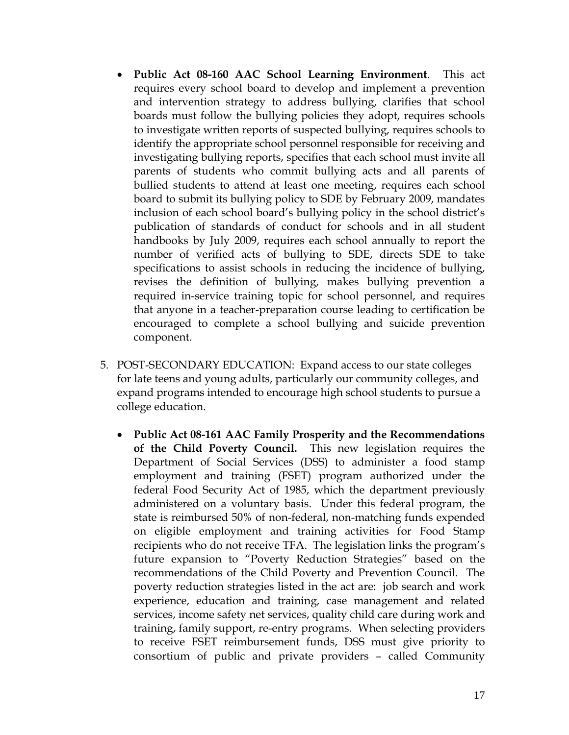- **Public Act 08-160 AAC School Learning Environment**. This act requires every school board to develop and implement a prevention and intervention strategy to address bullying, clarifies that school boards must follow the bullying policies they adopt, requires schools to investigate written reports of suspected bullying, requires schools to identify the appropriate school personnel responsible for receiving and investigating bullying reports, specifies that each school must invite all parents of students who commit bullying acts and all parents of bullied students to attend at least one meeting, requires each school board to submit its bullying policy to SDE by February 2009, mandates inclusion of each school board's bullying policy in the school district's publication of standards of conduct for schools and in all student handbooks by July 2009, requires each school annually to report the number of verified acts of bullying to SDE, directs SDE to take specifications to assist schools in reducing the incidence of bullying, revises the definition of bullying, makes bullying prevention a required in-service training topic for school personnel, and requires that anyone in a teacher-preparation course leading to certification be encouraged to complete a school bullying and suicide prevention component.

5. POST-SECONDARY EDUCATION: Expand access to our state colleges for late teens and young adults, particularly our community colleges, and expand programs intended to encourage high school students to pursue a college education.

   - **Public Act 08-161 AAC Family Prosperity and the Recommendations of the Child Poverty Council.** This new legislation requires the Department of Social Services (DSS) to administer a food stamp employment and training (FSET) program authorized under the federal Food Security Act of 1985, which the department previously administered on a voluntary basis. Under this federal program, the state is reimbursed 50% of non-federal, non-matching funds expended on eligible employment and training activities for Food Stamp recipients who do not receive TFA. The legislation links the program's future expansion to "Poverty Reduction Strategies" based on the recommendations of the Child Poverty and Prevention Council. The poverty reduction strategies listed in the act are: job search and work experience, education and training, case management and related services, income safety net services, quality child care during work and training, family support, re-entry programs. When selecting providers to receive FSET reimbursement funds, DSS must give priority to consortium of public and private providers – called Community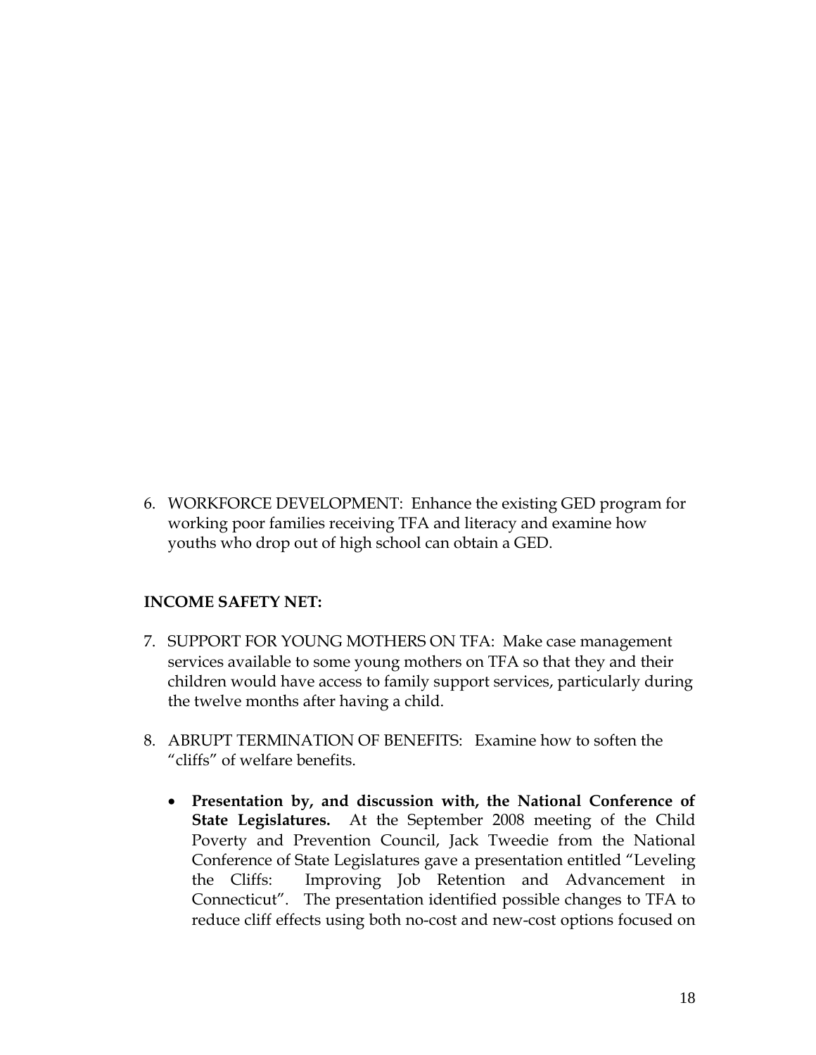6. WORKFORCE DEVELOPMENT: Enhance the existing GED program for working poor families receiving TFA and literacy and examine how youths who drop out of high school can obtain a GED.

**INCOME SAFETY NET:**

7. SUPPORT FOR YOUNG MOTHERS ON TFA: Make case management services available to some young mothers on TFA so that they and their children would have access to family support services, particularly during the twelve months after having a child.

8. ABRUPT TERMINATION OF BENEFITS: Examine how to soften the "cliffs" of welfare benefits.

   - **Presentation by, and discussion with, the National Conference of State Legislatures.** At the September 2008 meeting of the Child Poverty and Prevention Council, Jack Tweedie from the National Conference of State Legislatures gave a presentation entitled "Leveling the Cliffs: Improving Job Retention and Advancement in Connecticut". The presentation identified possible changes to TFA to reduce cliff effects using both no-cost and new-cost options focused on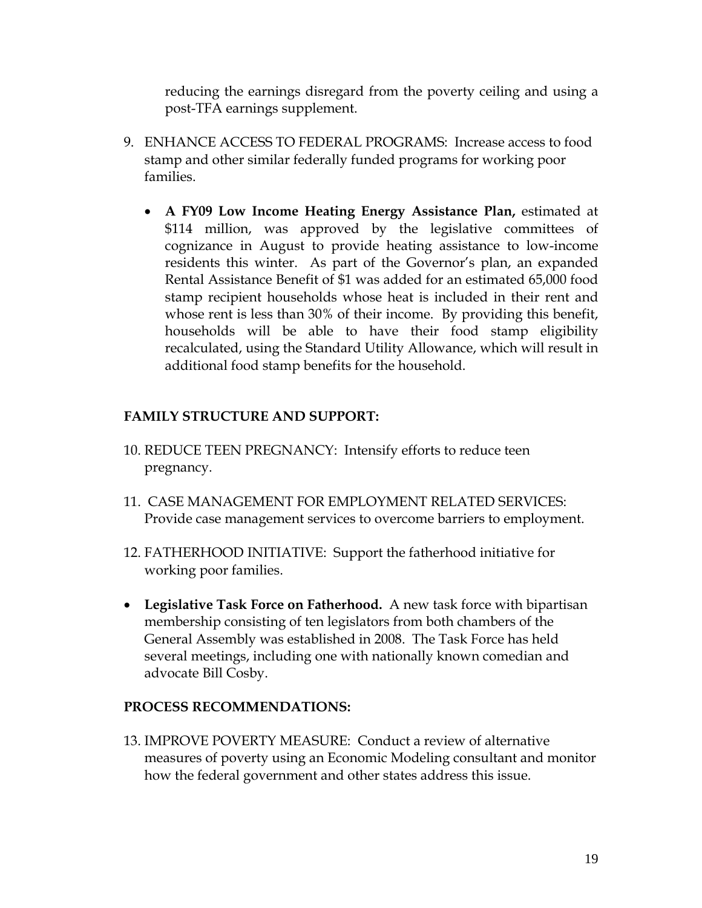reducing the earnings disregard from the poverty ceiling and using a post-TFA earnings supplement.

9. ENHANCE ACCESS TO FEDERAL PROGRAMS: Increase access to food stamp and other similar federally funded programs for working poor families.

   - **A FY09 Low Income Heating Energy Assistance Plan,** estimated at $114 million, was approved by the legislative committees of cognizance in August to provide heating assistance to low-income residents this winter. As part of the Governor's plan, an expanded Rental Assistance Benefit of $1 was added for an estimated 65,000 food stamp recipient households whose heat is included in their rent and whose rent is less than 30% of their income. By providing this benefit, households will be able to have their food stamp eligibility recalculated, using the Standard Utility Allowance, which will result in additional food stamp benefits for the household.

**FAMILY STRUCTURE AND SUPPORT:**

10. REDUCE TEEN PREGNANCY: Intensify efforts to reduce teen pregnancy.

11. CASE MANAGEMENT FOR EMPLOYMENT RELATED SERVICES: Provide case management services to overcome barriers to employment.

12. FATHERHOOD INITIATIVE: Support the fatherhood initiative for working poor families.

- **Legislative Task Force on Fatherhood.** A new task force with bipartisan membership consisting of ten legislators from both chambers of the General Assembly was established in 2008. The Task Force has held several meetings, including one with nationally known comedian and advocate Bill Cosby.

**PROCESS RECOMMENDATIONS:**

13. IMPROVE POVERTY MEASURE: Conduct a review of alternative measures of poverty using an Economic Modeling consultant and monitor how the federal government and other states address this issue.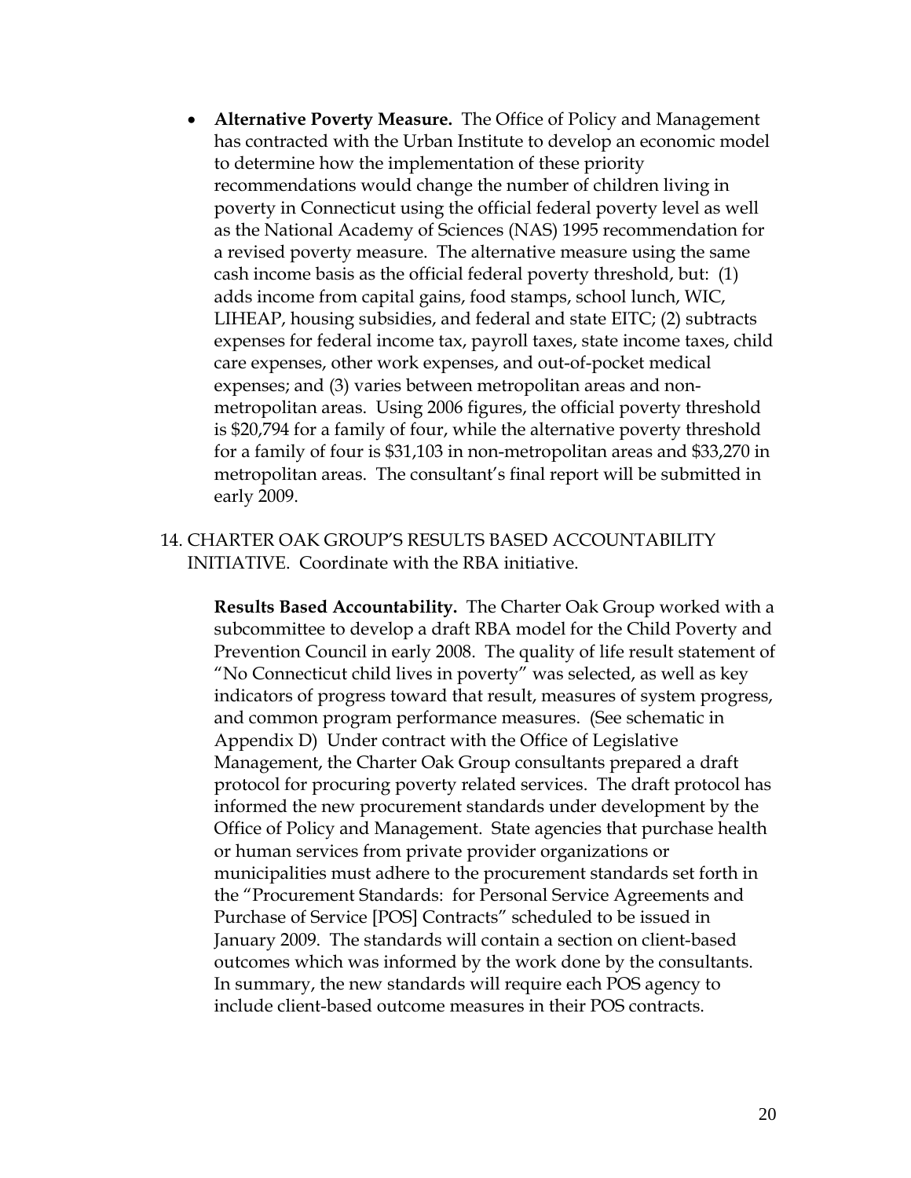- **Alternative Poverty Measure.** The Office of Policy and Management has contracted with the Urban Institute to develop an economic model to determine how the implementation of these priority recommendations would change the number of children living in poverty in Connecticut using the official federal poverty level as well as the National Academy of Sciences (NAS) 1995 recommendation for a revised poverty measure. The alternative measure using the same cash income basis as the official federal poverty threshold, but: (1) adds income from capital gains, food stamps, school lunch, WIC, LIHEAP, housing subsidies, and federal and state EITC; (2) subtracts expenses for federal income tax, payroll taxes, state income taxes, child care expenses, other work expenses, and out-of-pocket medical expenses; and (3) varies between metropolitan areas and non-metropolitan areas. Using 2006 figures, the official poverty threshold is $20,794 for a family of four, while the alternative poverty threshold for a family of four is $31,103 in non-metropolitan areas and $33,270 in metropolitan areas. The consultant's final report will be submitted in early 2009.

14. CHARTER OAK GROUP'S RESULTS BASED ACCOUNTABILITY INITIATIVE. Coordinate with the RBA initiative.

    **Results Based Accountability.** The Charter Oak Group worked with a subcommittee to develop a draft RBA model for the Child Poverty and Prevention Council in early 2008. The quality of life result statement of "No Connecticut child lives in poverty" was selected, as well as key indicators of progress toward that result, measures of system progress, and common program performance measures. (See schematic in Appendix D) Under contract with the Office of Legislative Management, the Charter Oak Group consultants prepared a draft protocol for procuring poverty related services. The draft protocol has informed the new procurement standards under development by the Office of Policy and Management. State agencies that purchase health or human services from private provider organizations or municipalities must adhere to the procurement standards set forth in the "Procurement Standards: for Personal Service Agreements and Purchase of Service [POS] Contracts" scheduled to be issued in January 2009. The standards will contain a section on client-based outcomes which was informed by the work done by the consultants. In summary, the new standards will require each POS agency to include client-based outcome measures in their POS contracts.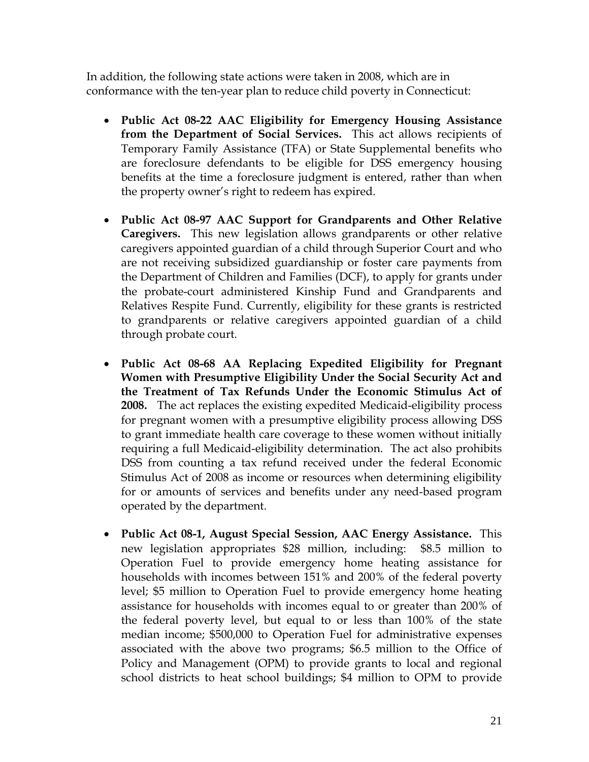In addition, the following state actions were taken in 2008, which are in conformance with the ten-year plan to reduce child poverty in Connecticut:

- **Public Act 08-22 AAC Eligibility for Emergency Housing Assistance from the Department of Social Services.** This act allows recipients of Temporary Family Assistance (TFA) or State Supplemental benefits who are foreclosure defendants to be eligible for DSS emergency housing benefits at the time a foreclosure judgment is entered, rather than when the property owner's right to redeem has expired.

- **Public Act 08-97 AAC Support for Grandparents and Other Relative Caregivers.** This new legislation allows grandparents or other relative caregivers appointed guardian of a child through Superior Court and who are not receiving subsidized guardianship or foster care payments from the Department of Children and Families (DCF), to apply for grants under the probate-court administered Kinship Fund and Grandparents and Relatives Respite Fund. Currently, eligibility for these grants is restricted to grandparents or relative caregivers appointed guardian of a child through probate court.

- **Public Act 08-68 AA Replacing Expedited Eligibility for Pregnant Women with Presumptive Eligibility Under the Social Security Act and the Treatment of Tax Refunds Under the Economic Stimulus Act of 2008.** The act replaces the existing expedited Medicaid-eligibility process for pregnant women with a presumptive eligibility process allowing DSS to grant immediate health care coverage to these women without initially requiring a full Medicaid-eligibility determination. The act also prohibits DSS from counting a tax refund received under the federal Economic Stimulus Act of 2008 as income or resources when determining eligibility for or amounts of services and benefits under any need-based program operated by the department.

- **Public Act 08-1, August Special Session, AAC Energy Assistance.** This new legislation appropriates $28 million, including: $8.5 million to Operation Fuel to provide emergency home heating assistance for households with incomes between 151% and 200% of the federal poverty level; $5 million to Operation Fuel to provide emergency home heating assistance for households with incomes equal to or greater than 200% of the federal poverty level, but equal to or less than 100% of the state median income; $500,000 to Operation Fuel for administrative expenses associated with the above two programs; $6.5 million to the Office of Policy and Management (OPM) to provide grants to local and regional school districts to heat school buildings; $4 million to OPM to provide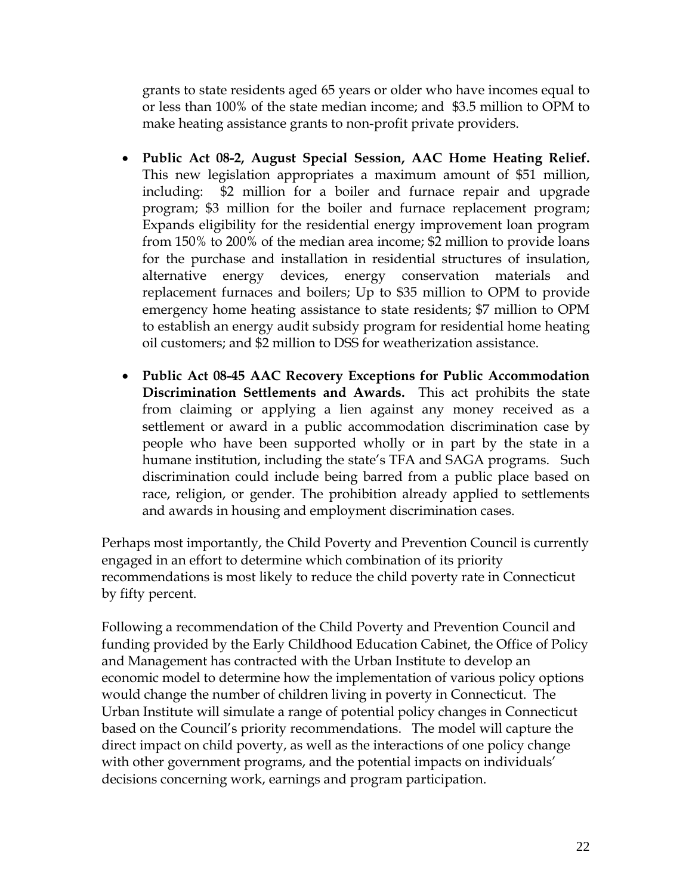grants to state residents aged 65 years or older who have incomes equal to or less than 100% of the state median income; and $3.5 million to OPM to make heating assistance grants to non-profit private providers.

- **Public Act 08-2, August Special Session, AAC Home Heating Relief.** This new legislation appropriates a maximum amount of $51 million, including: $2 million for a boiler and furnace repair and upgrade program; $3 million for the boiler and furnace replacement program; Expands eligibility for the residential energy improvement loan program from 150% to 200% of the median area income; $2 million to provide loans for the purchase and installation in residential structures of insulation, alternative energy devices, energy conservation materials and replacement furnaces and boilers; Up to $35 million to OPM to provide emergency home heating assistance to state residents; $7 million to OPM to establish an energy audit subsidy program for residential home heating oil customers; and $2 million to DSS for weatherization assistance.

- **Public Act 08-45 AAC Recovery Exceptions for Public Accommodation Discrimination Settlements and Awards.** This act prohibits the state from claiming or applying a lien against any money received as a settlement or award in a public accommodation discrimination case by people who have been supported wholly or in part by the state in a humane institution, including the state's TFA and SAGA programs. Such discrimination could include being barred from a public place based on race, religion, or gender. The prohibition already applied to settlements and awards in housing and employment discrimination cases.

Perhaps most importantly, the Child Poverty and Prevention Council is currently engaged in an effort to determine which combination of its priority recommendations is most likely to reduce the child poverty rate in Connecticut by fifty percent.

Following a recommendation of the Child Poverty and Prevention Council and funding provided by the Early Childhood Education Cabinet, the Office of Policy and Management has contracted with the Urban Institute to develop an economic model to determine how the implementation of various policy options would change the number of children living in poverty in Connecticut. The Urban Institute will simulate a range of potential policy changes in Connecticut based on the Council's priority recommendations. The model will capture the direct impact on child poverty, as well as the interactions of one policy change with other government programs, and the potential impacts on individuals' decisions concerning work, earnings and program participation.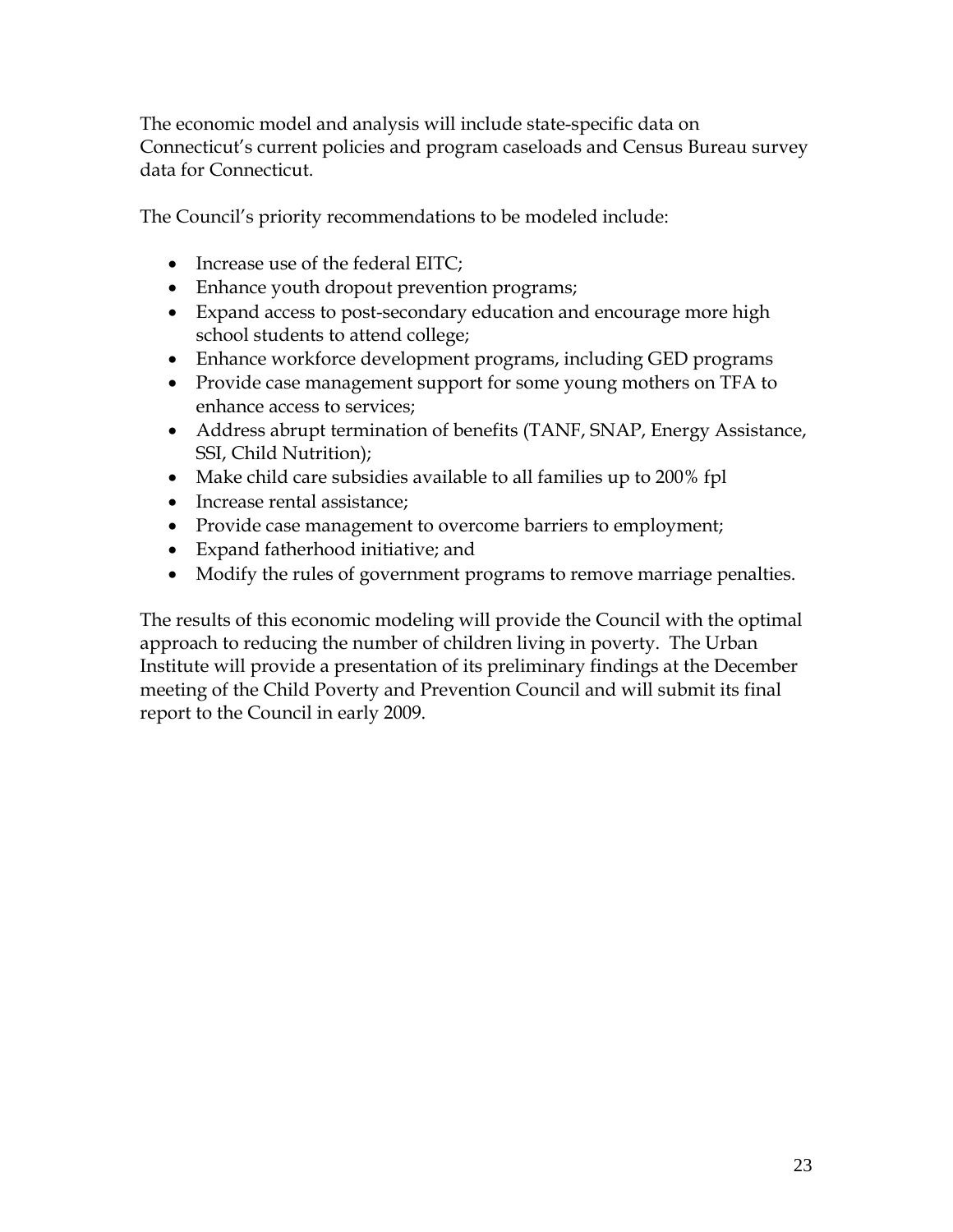The economic model and analysis will include state-specific data on Connecticut's current policies and program caseloads and Census Bureau survey data for Connecticut.

The Council's priority recommendations to be modeled include:

- Increase use of the federal EITC;
- Enhance youth dropout prevention programs;
- Expand access to post-secondary education and encourage more high school students to attend college;
- Enhance workforce development programs, including GED programs
- Provide case management support for some young mothers on TFA to enhance access to services;
- Address abrupt termination of benefits (TANF, SNAP, Energy Assistance, SSI, Child Nutrition);
- Make child care subsidies available to all families up to 200% fpl
- Increase rental assistance;
- Provide case management to overcome barriers to employment;
- Expand fatherhood initiative; and
- Modify the rules of government programs to remove marriage penalties.

The results of this economic modeling will provide the Council with the optimal approach to reducing the number of children living in poverty. The Urban Institute will provide a presentation of its preliminary findings at the December meeting of the Child Poverty and Prevention Council and will submit its final report to the Council in early 2009.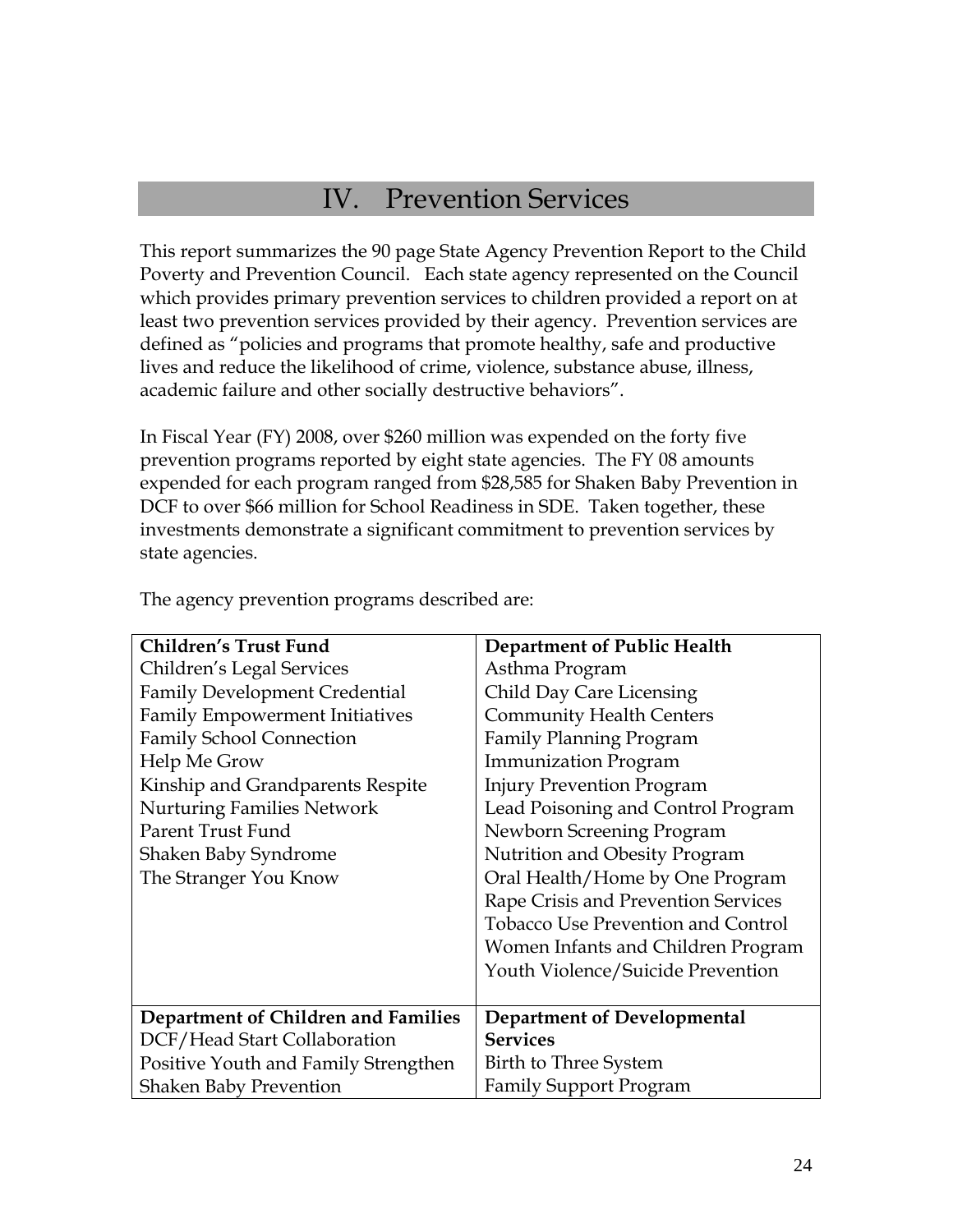# IV. Prevention Services

This report summarizes the 90 page State Agency Prevention Report to the Child Poverty and Prevention Council. Each state agency represented on the Council which provides primary prevention services to children provided a report on at least two prevention services provided by their agency. Prevention services are defined as "policies and programs that promote healthy, safe and productive lives and reduce the likelihood of crime, violence, substance abuse, illness, academic failure and other socially destructive behaviors".

In Fiscal Year (FY) 2008, over $260 million was expended on the forty five prevention programs reported by eight state agencies. The FY 08 amounts expended for each program ranged from $28,585 for Shaken Baby Prevention in DCF to over $66 million for School Readiness in SDE. Taken together, these investments demonstrate a significant commitment to prevention services by state agencies.

The agency prevention programs described are:

| **Children's Trust Fund** | **Department of Public Health** |
|---|---|
| Children's Legal Services | Asthma Program |
| Family Development Credential | Child Day Care Licensing |
| Family Empowerment Initiatives | Community Health Centers |
| Family School Connection | Family Planning Program |
| Help Me Grow | Immunization Program |
| Kinship and Grandparents Respite | Injury Prevention Program |
| Nurturing Families Network | Lead Poisoning and Control Program |
| Parent Trust Fund | Newborn Screening Program |
| Shaken Baby Syndrome | Nutrition and Obesity Program |
| The Stranger You Know | Oral Health/Home by One Program |
| | Rape Crisis and Prevention Services |
| | Tobacco Use Prevention and Control |
| | Women Infants and Children Program |
| | Youth Violence/Suicide Prevention |
| **Department of Children and Families** | **Department of Developmental Services** |
| DCF/Head Start Collaboration | Birth to Three System |
| Positive Youth and Family Strengthen | Family Support Program |
| Shaken Baby Prevention | |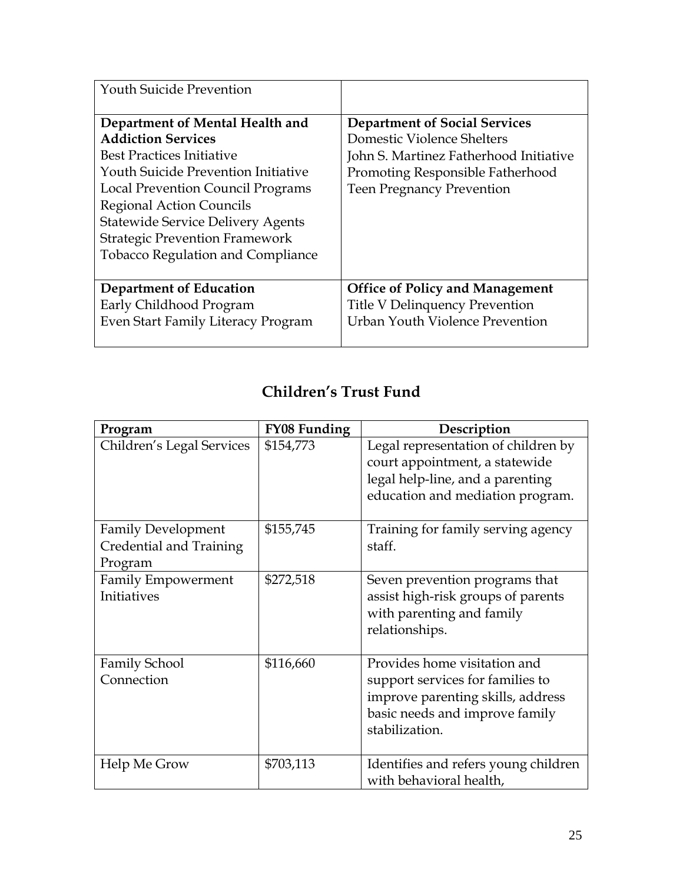| | |
|---|---|
| Youth Suicide Prevention | |
| **Department of Mental Health and Addiction Services**<br>Best Practices Initiative<br>Youth Suicide Prevention Initiative<br>Local Prevention Council Programs<br>Regional Action Councils<br>Statewide Service Delivery Agents<br>Strategic Prevention Framework<br>Tobacco Regulation and Compliance | **Department of Social Services**<br>Domestic Violence Shelters<br>John S. Martinez Fatherhood Initiative<br>Promoting Responsible Fatherhood<br>Teen Pregnancy Prevention |
| **Department of Education**<br>Early Childhood Program<br>Even Start Family Literacy Program | **Office of Policy and Management**<br>Title V Delinquency Prevention<br>Urban Youth Violence Prevention |

## Children's Trust Fund

| Program | FY08 Funding | Description |
|---|---|---|
| Children's Legal Services | $154,773 | Legal representation of children by court appointment, a statewide legal help-line, and a parenting education and mediation program. |
| Family Development Credential and Training Program | $155,745 | Training for family serving agency staff. |
| Family Empowerment Initiatives | $272,518 | Seven prevention programs that assist high-risk groups of parents with parenting and family relationships. |
| Family School Connection | $116,660 | Provides home visitation and support services for families to improve parenting skills, address basic needs and improve family stabilization. |
| Help Me Grow | $703,113 | Identifies and refers young children with behavioral health, |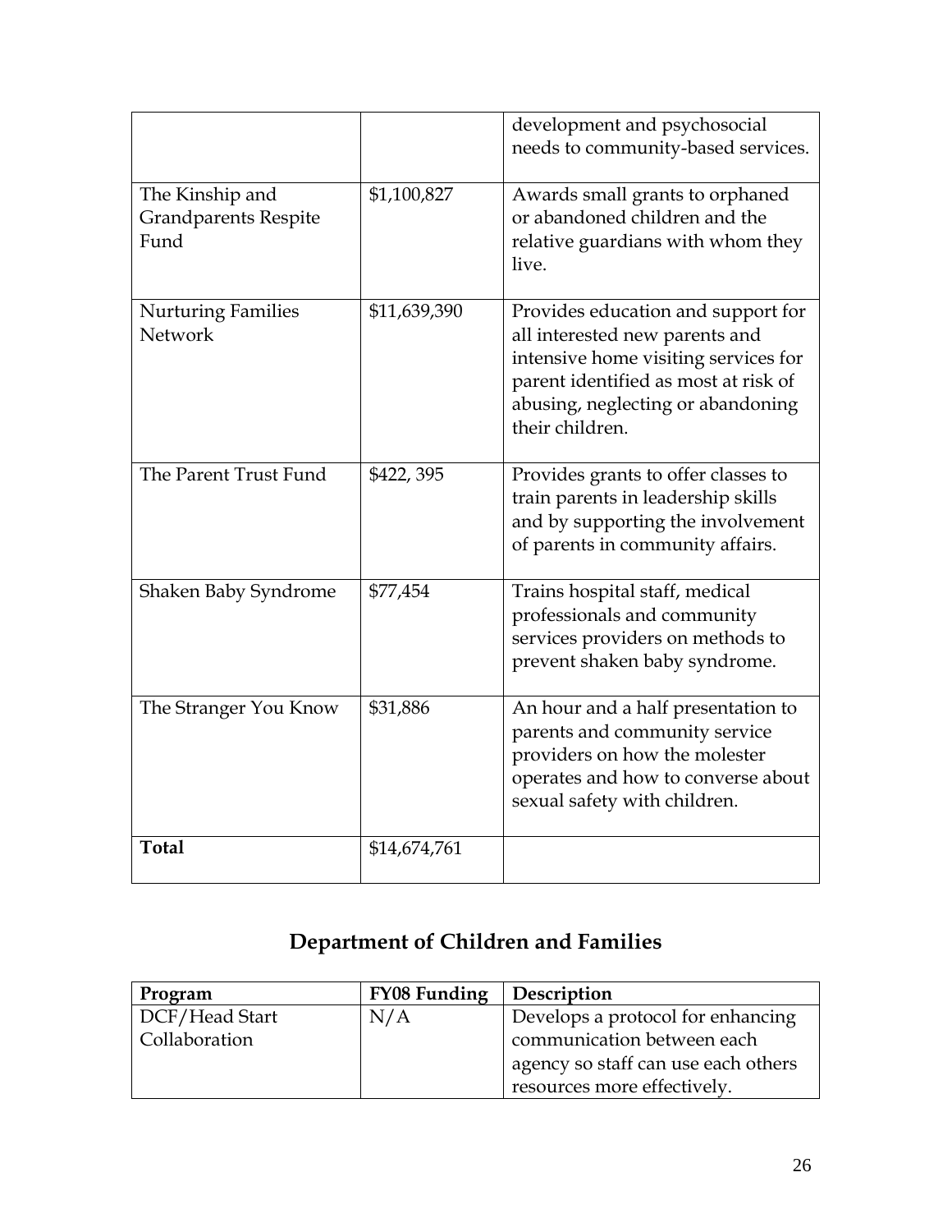| | | development and psychosocial needs to community-based services. |
|---|---|---|
| The Kinship and Grandparents Respite Fund | $1,100,827 | Awards small grants to orphaned or abandoned children and the relative guardians with whom they live. |
| Nurturing Families Network | $11,639,390 | Provides education and support for all interested new parents and intensive home visiting services for parent identified as most at risk of abusing, neglecting or abandoning their children. |
| The Parent Trust Fund | $422, 395 | Provides grants to offer classes to train parents in leadership skills and by supporting the involvement of parents in community affairs. |
| Shaken Baby Syndrome | $77,454 | Trains hospital staff, medical professionals and community services providers on methods to prevent shaken baby syndrome. |
| The Stranger You Know | $31,886 | An hour and a half presentation to parents and community service providers on how the molester operates and how to converse about sexual safety with children. |
| **Total** | $14,674,761 | |

## Department of Children and Families

| Program | FY08 Funding | Description |
|---|---|---|
| DCF/Head Start Collaboration | N/A | Develops a protocol for enhancing communication between each agency so staff can use each others resources more effectively. |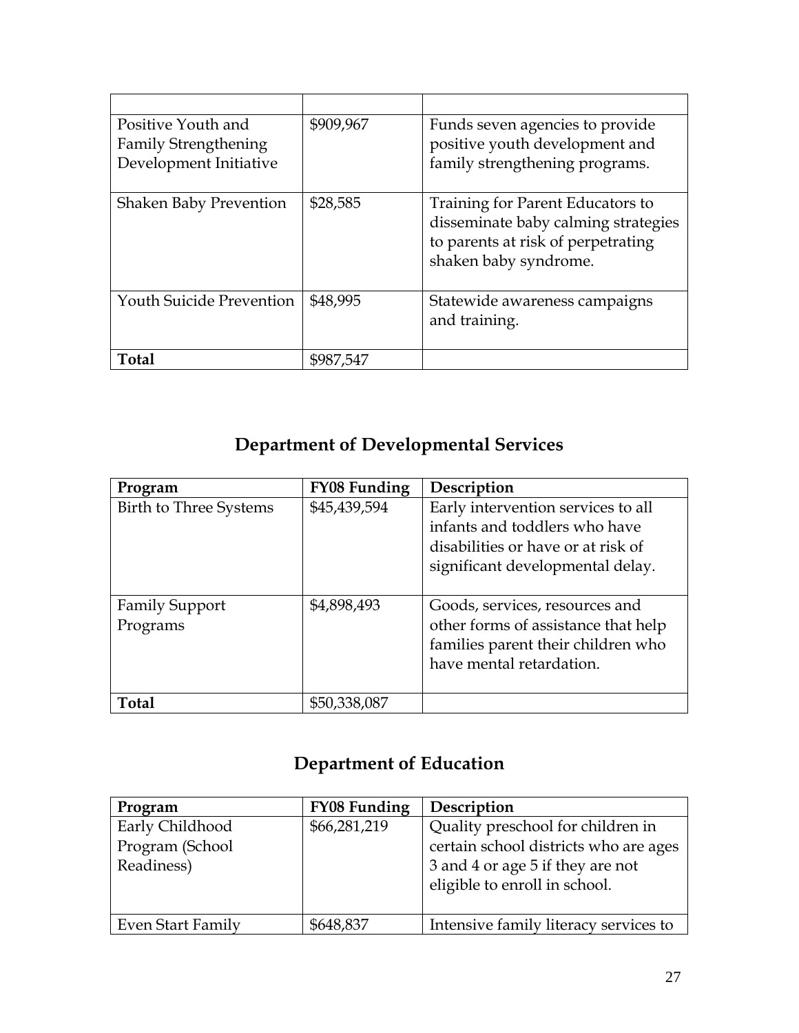| | | |
|---|---|---|
| Positive Youth and Family Strengthening Development Initiative | $909,967 | Funds seven agencies to provide positive youth development and family strengthening programs. |
| Shaken Baby Prevention | $28,585 | Training for Parent Educators to disseminate baby calming strategies to parents at risk of perpetrating shaken baby syndrome. |
| Youth Suicide Prevention | $48,995 | Statewide awareness campaigns and training. |
| **Total** | $987,547 | |

## Department of Developmental Services

| Program | FY08 Funding | Description |
|---|---|---|
| Birth to Three Systems | $45,439,594 | Early intervention services to all infants and toddlers who have disabilities or have or at risk of significant developmental delay. |
| Family Support Programs | $4,898,493 | Goods, services, resources and other forms of assistance that help families parent their children who have mental retardation. |
| **Total** | $50,338,087 | |

## Department of Education

| Program | FY08 Funding | Description |
|---|---|---|
| Early Childhood Program (School Readiness) | $66,281,219 | Quality preschool for children in certain school districts who are ages 3 and 4 or age 5 if they are not eligible to enroll in school. |
| Even Start Family | $648,837 | Intensive family literacy services to |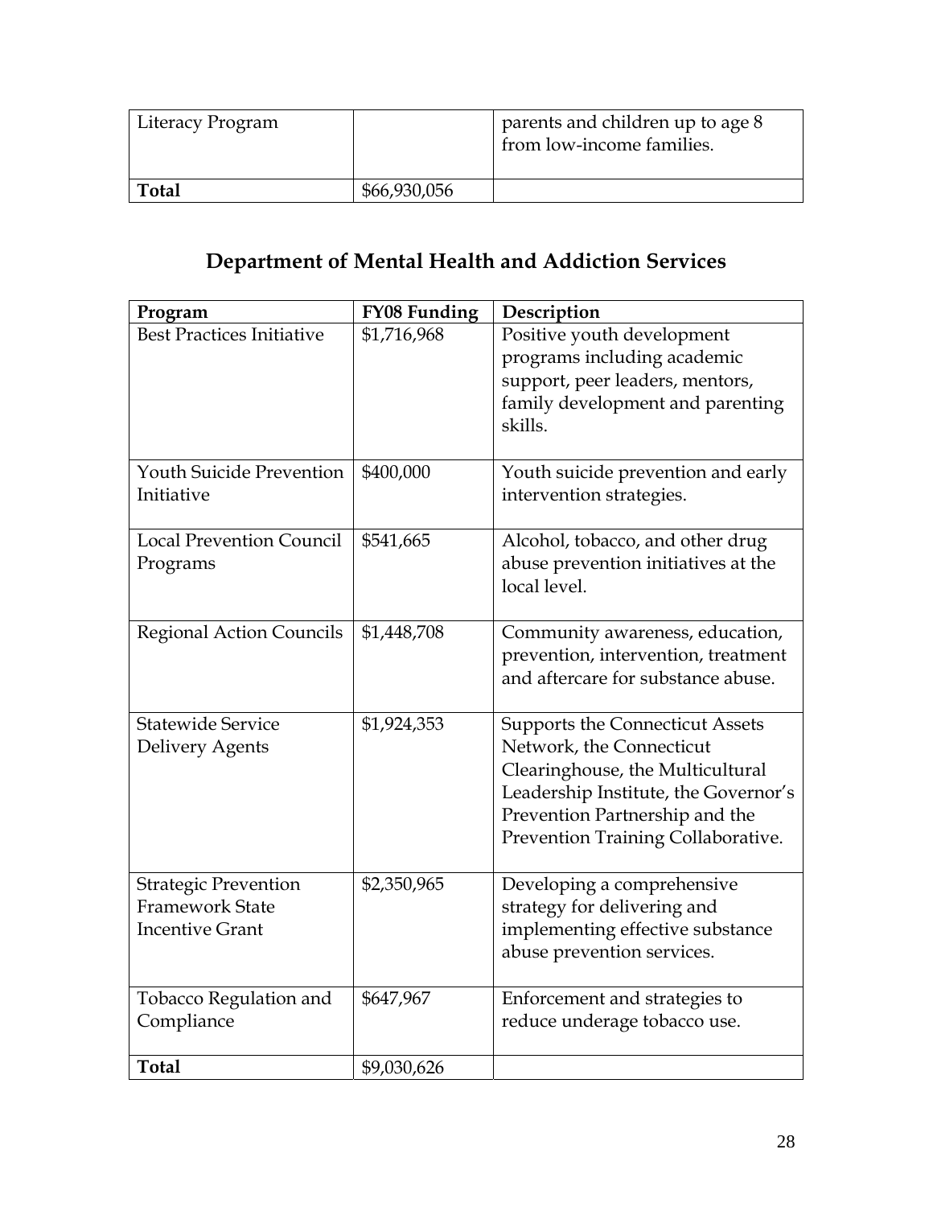| Literacy Program | | parents and children up to age 8 from low-income families. |
|---|---|---|
| **Total** | $66,930,056 | |

## Department of Mental Health and Addiction Services

| Program | FY08 Funding | Description |
|---|---|---|
| Best Practices Initiative | $1,716,968 | Positive youth development programs including academic support, peer leaders, mentors, family development and parenting skills. |
| Youth Suicide Prevention Initiative | $400,000 | Youth suicide prevention and early intervention strategies. |
| Local Prevention Council Programs | $541,665 | Alcohol, tobacco, and other drug abuse prevention initiatives at the local level. |
| Regional Action Councils | $1,448,708 | Community awareness, education, prevention, intervention, treatment and aftercare for substance abuse. |
| Statewide Service Delivery Agents | $1,924,353 | Supports the Connecticut Assets Network, the Connecticut Clearinghouse, the Multicultural Leadership Institute, the Governor's Prevention Partnership and the Prevention Training Collaborative. |
| Strategic Prevention Framework State Incentive Grant | $2,350,965 | Developing a comprehensive strategy for delivering and implementing effective substance abuse prevention services. |
| Tobacco Regulation and Compliance | $647,967 | Enforcement and strategies to reduce underage tobacco use. |
| **Total** | $9,030,626 | |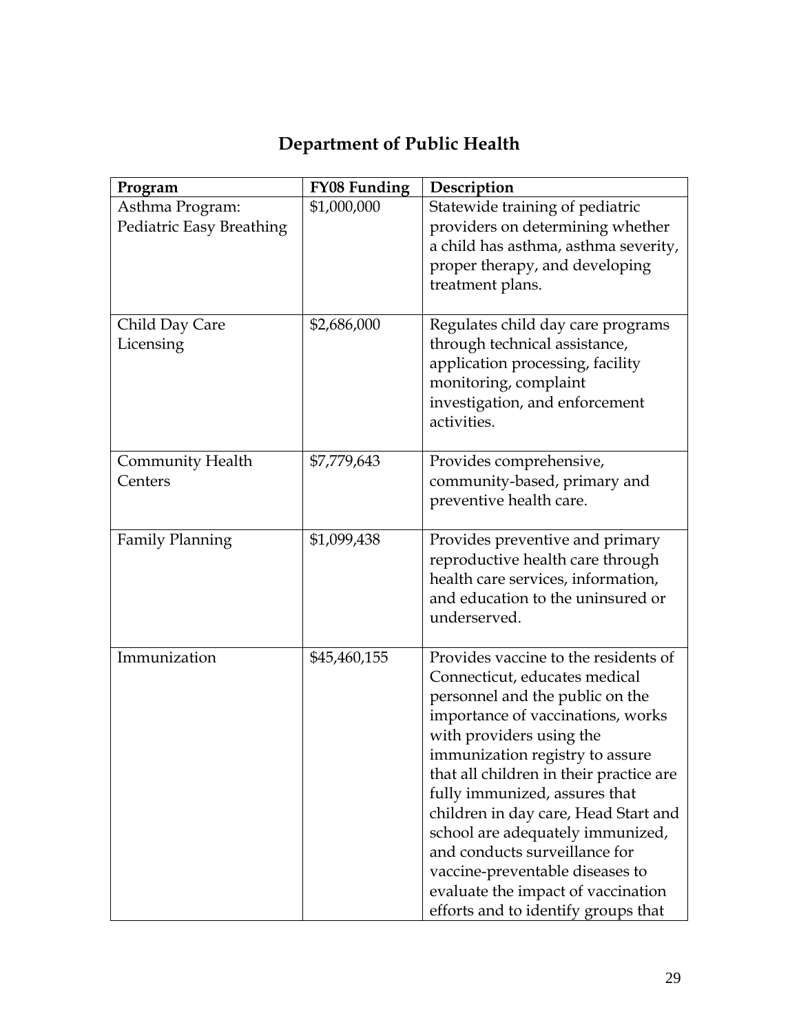# Department of Public Health

| Program | FY08 Funding | Description |
|---|---|---|
| Asthma Program: Pediatric Easy Breathing | $1,000,000 | Statewide training of pediatric providers on determining whether a child has asthma, asthma severity, proper therapy, and developing treatment plans. |
| Child Day Care Licensing | $2,686,000 | Regulates child day care programs through technical assistance, application processing, facility monitoring, complaint investigation, and enforcement activities. |
| Community Health Centers | $7,779,643 | Provides comprehensive, community-based, primary and preventive health care. |
| Family Planning | $1,099,438 | Provides preventive and primary reproductive health care through health care services, information, and education to the uninsured or underserved. |
| Immunization | $45,460,155 | Provides vaccine to the residents of Connecticut, educates medical personnel and the public on the importance of vaccinations, works with providers using the immunization registry to assure that all children in their practice are fully immunized, assures that children in day care, Head Start and school are adequately immunized, and conducts surveillance for vaccine-preventable diseases to evaluate the impact of vaccination efforts and to identify groups that |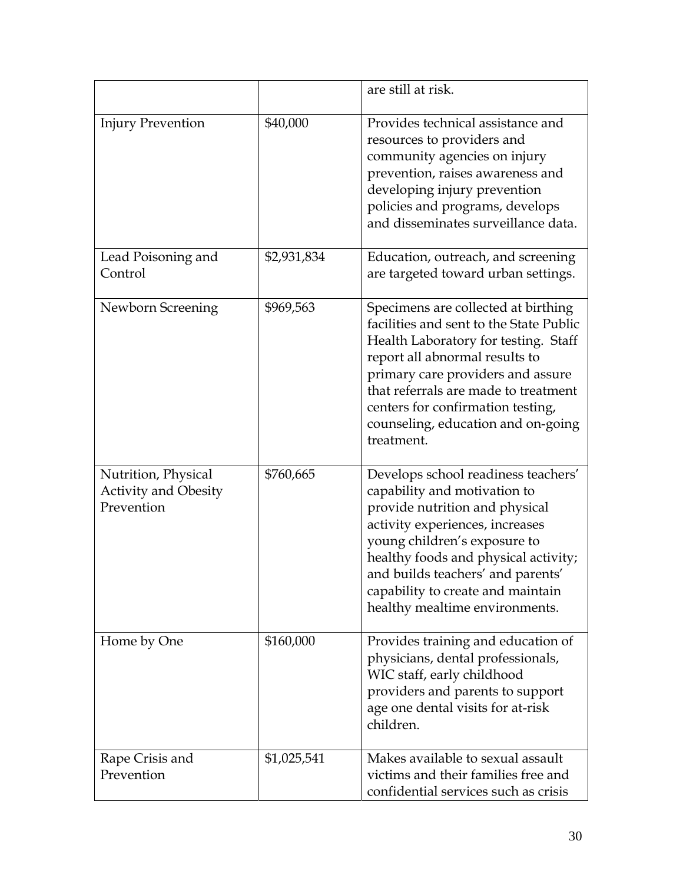| | | |
|---|---|---|
| | | are still at risk. |
| Injury Prevention | $40,000 | Provides technical assistance and resources to providers and community agencies on injury prevention, raises awareness and developing injury prevention policies and programs, develops and disseminates surveillance data. |
| Lead Poisoning and Control | $2,931,834 | Education, outreach, and screening are targeted toward urban settings. |
| Newborn Screening | $969,563 | Specimens are collected at birthing facilities and sent to the State Public Health Laboratory for testing. Staff report all abnormal results to primary care providers and assure that referrals are made to treatment centers for confirmation testing, counseling, education and on-going treatment. |
| Nutrition, Physical Activity and Obesity Prevention | $760,665 | Develops school readiness teachers' capability and motivation to provide nutrition and physical activity experiences, increases young children's exposure to healthy foods and physical activity; and builds teachers' and parents' capability to create and maintain healthy mealtime environments. |
| Home by One | $160,000 | Provides training and education of physicians, dental professionals, WIC staff, early childhood providers and parents to support age one dental visits for at-risk children. |
| Rape Crisis and Prevention | $1,025,541 | Makes available to sexual assault victims and their families free and confidential services such as crisis |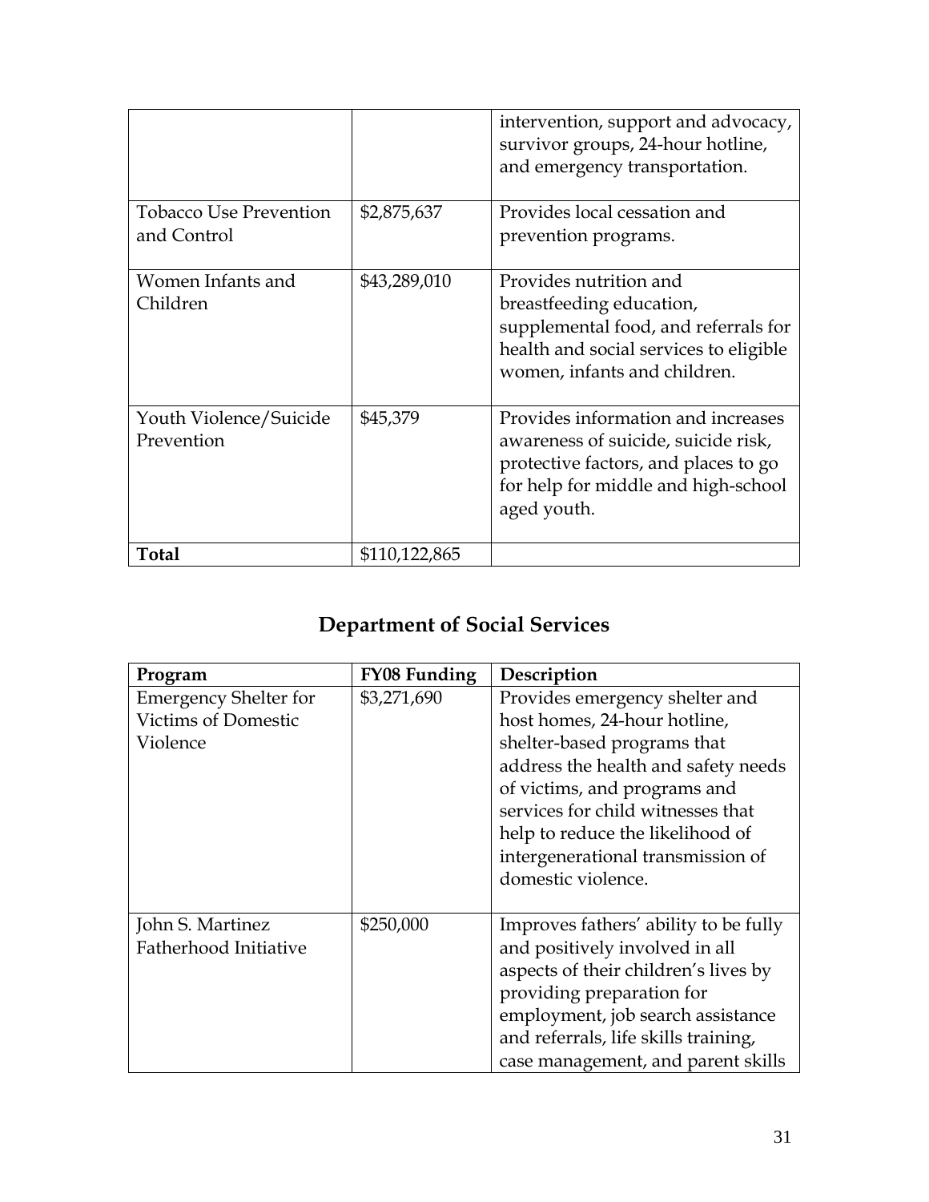| | | |
|---|---|---|
| | | intervention, support and advocacy, survivor groups, 24-hour hotline, and emergency transportation. |
| Tobacco Use Prevention and Control | $2,875,637 | Provides local cessation and prevention programs. |
| Women Infants and Children | $43,289,010 | Provides nutrition and breastfeeding education, supplemental food, and referrals for health and social services to eligible women, infants and children. |
| Youth Violence/Suicide Prevention | $45,379 | Provides information and increases awareness of suicide, suicide risk, protective factors, and places to go for help for middle and high-school aged youth. |
| **Total** | $110,122,865 | |

## Department of Social Services

| Program | FY08 Funding | Description |
|---|---|---|
| Emergency Shelter for Victims of Domestic Violence | $3,271,690 | Provides emergency shelter and host homes, 24-hour hotline, shelter-based programs that address the health and safety needs of victims, and programs and services for child witnesses that help to reduce the likelihood of intergenerational transmission of domestic violence. |
| John S. Martinez Fatherhood Initiative | $250,000 | Improves fathers' ability to be fully and positively involved in all aspects of their children's lives by providing preparation for employment, job search assistance and referrals, life skills training, case management, and parent skills |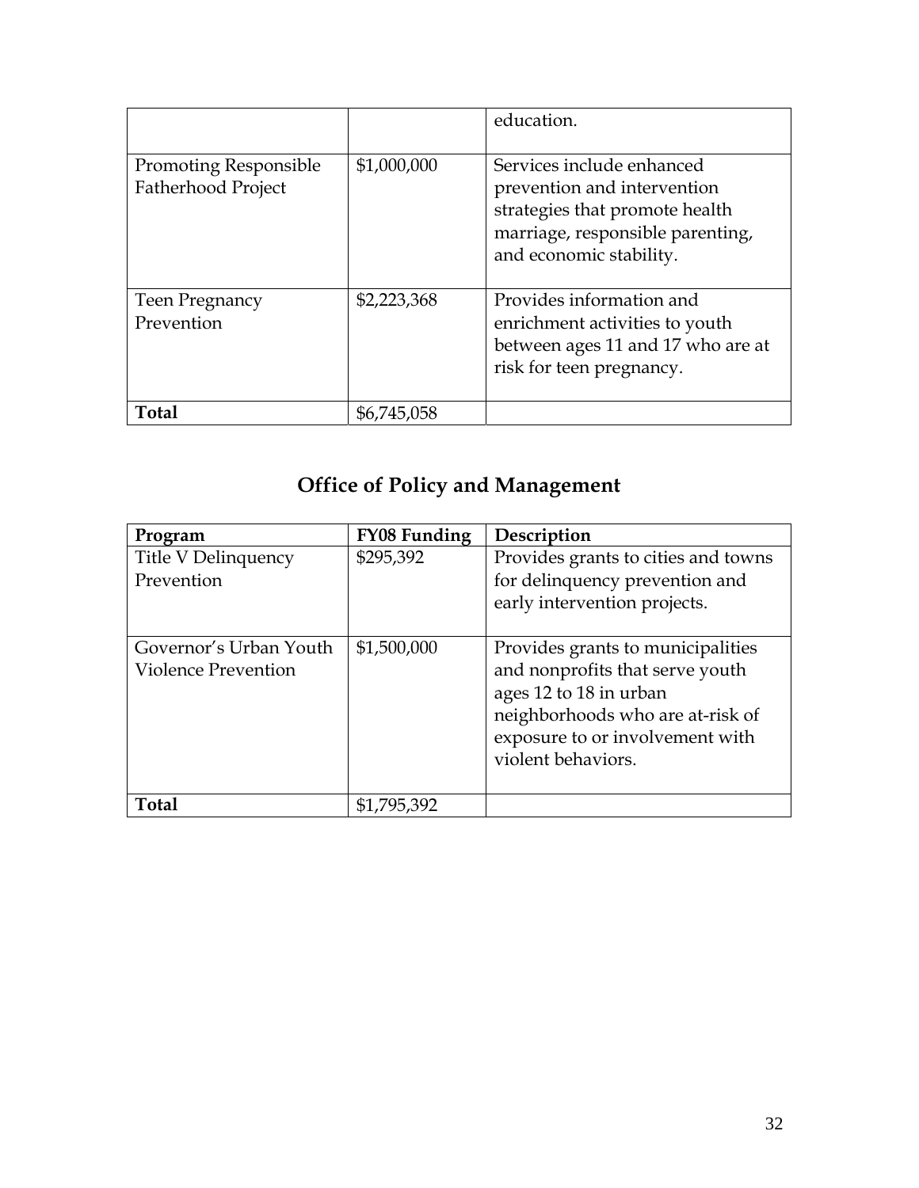| | | |
|---|---|---|
| | | education. |
| Promoting Responsible Fatherhood Project | $1,000,000 | Services include enhanced prevention and intervention strategies that promote health marriage, responsible parenting, and economic stability. |
| Teen Pregnancy Prevention | $2,223,368 | Provides information and enrichment activities to youth between ages 11 and 17 who are at risk for teen pregnancy. |
| **Total** | $6,745,058 | |

## Office of Policy and Management

| Program | FY08 Funding | Description |
|---|---|---|
| Title V Delinquency Prevention | $295,392 | Provides grants to cities and towns for delinquency prevention and early intervention projects. |
| Governor's Urban Youth Violence Prevention | $1,500,000 | Provides grants to municipalities and nonprofits that serve youth ages 12 to 18 in urban neighborhoods who are at-risk of exposure to or involvement with violent behaviors. |
| **Total** | $1,795,392 | |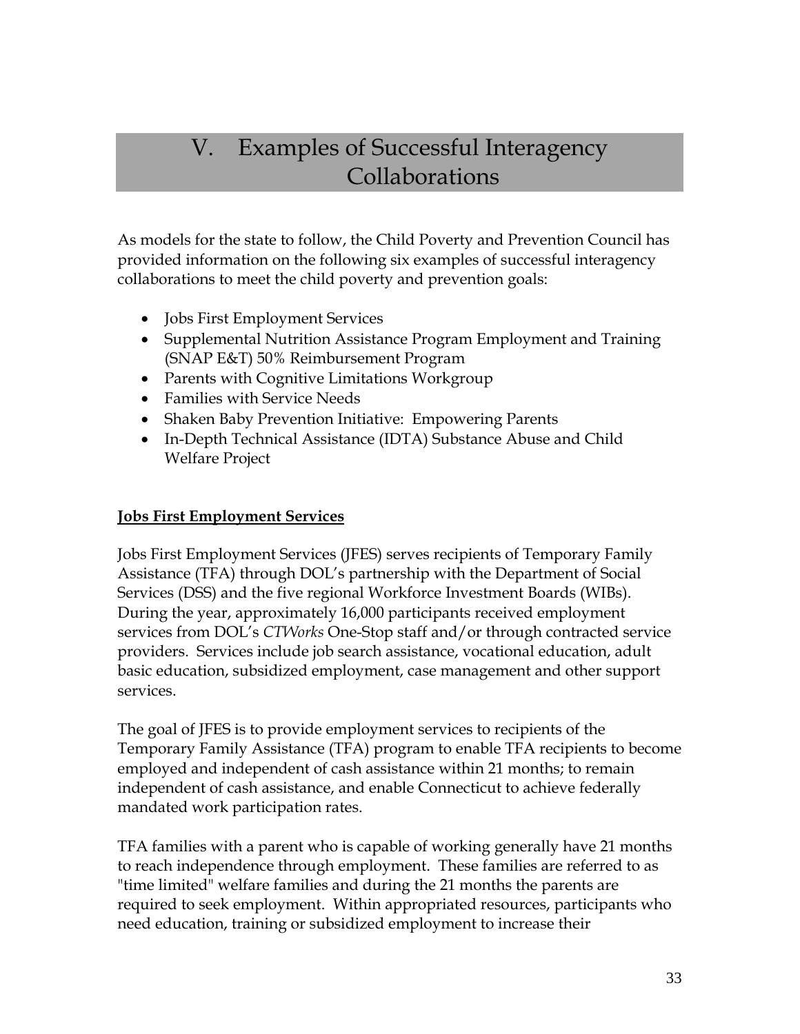# V. Examples of Successful Interagency Collaborations

As models for the state to follow, the Child Poverty and Prevention Council has provided information on the following six examples of successful interagency collaborations to meet the child poverty and prevention goals:

- Jobs First Employment Services
- Supplemental Nutrition Assistance Program Employment and Training (SNAP E&T) 50% Reimbursement Program
- Parents with Cognitive Limitations Workgroup
- Families with Service Needs
- Shaken Baby Prevention Initiative: Empowering Parents
- In-Depth Technical Assistance (IDTA) Substance Abuse and Child Welfare Project

**Jobs First Employment Services**

Jobs First Employment Services (JFES) serves recipients of Temporary Family Assistance (TFA) through DOL's partnership with the Department of Social Services (DSS) and the five regional Workforce Investment Boards (WIBs). During the year, approximately 16,000 participants received employment services from DOL's *CTWorks* One-Stop staff and/or through contracted service providers. Services include job search assistance, vocational education, adult basic education, subsidized employment, case management and other support services.

The goal of JFES is to provide employment services to recipients of the Temporary Family Assistance (TFA) program to enable TFA recipients to become employed and independent of cash assistance within 21 months; to remain independent of cash assistance, and enable Connecticut to achieve federally mandated work participation rates.

TFA families with a parent who is capable of working generally have 21 months to reach independence through employment. These families are referred to as "time limited" welfare families and during the 21 months the parents are required to seek employment. Within appropriated resources, participants who need education, training or subsidized employment to increase their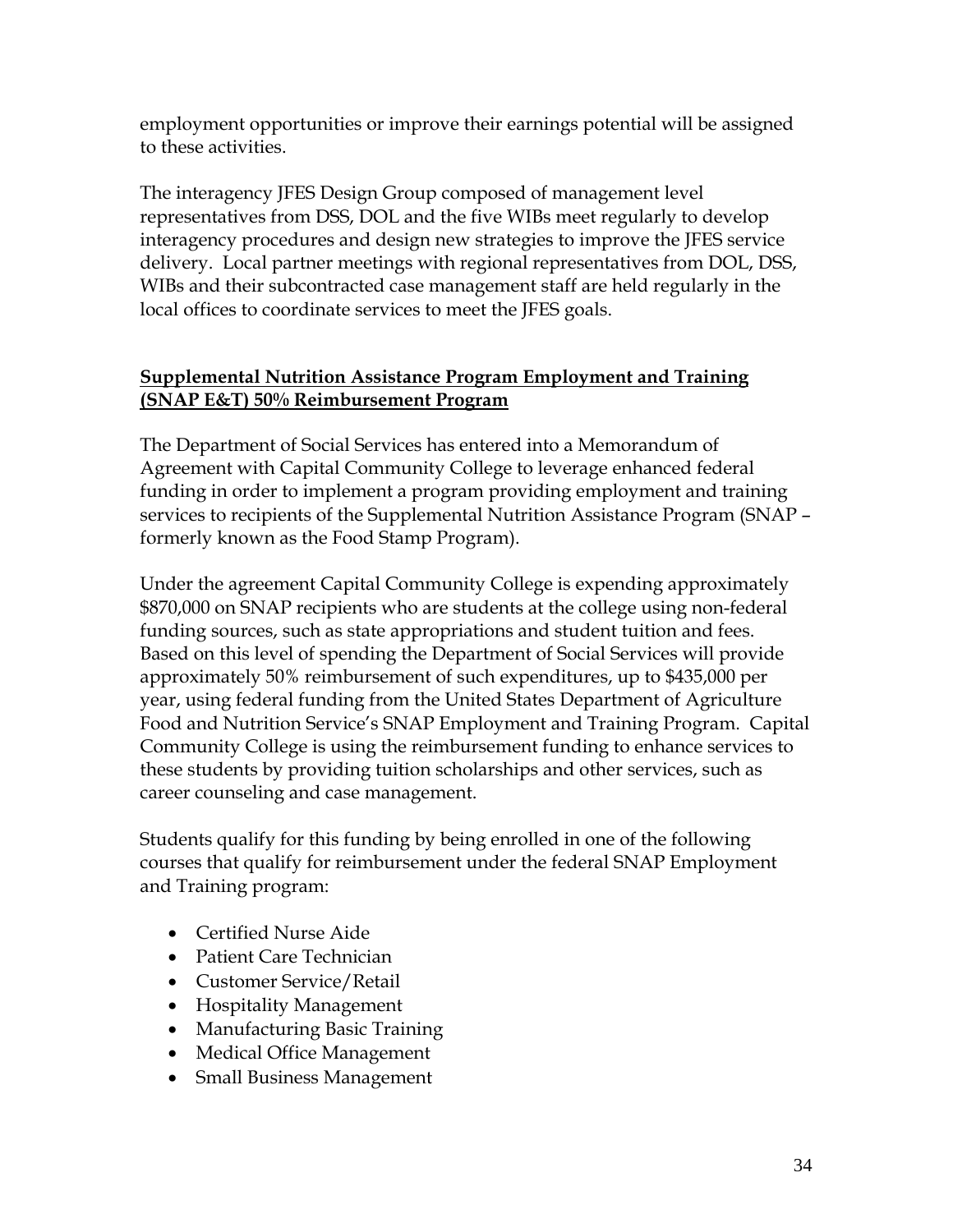employment opportunities or improve their earnings potential will be assigned to these activities.

The interagency JFES Design Group composed of management level representatives from DSS, DOL and the five WIBs meet regularly to develop interagency procedures and design new strategies to improve the JFES service delivery. Local partner meetings with regional representatives from DOL, DSS, WIBs and their subcontracted case management staff are held regularly in the local offices to coordinate services to meet the JFES goals.

## Supplemental Nutrition Assistance Program Employment and Training (SNAP E&T) 50% Reimbursement Program

The Department of Social Services has entered into a Memorandum of Agreement with Capital Community College to leverage enhanced federal funding in order to implement a program providing employment and training services to recipients of the Supplemental Nutrition Assistance Program (SNAP – formerly known as the Food Stamp Program).

Under the agreement Capital Community College is expending approximately $870,000 on SNAP recipients who are students at the college using non-federal funding sources, such as state appropriations and student tuition and fees. Based on this level of spending the Department of Social Services will provide approximately 50% reimbursement of such expenditures, up to $435,000 per year, using federal funding from the United States Department of Agriculture Food and Nutrition Service's SNAP Employment and Training Program. Capital Community College is using the reimbursement funding to enhance services to these students by providing tuition scholarships and other services, such as career counseling and case management.

Students qualify for this funding by being enrolled in one of the following courses that qualify for reimbursement under the federal SNAP Employment and Training program:

- Certified Nurse Aide
- Patient Care Technician
- Customer Service/Retail
- Hospitality Management
- Manufacturing Basic Training
- Medical Office Management
- Small Business Management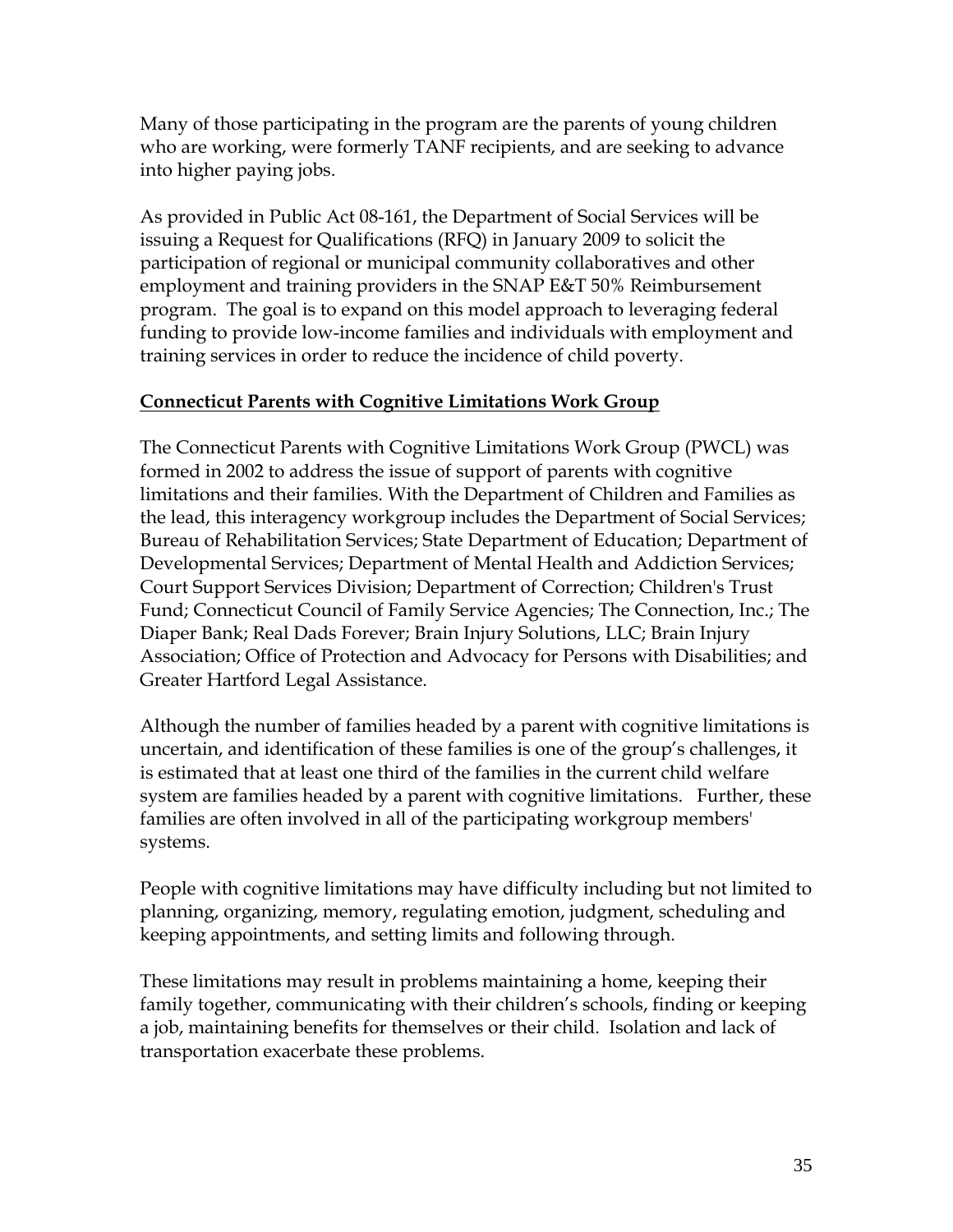Many of those participating in the program are the parents of young children who are working, were formerly TANF recipients, and are seeking to advance into higher paying jobs.

As provided in Public Act 08-161, the Department of Social Services will be issuing a Request for Qualifications (RFQ) in January 2009 to solicit the participation of regional or municipal community collaboratives and other employment and training providers in the SNAP E&T 50% Reimbursement program. The goal is to expand on this model approach to leveraging federal funding to provide low-income families and individuals with employment and training services in order to reduce the incidence of child poverty.

**Connecticut Parents with Cognitive Limitations Work Group**

The Connecticut Parents with Cognitive Limitations Work Group (PWCL) was formed in 2002 to address the issue of support of parents with cognitive limitations and their families. With the Department of Children and Families as the lead, this interagency workgroup includes the Department of Social Services; Bureau of Rehabilitation Services; State Department of Education; Department of Developmental Services; Department of Mental Health and Addiction Services; Court Support Services Division; Department of Correction; Children's Trust Fund; Connecticut Council of Family Service Agencies; The Connection, Inc.; The Diaper Bank; Real Dads Forever; Brain Injury Solutions, LLC; Brain Injury Association; Office of Protection and Advocacy for Persons with Disabilities; and Greater Hartford Legal Assistance.

Although the number of families headed by a parent with cognitive limitations is uncertain, and identification of these families is one of the group's challenges, it is estimated that at least one third of the families in the current child welfare system are families headed by a parent with cognitive limitations. Further, these families are often involved in all of the participating workgroup members' systems.

People with cognitive limitations may have difficulty including but not limited to planning, organizing, memory, regulating emotion, judgment, scheduling and keeping appointments, and setting limits and following through.

These limitations may result in problems maintaining a home, keeping their family together, communicating with their children's schools, finding or keeping a job, maintaining benefits for themselves or their child. Isolation and lack of transportation exacerbate these problems.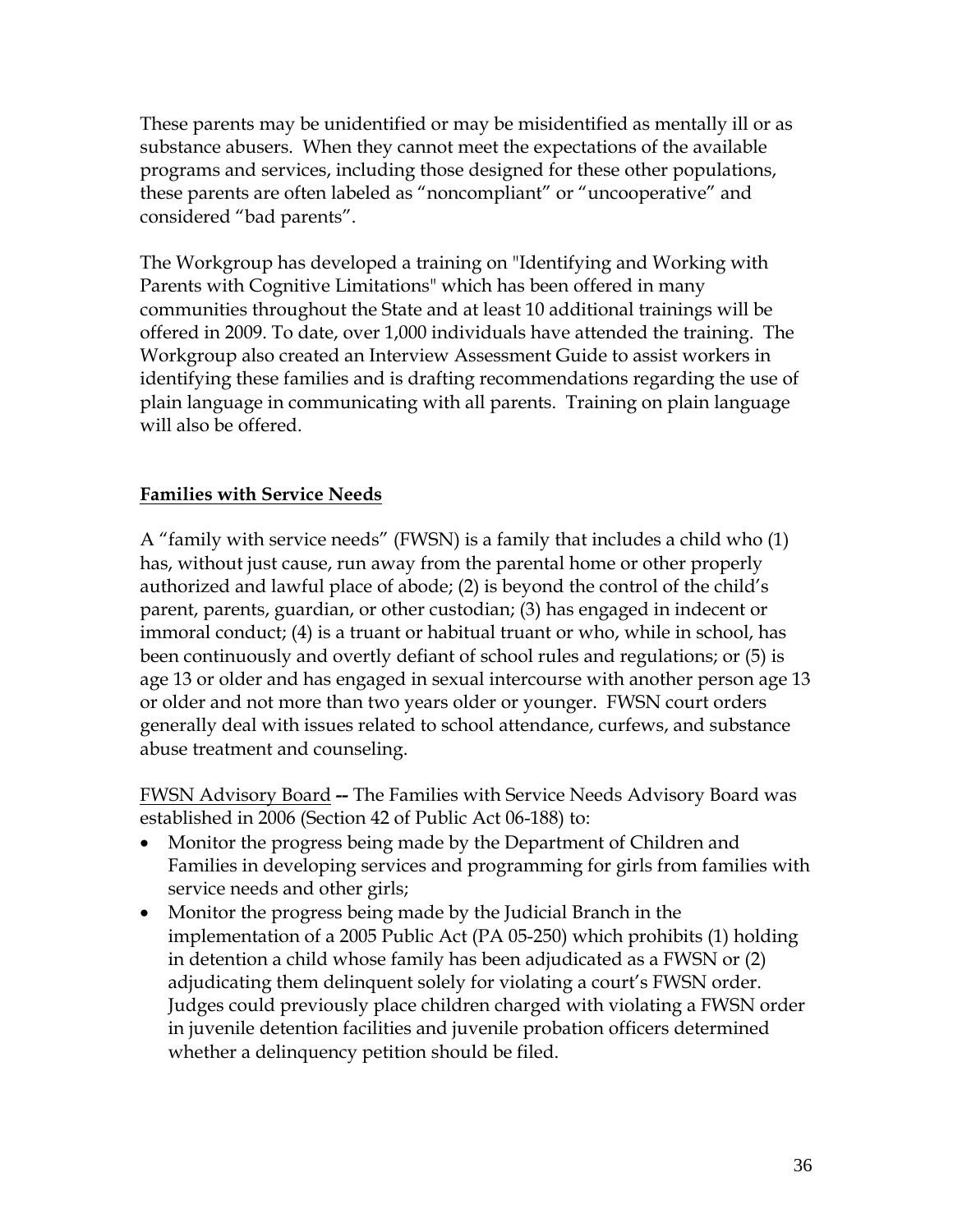These parents may be unidentified or may be misidentified as mentally ill or as substance abusers. When they cannot meet the expectations of the available programs and services, including those designed for these other populations, these parents are often labeled as "noncompliant" or "uncooperative" and considered "bad parents".

The Workgroup has developed a training on "Identifying and Working with Parents with Cognitive Limitations" which has been offered in many communities throughout the State and at least 10 additional trainings will be offered in 2009. To date, over 1,000 individuals have attended the training. The Workgroup also created an Interview Assessment Guide to assist workers in identifying these families and is drafting recommendations regarding the use of plain language in communicating with all parents. Training on plain language will also be offered.

## Families with Service Needs

A "family with service needs" (FWSN) is a family that includes a child who (1) has, without just cause, run away from the parental home or other properly authorized and lawful place of abode; (2) is beyond the control of the child's parent, parents, guardian, or other custodian; (3) has engaged in indecent or immoral conduct; (4) is a truant or habitual truant or who, while in school, has been continuously and overtly defiant of school rules and regulations; or (5) is age 13 or older and has engaged in sexual intercourse with another person age 13 or older and not more than two years older or younger. FWSN court orders generally deal with issues related to school attendance, curfews, and substance abuse treatment and counseling.

FWSN Advisory Board **--** The Families with Service Needs Advisory Board was established in 2006 (Section 42 of Public Act 06-188) to:

- Monitor the progress being made by the Department of Children and Families in developing services and programming for girls from families with service needs and other girls;
- Monitor the progress being made by the Judicial Branch in the implementation of a 2005 Public Act (PA 05-250) which prohibits (1) holding in detention a child whose family has been adjudicated as a FWSN or (2) adjudicating them delinquent solely for violating a court's FWSN order. Judges could previously place children charged with violating a FWSN order in juvenile detention facilities and juvenile probation officers determined whether a delinquency petition should be filed.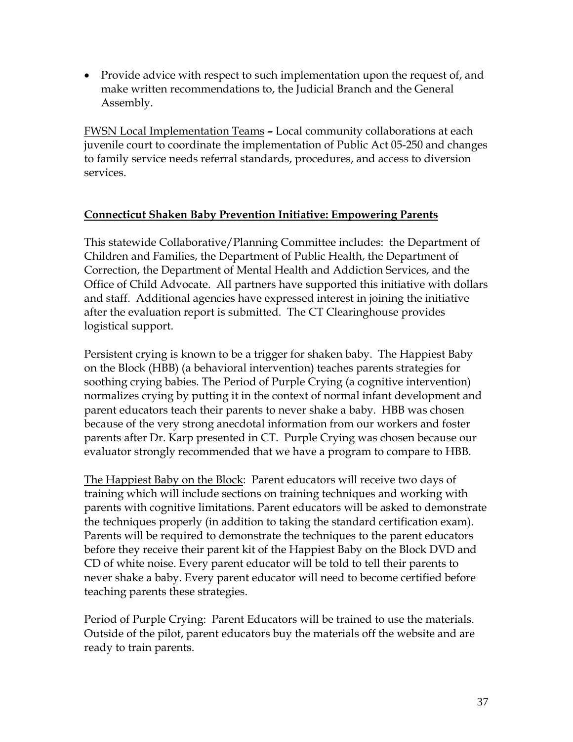- Provide advice with respect to such implementation upon the request of, and make written recommendations to, the Judicial Branch and the General Assembly.

FWSN Local Implementation Teams **–** Local community collaborations at each juvenile court to coordinate the implementation of Public Act 05-250 and changes to family service needs referral standards, procedures, and access to diversion services.

## Connecticut Shaken Baby Prevention Initiative: Empowering Parents

This statewide Collaborative/Planning Committee includes: the Department of Children and Families, the Department of Public Health, the Department of Correction, the Department of Mental Health and Addiction Services, and the Office of Child Advocate. All partners have supported this initiative with dollars and staff. Additional agencies have expressed interest in joining the initiative after the evaluation report is submitted. The CT Clearinghouse provides logistical support.

Persistent crying is known to be a trigger for shaken baby. The Happiest Baby on the Block (HBB) (a behavioral intervention) teaches parents strategies for soothing crying babies. The Period of Purple Crying (a cognitive intervention) normalizes crying by putting it in the context of normal infant development and parent educators teach their parents to never shake a baby. HBB was chosen because of the very strong anecdotal information from our workers and foster parents after Dr. Karp presented in CT. Purple Crying was chosen because our evaluator strongly recommended that we have a program to compare to HBB.

The Happiest Baby on the Block: Parent educators will receive two days of training which will include sections on training techniques and working with parents with cognitive limitations. Parent educators will be asked to demonstrate the techniques properly (in addition to taking the standard certification exam). Parents will be required to demonstrate the techniques to the parent educators before they receive their parent kit of the Happiest Baby on the Block DVD and CD of white noise. Every parent educator will be told to tell their parents to never shake a baby. Every parent educator will need to become certified before teaching parents these strategies.

Period of Purple Crying: Parent Educators will be trained to use the materials. Outside of the pilot, parent educators buy the materials off the website and are ready to train parents.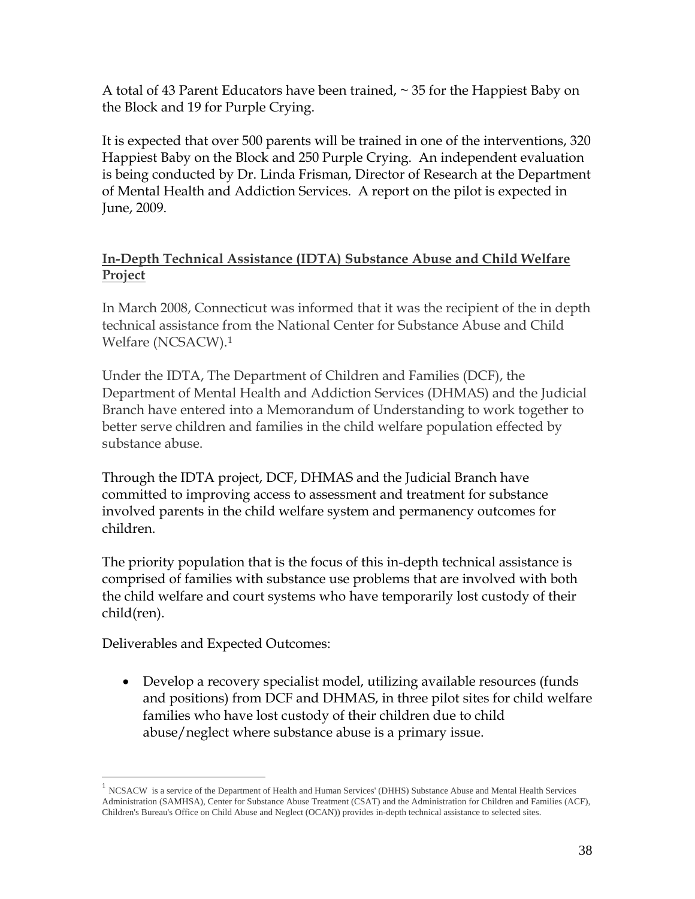A total of 43 Parent Educators have been trained, ~ 35 for the Happiest Baby on the Block and 19 for Purple Crying.

It is expected that over 500 parents will be trained in one of the interventions, 320 Happiest Baby on the Block and 250 Purple Crying. An independent evaluation is being conducted by Dr. Linda Frisman, Director of Research at the Department of Mental Health and Addiction Services. A report on the pilot is expected in June, 2009.

## In-Depth Technical Assistance (IDTA) Substance Abuse and Child Welfare Project

In March 2008, Connecticut was informed that it was the recipient of the in depth technical assistance from the National Center for Substance Abuse and Child Welfare (NCSACW).[1]

Under the IDTA, The Department of Children and Families (DCF), the Department of Mental Health and Addiction Services (DHMAS) and the Judicial Branch have entered into a Memorandum of Understanding to work together to better serve children and families in the child welfare population effected by substance abuse.

Through the IDTA project, DCF, DHMAS and the Judicial Branch have committed to improving access to assessment and treatment for substance involved parents in the child welfare system and permanency outcomes for children.

The priority population that is the focus of this in-depth technical assistance is comprised of families with substance use problems that are involved with both the child welfare and court systems who have temporarily lost custody of their child(ren).

Deliverables and Expected Outcomes:

- Develop a recovery specialist model, utilizing available resources (funds and positions) from DCF and DHMAS, in three pilot sites for child welfare families who have lost custody of their children due to child abuse/neglect where substance abuse is a primary issue.

---

[1] NCSACW is a service of the Department of Health and Human Services' (DHHS) Substance Abuse and Mental Health Services Administration (SAMHSA), Center for Substance Abuse Treatment (CSAT) and the Administration for Children and Families (ACF), Children's Bureau's Office on Child Abuse and Neglect (OCAN)) provides in-depth technical assistance to selected sites.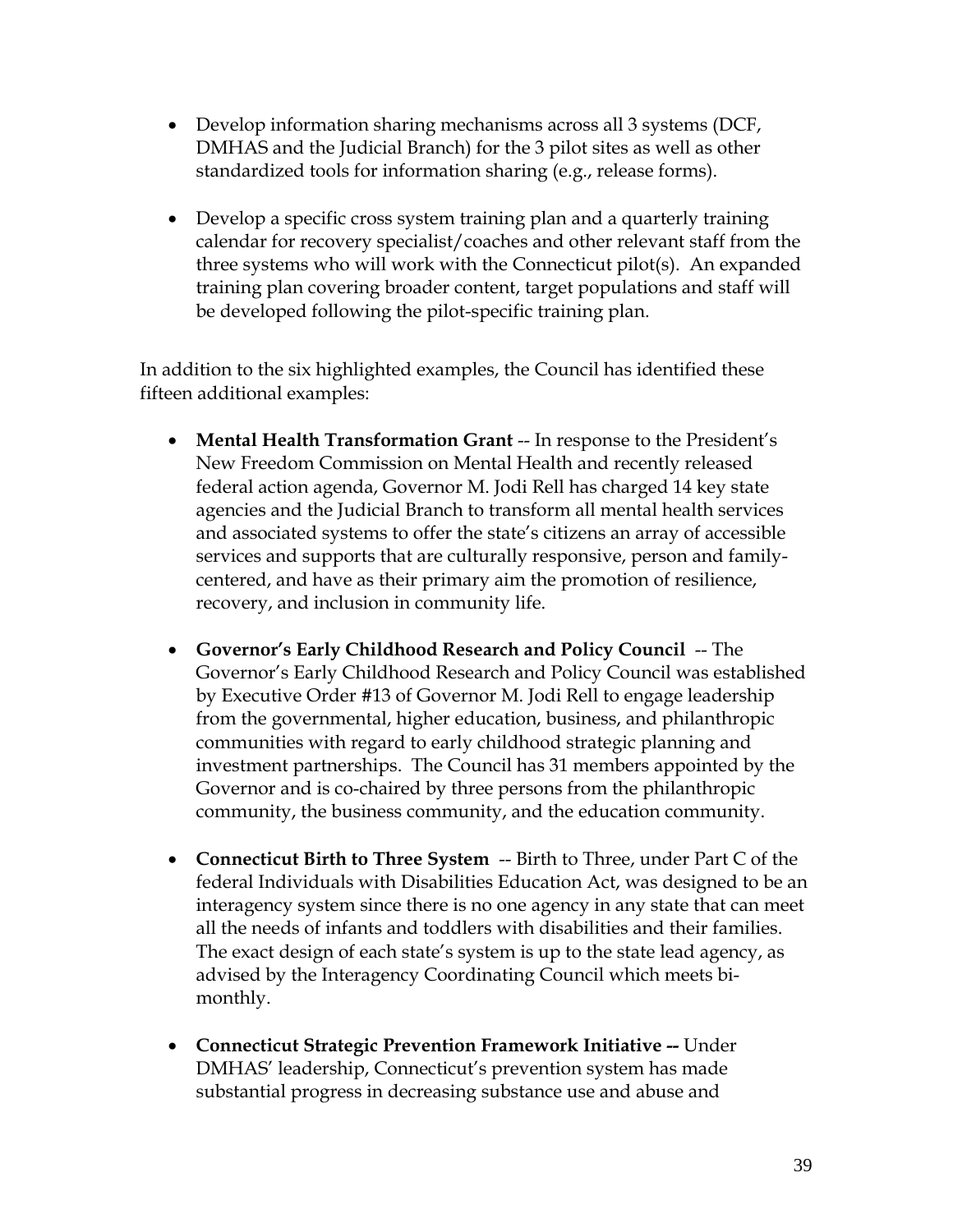- Develop information sharing mechanisms across all 3 systems (DCF, DMHAS and the Judicial Branch) for the 3 pilot sites as well as other standardized tools for information sharing (e.g., release forms).

- Develop a specific cross system training plan and a quarterly training calendar for recovery specialist/coaches and other relevant staff from the three systems who will work with the Connecticut pilot(s). An expanded training plan covering broader content, target populations and staff will be developed following the pilot-specific training plan.

In addition to the six highlighted examples, the Council has identified these fifteen additional examples:

- **Mental Health Transformation Grant** -- In response to the President's New Freedom Commission on Mental Health and recently released federal action agenda, Governor M. Jodi Rell has charged 14 key state agencies and the Judicial Branch to transform all mental health services and associated systems to offer the state's citizens an array of accessible services and supports that are culturally responsive, person and family-centered, and have as their primary aim the promotion of resilience, recovery, and inclusion in community life.

- **Governor's Early Childhood Research and Policy Council** -- The Governor's Early Childhood Research and Policy Council was established by Executive Order #13 of Governor M. Jodi Rell to engage leadership from the governmental, higher education, business, and philanthropic communities with regard to early childhood strategic planning and investment partnerships. The Council has 31 members appointed by the Governor and is co-chaired by three persons from the philanthropic community, the business community, and the education community.

- **Connecticut Birth to Three System** -- Birth to Three, under Part C of the federal Individuals with Disabilities Education Act, was designed to be an interagency system since there is no one agency in any state that can meet all the needs of infants and toddlers with disabilities and their families. The exact design of each state's system is up to the state lead agency, as advised by the Interagency Coordinating Council which meets bi-monthly.

- **Connecticut Strategic Prevention Framework Initiative --** Under DMHAS' leadership, Connecticut's prevention system has made substantial progress in decreasing substance use and abuse and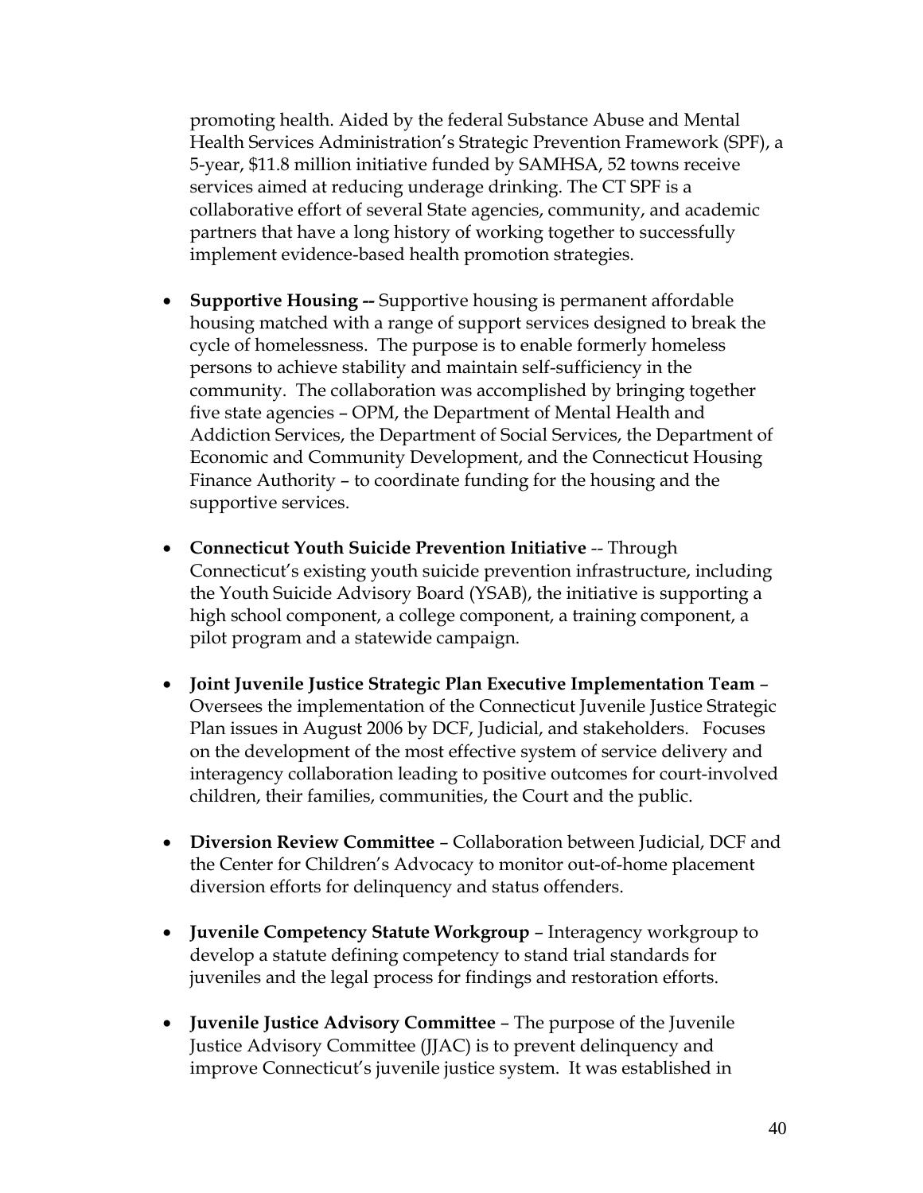promoting health. Aided by the federal Substance Abuse and Mental Health Services Administration's Strategic Prevention Framework (SPF), a 5-year, $11.8 million initiative funded by SAMHSA, 52 towns receive services aimed at reducing underage drinking. The CT SPF is a collaborative effort of several State agencies, community, and academic partners that have a long history of working together to successfully implement evidence-based health promotion strategies.

- **Supportive Housing --** Supportive housing is permanent affordable housing matched with a range of support services designed to break the cycle of homelessness. The purpose is to enable formerly homeless persons to achieve stability and maintain self-sufficiency in the community. The collaboration was accomplished by bringing together five state agencies – OPM, the Department of Mental Health and Addiction Services, the Department of Social Services, the Department of Economic and Community Development, and the Connecticut Housing Finance Authority – to coordinate funding for the housing and the supportive services.

- **Connecticut Youth Suicide Prevention Initiative** -- Through Connecticut's existing youth suicide prevention infrastructure, including the Youth Suicide Advisory Board (YSAB), the initiative is supporting a high school component, a college component, a training component, a pilot program and a statewide campaign.

- **Joint Juvenile Justice Strategic Plan Executive Implementation Team** – Oversees the implementation of the Connecticut Juvenile Justice Strategic Plan issues in August 2006 by DCF, Judicial, and stakeholders. Focuses on the development of the most effective system of service delivery and interagency collaboration leading to positive outcomes for court-involved children, their families, communities, the Court and the public.

- **Diversion Review Committee** – Collaboration between Judicial, DCF and the Center for Children's Advocacy to monitor out-of-home placement diversion efforts for delinquency and status offenders.

- **Juvenile Competency Statute Workgroup** – Interagency workgroup to develop a statute defining competency to stand trial standards for juveniles and the legal process for findings and restoration efforts.

- **Juvenile Justice Advisory Committee** – The purpose of the Juvenile Justice Advisory Committee (JJAC) is to prevent delinquency and improve Connecticut's juvenile justice system. It was established in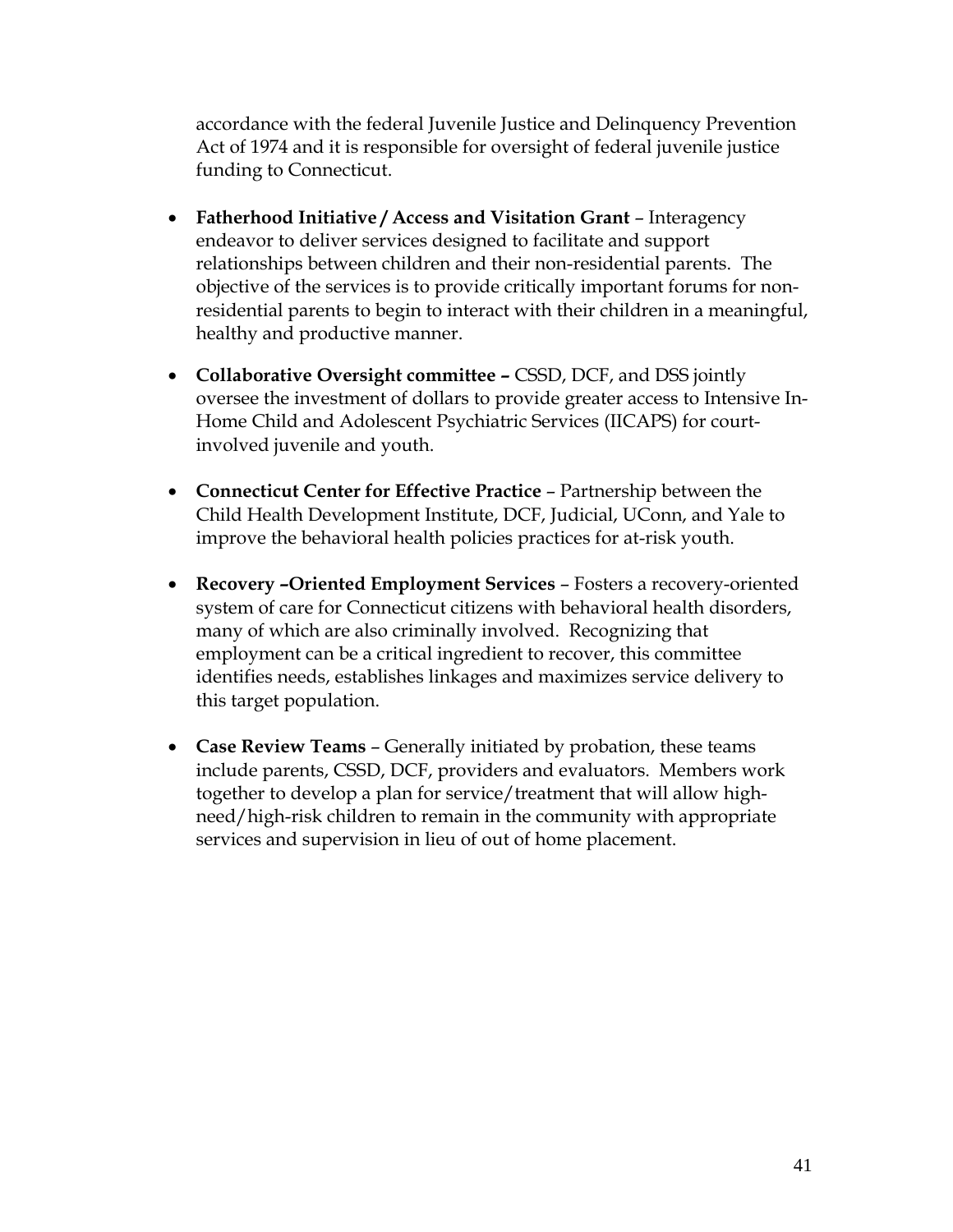accordance with the federal Juvenile Justice and Delinquency Prevention Act of 1974 and it is responsible for oversight of federal juvenile justice funding to Connecticut.

- **Fatherhood Initiative / Access and Visitation Grant** – Interagency endeavor to deliver services designed to facilitate and support relationships between children and their non-residential parents. The objective of the services is to provide critically important forums for non-residential parents to begin to interact with their children in a meaningful, healthy and productive manner.

- **Collaborative Oversight committee –** CSSD, DCF, and DSS jointly oversee the investment of dollars to provide greater access to Intensive In-Home Child and Adolescent Psychiatric Services (IICAPS) for court-involved juvenile and youth.

- **Connecticut Center for Effective Practice** – Partnership between the Child Health Development Institute, DCF, Judicial, UConn, and Yale to improve the behavioral health policies practices for at-risk youth.

- **Recovery –Oriented Employment Services** – Fosters a recovery-oriented system of care for Connecticut citizens with behavioral health disorders, many of which are also criminally involved. Recognizing that employment can be a critical ingredient to recover, this committee identifies needs, establishes linkages and maximizes service delivery to this target population.

- **Case Review Teams** – Generally initiated by probation, these teams include parents, CSSD, DCF, providers and evaluators. Members work together to develop a plan for service/treatment that will allow high-need/high-risk children to remain in the community with appropriate services and supervision in lieu of out of home placement.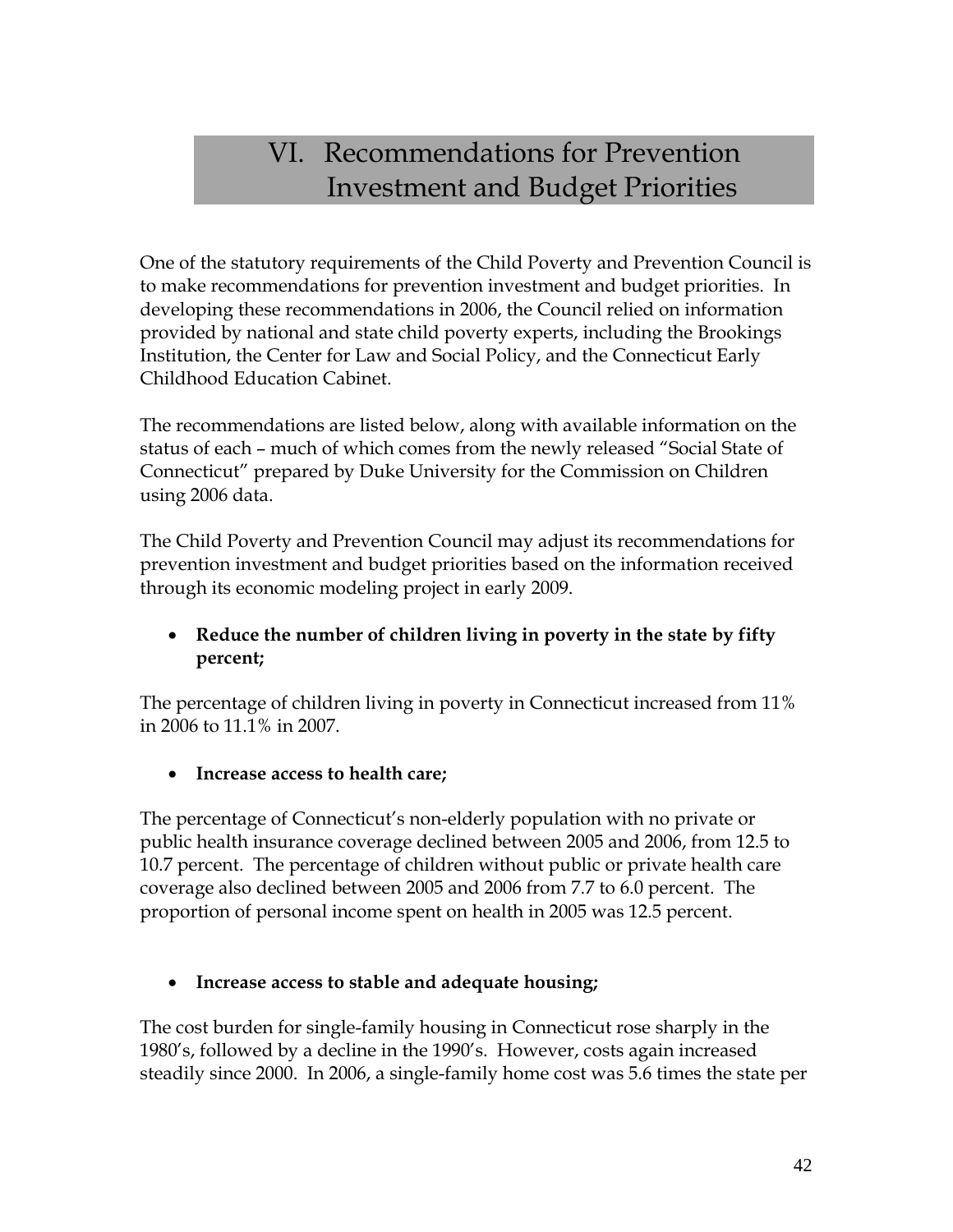# VI. Recommendations for Prevention Investment and Budget Priorities

One of the statutory requirements of the Child Poverty and Prevention Council is to make recommendations for prevention investment and budget priorities. In developing these recommendations in 2006, the Council relied on information provided by national and state child poverty experts, including the Brookings Institution, the Center for Law and Social Policy, and the Connecticut Early Childhood Education Cabinet.

The recommendations are listed below, along with available information on the status of each – much of which comes from the newly released "Social State of Connecticut" prepared by Duke University for the Commission on Children using 2006 data.

The Child Poverty and Prevention Council may adjust its recommendations for prevention investment and budget priorities based on the information received through its economic modeling project in early 2009.

- **Reduce the number of children living in poverty in the state by fifty percent;**

The percentage of children living in poverty in Connecticut increased from 11% in 2006 to 11.1% in 2007.

- **Increase access to health care;**

The percentage of Connecticut's non-elderly population with no private or public health insurance coverage declined between 2005 and 2006, from 12.5 to 10.7 percent. The percentage of children without public or private health care coverage also declined between 2005 and 2006 from 7.7 to 6.0 percent. The proportion of personal income spent on health in 2005 was 12.5 percent.

- **Increase access to stable and adequate housing;**

The cost burden for single-family housing in Connecticut rose sharply in the 1980's, followed by a decline in the 1990's. However, costs again increased steadily since 2000. In 2006, a single-family home cost was 5.6 times the state per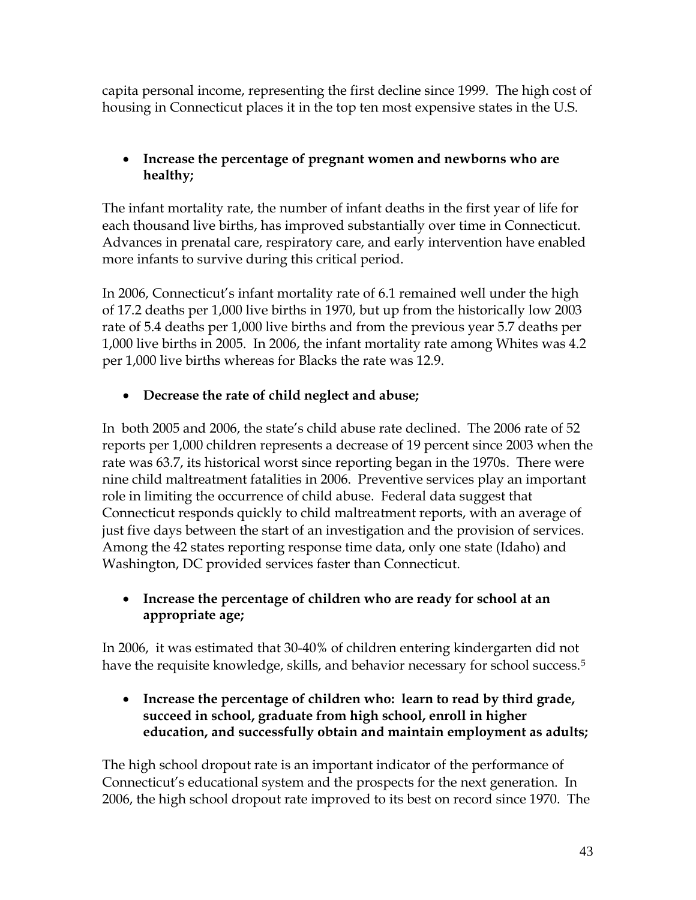capita personal income, representing the first decline since 1999. The high cost of housing in Connecticut places it in the top ten most expensive states in the U.S.

- **Increase the percentage of pregnant women and newborns who are healthy;**

The infant mortality rate, the number of infant deaths in the first year of life for each thousand live births, has improved substantially over time in Connecticut. Advances in prenatal care, respiratory care, and early intervention have enabled more infants to survive during this critical period.

In 2006, Connecticut's infant mortality rate of 6.1 remained well under the high of 17.2 deaths per 1,000 live births in 1970, but up from the historically low 2003 rate of 5.4 deaths per 1,000 live births and from the previous year 5.7 deaths per 1,000 live births in 2005. In 2006, the infant mortality rate among Whites was 4.2 per 1,000 live births whereas for Blacks the rate was 12.9.

- **Decrease the rate of child neglect and abuse;**

In both 2005 and 2006, the state's child abuse rate declined. The 2006 rate of 52 reports per 1,000 children represents a decrease of 19 percent since 2003 when the rate was 63.7, its historical worst since reporting began in the 1970s. There were nine child maltreatment fatalities in 2006. Preventive services play an important role in limiting the occurrence of child abuse. Federal data suggest that Connecticut responds quickly to child maltreatment reports, with an average of just five days between the start of an investigation and the provision of services. Among the 42 states reporting response time data, only one state (Idaho) and Washington, DC provided services faster than Connecticut.

- **Increase the percentage of children who are ready for school at an appropriate age;**

In 2006, it was estimated that 30-40% of children entering kindergarten did not have the requisite knowledge, skills, and behavior necessary for school success.[5]

- **Increase the percentage of children who: learn to read by third grade, succeed in school, graduate from high school, enroll in higher education, and successfully obtain and maintain employment as adults;**

The high school dropout rate is an important indicator of the performance of Connecticut's educational system and the prospects for the next generation. In 2006, the high school dropout rate improved to its best on record since 1970. The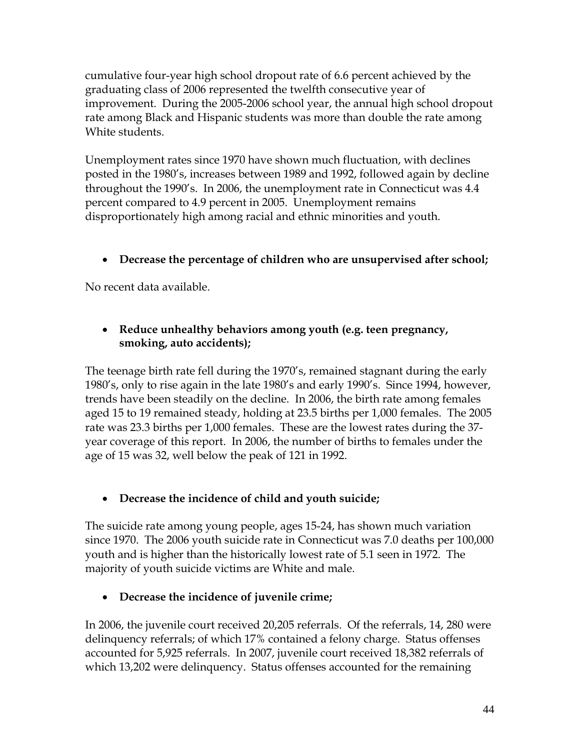cumulative four-year high school dropout rate of 6.6 percent achieved by the graduating class of 2006 represented the twelfth consecutive year of improvement. During the 2005-2006 school year, the annual high school dropout rate among Black and Hispanic students was more than double the rate among White students.

Unemployment rates since 1970 have shown much fluctuation, with declines posted in the 1980's, increases between 1989 and 1992, followed again by decline throughout the 1990's. In 2006, the unemployment rate in Connecticut was 4.4 percent compared to 4.9 percent in 2005. Unemployment remains disproportionately high among racial and ethnic minorities and youth.

- **Decrease the percentage of children who are unsupervised after school;**

No recent data available.

- **Reduce unhealthy behaviors among youth (e.g. teen pregnancy, smoking, auto accidents);**

The teenage birth rate fell during the 1970's, remained stagnant during the early 1980's, only to rise again in the late 1980's and early 1990's. Since 1994, however, trends have been steadily on the decline. In 2006, the birth rate among females aged 15 to 19 remained steady, holding at 23.5 births per 1,000 females. The 2005 rate was 23.3 births per 1,000 females. These are the lowest rates during the 37-year coverage of this report. In 2006, the number of births to females under the age of 15 was 32, well below the peak of 121 in 1992.

- **Decrease the incidence of child and youth suicide;**

The suicide rate among young people, ages 15-24, has shown much variation since 1970. The 2006 youth suicide rate in Connecticut was 7.0 deaths per 100,000 youth and is higher than the historically lowest rate of 5.1 seen in 1972. The majority of youth suicide victims are White and male.

- **Decrease the incidence of juvenile crime;**

In 2006, the juvenile court received 20,205 referrals. Of the referrals, 14, 280 were delinquency referrals; of which 17% contained a felony charge. Status offenses accounted for 5,925 referrals. In 2007, juvenile court received 18,382 referrals of which 13,202 were delinquency. Status offenses accounted for the remaining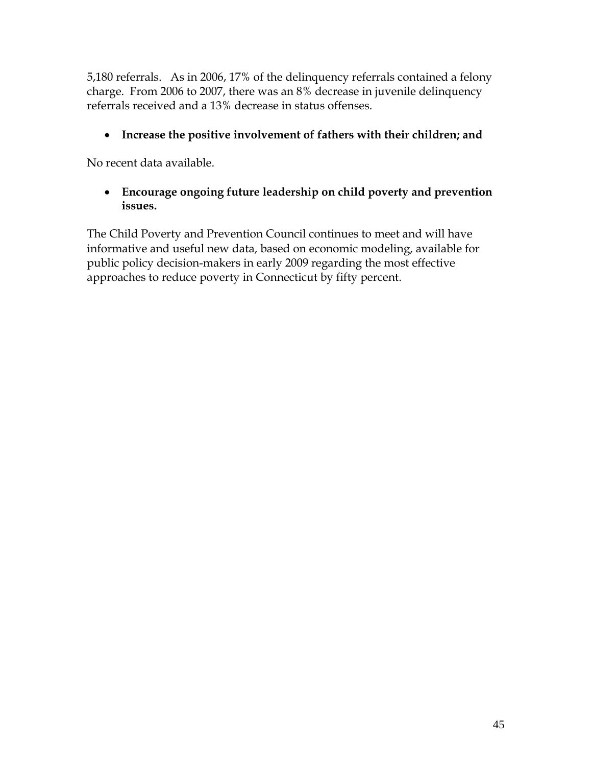5,180 referrals. As in 2006, 17% of the delinquency referrals contained a felony charge. From 2006 to 2007, there was an 8% decrease in juvenile delinquency referrals received and a 13% decrease in status offenses.

- **Increase the positive involvement of fathers with their children; and**

No recent data available.

- **Encourage ongoing future leadership on child poverty and prevention issues.**

The Child Poverty and Prevention Council continues to meet and will have informative and useful new data, based on economic modeling, available for public policy decision-makers in early 2009 regarding the most effective approaches to reduce poverty in Connecticut by fifty percent.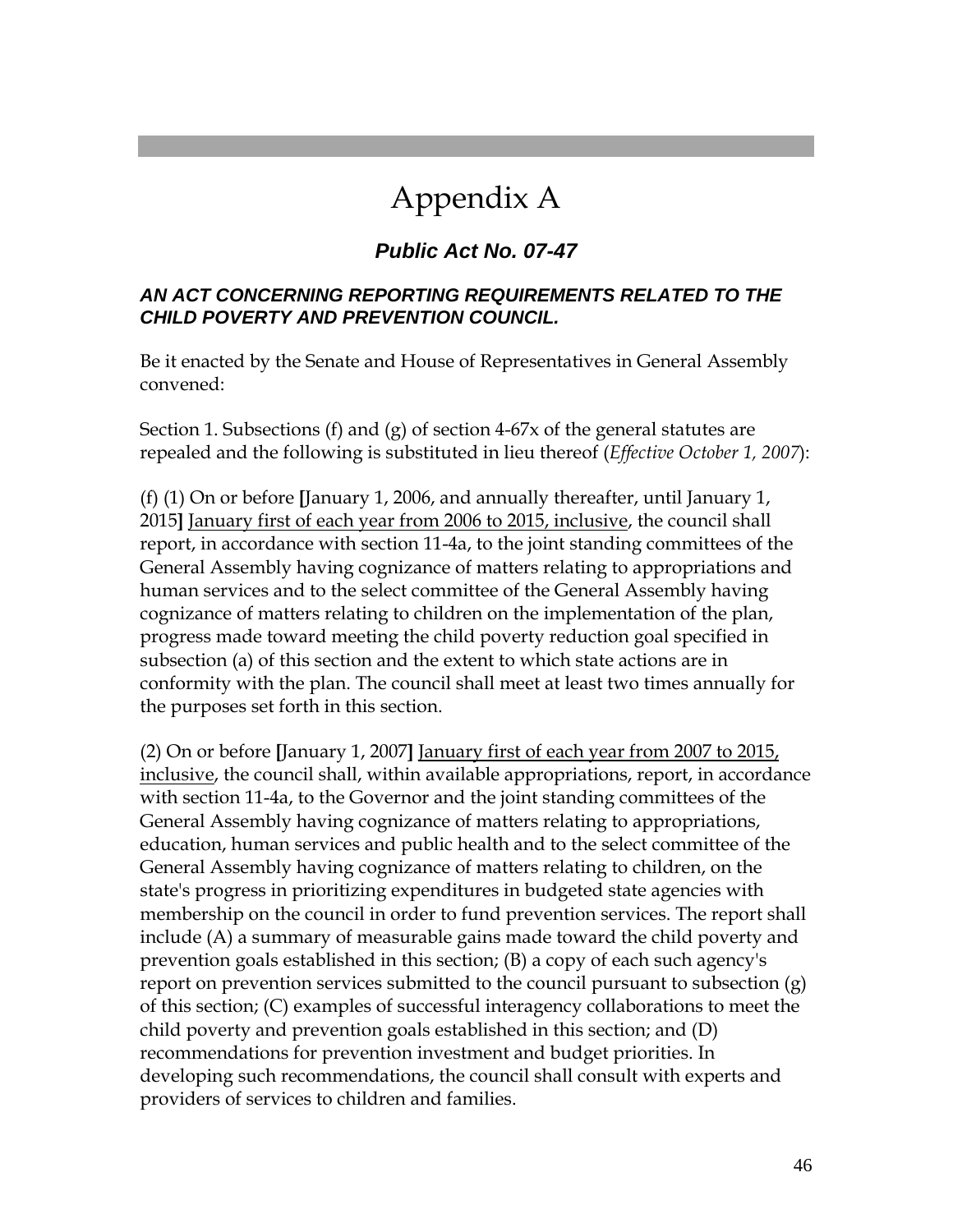# Appendix A

### ***Public Act No. 07-47***

#### ***AN ACT CONCERNING REPORTING REQUIREMENTS RELATED TO THE CHILD POVERTY AND PREVENTION COUNCIL.***

Be it enacted by the Senate and House of Representatives in General Assembly convened:

Section 1. Subsections (f) and (g) of section 4-67x of the general statutes are repealed and the following is substituted in lieu thereof (*Effective October 1, 2007*):

(f) (1) On or before **[**January 1, 2006, and annually thereafter, until January 1, 2015**]** <u>January first of each year from 2006 to 2015, inclusive</u>, the council shall report, in accordance with section 11-4a, to the joint standing committees of the General Assembly having cognizance of matters relating to appropriations and human services and to the select committee of the General Assembly having cognizance of matters relating to children on the implementation of the plan, progress made toward meeting the child poverty reduction goal specified in subsection (a) of this section and the extent to which state actions are in conformity with the plan. The council shall meet at least two times annually for the purposes set forth in this section.

(2) On or before **[**January 1, 2007**]** <u>January first of each year from 2007 to 2015, inclusive</u>, the council shall, within available appropriations, report, in accordance with section 11-4a, to the Governor and the joint standing committees of the General Assembly having cognizance of matters relating to appropriations, education, human services and public health and to the select committee of the General Assembly having cognizance of matters relating to children, on the state's progress in prioritizing expenditures in budgeted state agencies with membership on the council in order to fund prevention services. The report shall include (A) a summary of measurable gains made toward the child poverty and prevention goals established in this section; (B) a copy of each such agency's report on prevention services submitted to the council pursuant to subsection (g) of this section; (C) examples of successful interagency collaborations to meet the child poverty and prevention goals established in this section; and (D) recommendations for prevention investment and budget priorities. In developing such recommendations, the council shall consult with experts and providers of services to children and families.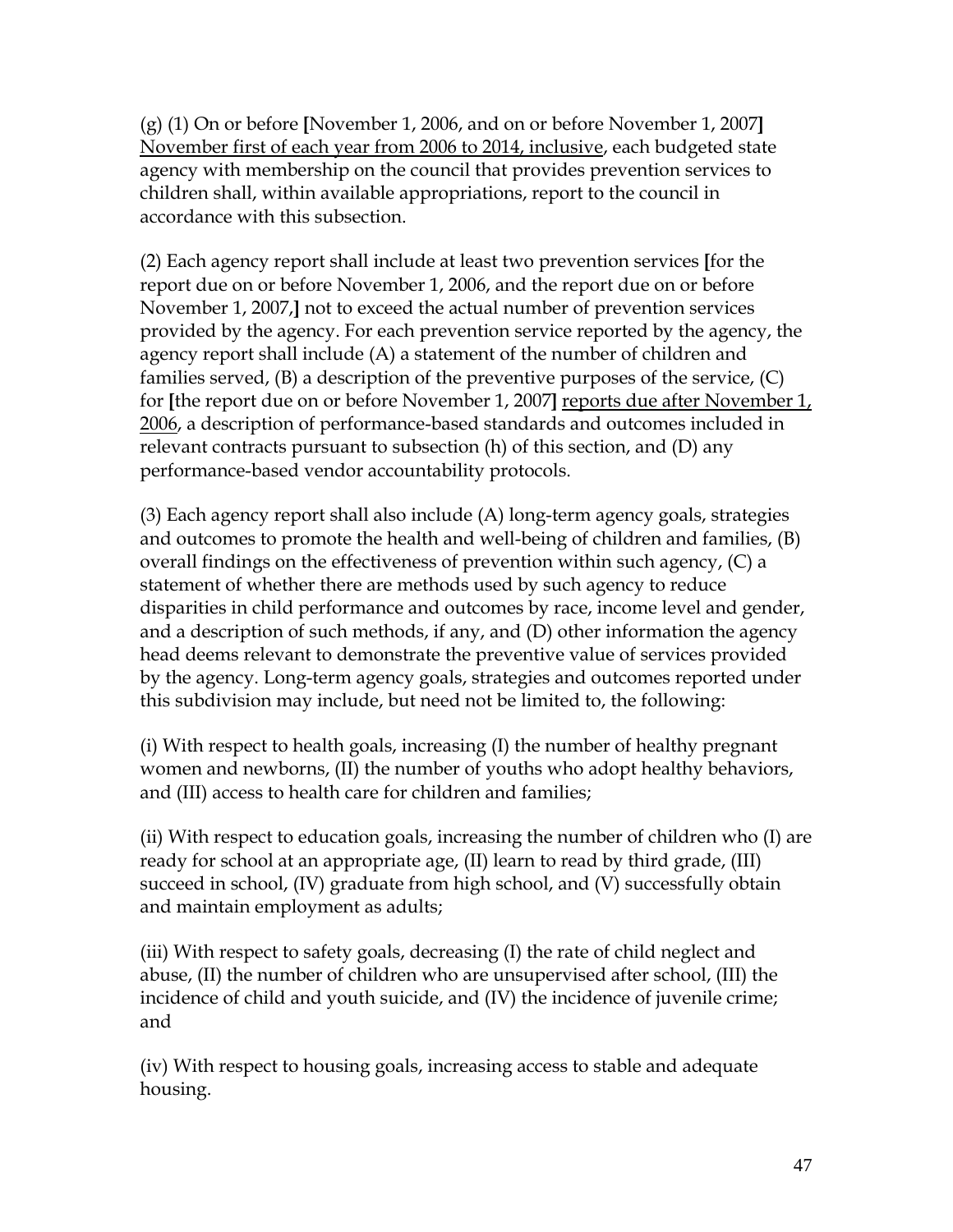(g) (1) On or before **[**November 1, 2006, and on or before November 1, 2007**]** <u>November first of each year from 2006 to 2014, inclusive</u>, each budgeted state agency with membership on the council that provides prevention services to children shall, within available appropriations, report to the council in accordance with this subsection.

(2) Each agency report shall include at least two prevention services **[**for the report due on or before November 1, 2006, and the report due on or before November 1, 2007,**]** not to exceed the actual number of prevention services provided by the agency. For each prevention service reported by the agency, the agency report shall include (A) a statement of the number of children and families served, (B) a description of the preventive purposes of the service, (C) for **[**the report due on or before November 1, 2007**]** <u>reports due after November 1, 2006</u>, a description of performance-based standards and outcomes included in relevant contracts pursuant to subsection (h) of this section, and (D) any performance-based vendor accountability protocols.

(3) Each agency report shall also include (A) long-term agency goals, strategies and outcomes to promote the health and well-being of children and families, (B) overall findings on the effectiveness of prevention within such agency, (C) a statement of whether there are methods used by such agency to reduce disparities in child performance and outcomes by race, income level and gender, and a description of such methods, if any, and (D) other information the agency head deems relevant to demonstrate the preventive value of services provided by the agency. Long-term agency goals, strategies and outcomes reported under this subdivision may include, but need not be limited to, the following:

(i) With respect to health goals, increasing (I) the number of healthy pregnant women and newborns, (II) the number of youths who adopt healthy behaviors, and (III) access to health care for children and families;

(ii) With respect to education goals, increasing the number of children who (I) are ready for school at an appropriate age, (II) learn to read by third grade, (III) succeed in school, (IV) graduate from high school, and (V) successfully obtain and maintain employment as adults;

(iii) With respect to safety goals, decreasing (I) the rate of child neglect and abuse, (II) the number of children who are unsupervised after school, (III) the incidence of child and youth suicide, and (IV) the incidence of juvenile crime; and

(iv) With respect to housing goals, increasing access to stable and adequate housing.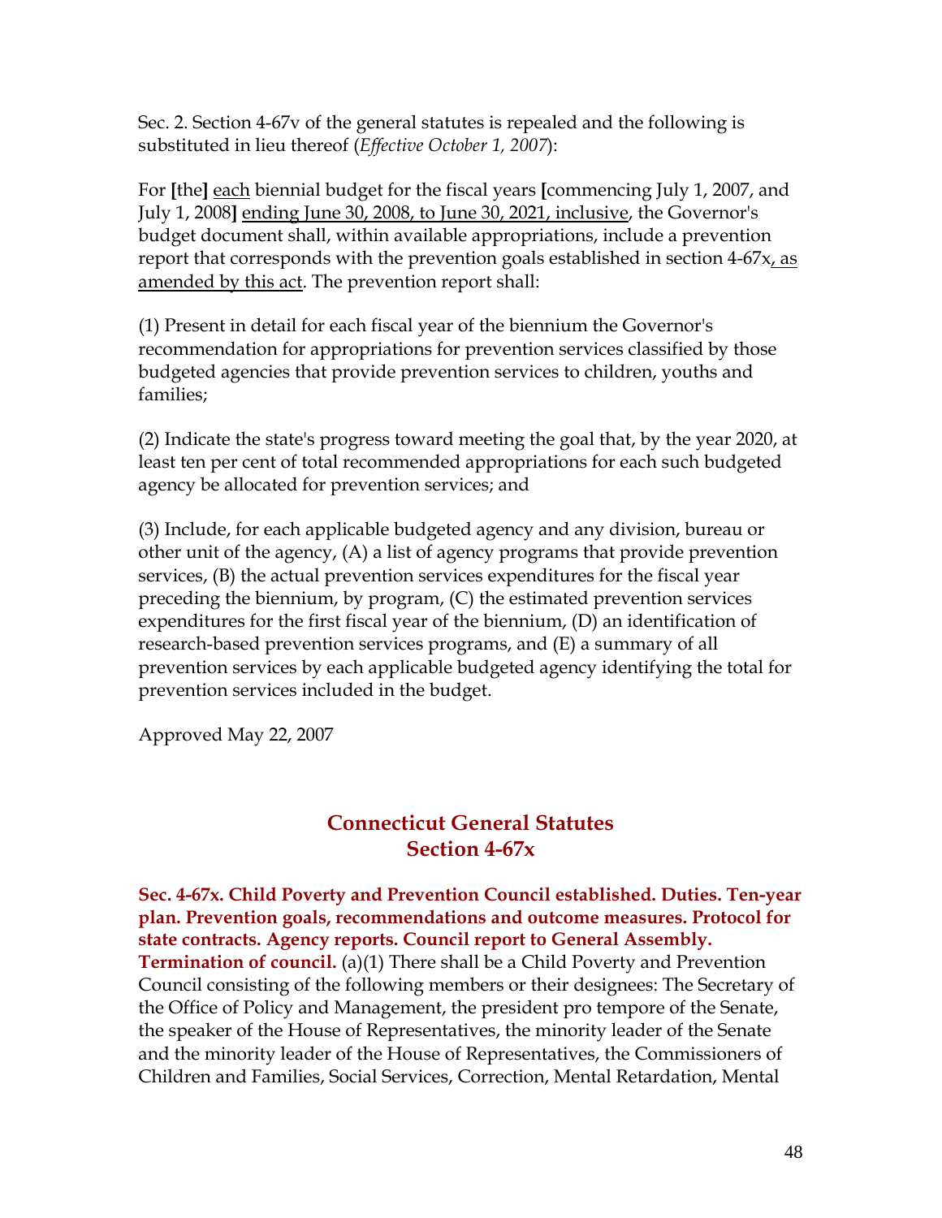Sec. 2. Section 4-67v of the general statutes is repealed and the following is substituted in lieu thereof (*Effective October 1, 2007*):

For **[**the**]** <u>each</u> biennial budget for the fiscal years **[**commencing July 1, 2007, and July 1, 2008**]** <u>ending June 30, 2008, to June 30, 2021, inclusive</u>, the Governor's budget document shall, within available appropriations, include a prevention report that corresponds with the prevention goals established in section 4-67x<u>, as amended by this act</u>. The prevention report shall:

(1) Present in detail for each fiscal year of the biennium the Governor's recommendation for appropriations for prevention services classified by those budgeted agencies that provide prevention services to children, youths and families;

(2) Indicate the state's progress toward meeting the goal that, by the year 2020, at least ten per cent of total recommended appropriations for each such budgeted agency be allocated for prevention services; and

(3) Include, for each applicable budgeted agency and any division, bureau or other unit of the agency, (A) a list of agency programs that provide prevention services, (B) the actual prevention services expenditures for the fiscal year preceding the biennium, by program, (C) the estimated prevention services expenditures for the first fiscal year of the biennium, (D) an identification of research-based prevention services programs, and (E) a summary of all prevention services by each applicable budgeted agency identifying the total for prevention services included in the budget.

Approved May 22, 2007

## Connecticut General Statutes
## Section 4-67x

**Sec. 4-67x. Child Poverty and Prevention Council established. Duties. Ten-year plan. Prevention goals, recommendations and outcome measures. Protocol for state contracts. Agency reports. Council report to General Assembly. Termination of council.** (a)(1) There shall be a Child Poverty and Prevention Council consisting of the following members or their designees: The Secretary of the Office of Policy and Management, the president pro tempore of the Senate, the speaker of the House of Representatives, the minority leader of the Senate and the minority leader of the House of Representatives, the Commissioners of Children and Families, Social Services, Correction, Mental Retardation, Mental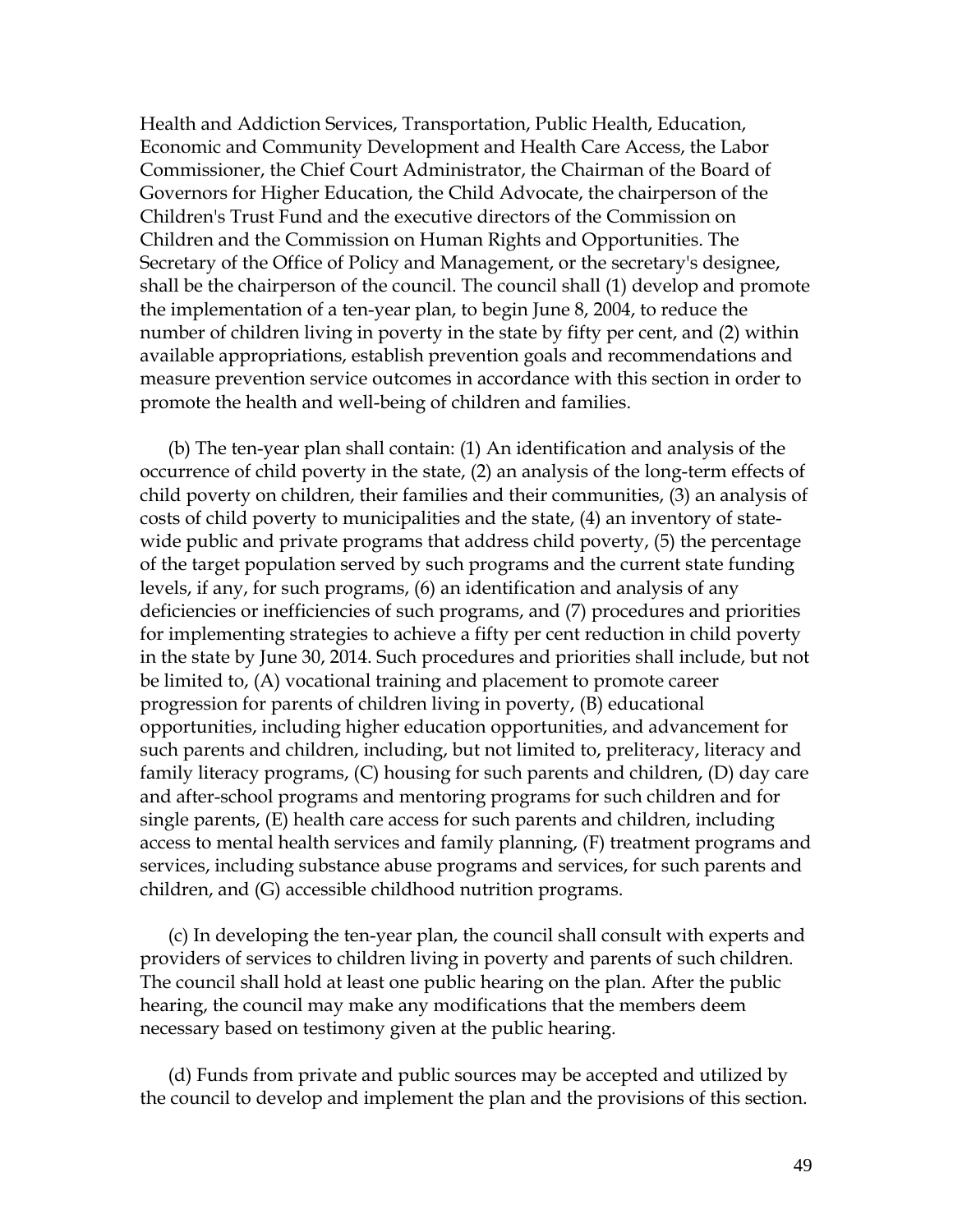Health and Addiction Services, Transportation, Public Health, Education, Economic and Community Development and Health Care Access, the Labor Commissioner, the Chief Court Administrator, the Chairman of the Board of Governors for Higher Education, the Child Advocate, the chairperson of the Children's Trust Fund and the executive directors of the Commission on Children and the Commission on Human Rights and Opportunities. The Secretary of the Office of Policy and Management, or the secretary's designee, shall be the chairperson of the council. The council shall (1) develop and promote the implementation of a ten-year plan, to begin June 8, 2004, to reduce the number of children living in poverty in the state by fifty per cent, and (2) within available appropriations, establish prevention goals and recommendations and measure prevention service outcomes in accordance with this section in order to promote the health and well-being of children and families.

(b) The ten-year plan shall contain: (1) An identification and analysis of the occurrence of child poverty in the state, (2) an analysis of the long-term effects of child poverty on children, their families and their communities, (3) an analysis of costs of child poverty to municipalities and the state, (4) an inventory of state-wide public and private programs that address child poverty, (5) the percentage of the target population served by such programs and the current state funding levels, if any, for such programs, (6) an identification and analysis of any deficiencies or inefficiencies of such programs, and (7) procedures and priorities for implementing strategies to achieve a fifty per cent reduction in child poverty in the state by June 30, 2014. Such procedures and priorities shall include, but not be limited to, (A) vocational training and placement to promote career progression for parents of children living in poverty, (B) educational opportunities, including higher education opportunities, and advancement for such parents and children, including, but not limited to, preliteracy, literacy and family literacy programs, (C) housing for such parents and children, (D) day care and after-school programs and mentoring programs for such children and for single parents, (E) health care access for such parents and children, including access to mental health services and family planning, (F) treatment programs and services, including substance abuse programs and services, for such parents and children, and (G) accessible childhood nutrition programs.

(c) In developing the ten-year plan, the council shall consult with experts and providers of services to children living in poverty and parents of such children. The council shall hold at least one public hearing on the plan. After the public hearing, the council may make any modifications that the members deem necessary based on testimony given at the public hearing.

(d) Funds from private and public sources may be accepted and utilized by the council to develop and implement the plan and the provisions of this section.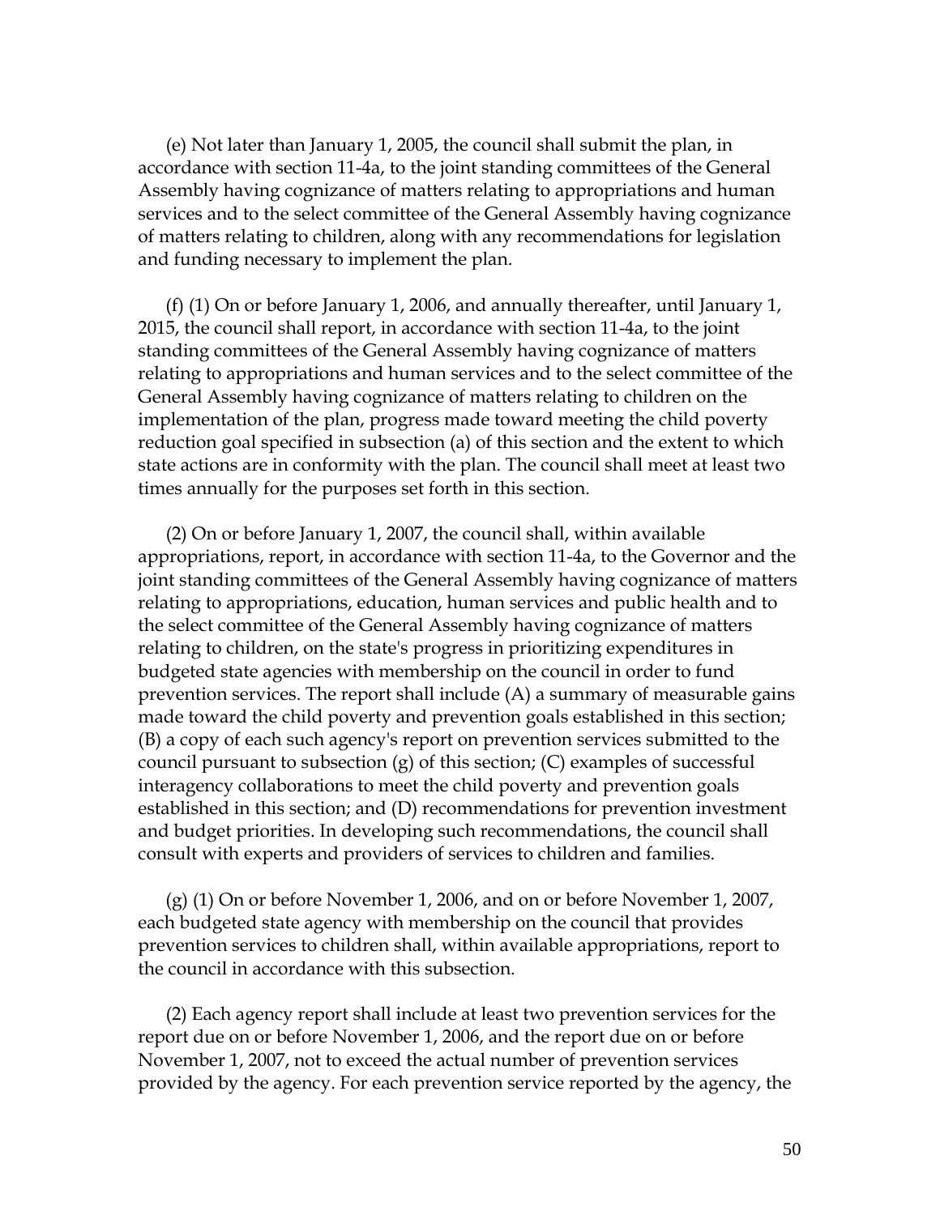(e) Not later than January 1, 2005, the council shall submit the plan, in accordance with section 11-4a, to the joint standing committees of the General Assembly having cognizance of matters relating to appropriations and human services and to the select committee of the General Assembly having cognizance of matters relating to children, along with any recommendations for legislation and funding necessary to implement the plan.

(f) (1) On or before January 1, 2006, and annually thereafter, until January 1, 2015, the council shall report, in accordance with section 11-4a, to the joint standing committees of the General Assembly having cognizance of matters relating to appropriations and human services and to the select committee of the General Assembly having cognizance of matters relating to children on the implementation of the plan, progress made toward meeting the child poverty reduction goal specified in subsection (a) of this section and the extent to which state actions are in conformity with the plan. The council shall meet at least two times annually for the purposes set forth in this section.

(2) On or before January 1, 2007, the council shall, within available appropriations, report, in accordance with section 11-4a, to the Governor and the joint standing committees of the General Assembly having cognizance of matters relating to appropriations, education, human services and public health and to the select committee of the General Assembly having cognizance of matters relating to children, on the state's progress in prioritizing expenditures in budgeted state agencies with membership on the council in order to fund prevention services. The report shall include (A) a summary of measurable gains made toward the child poverty and prevention goals established in this section; (B) a copy of each such agency's report on prevention services submitted to the council pursuant to subsection (g) of this section; (C) examples of successful interagency collaborations to meet the child poverty and prevention goals established in this section; and (D) recommendations for prevention investment and budget priorities. In developing such recommendations, the council shall consult with experts and providers of services to children and families.

(g) (1) On or before November 1, 2006, and on or before November 1, 2007, each budgeted state agency with membership on the council that provides prevention services to children shall, within available appropriations, report to the council in accordance with this subsection.

(2) Each agency report shall include at least two prevention services for the report due on or before November 1, 2006, and the report due on or before November 1, 2007, not to exceed the actual number of prevention services provided by the agency. For each prevention service reported by the agency, the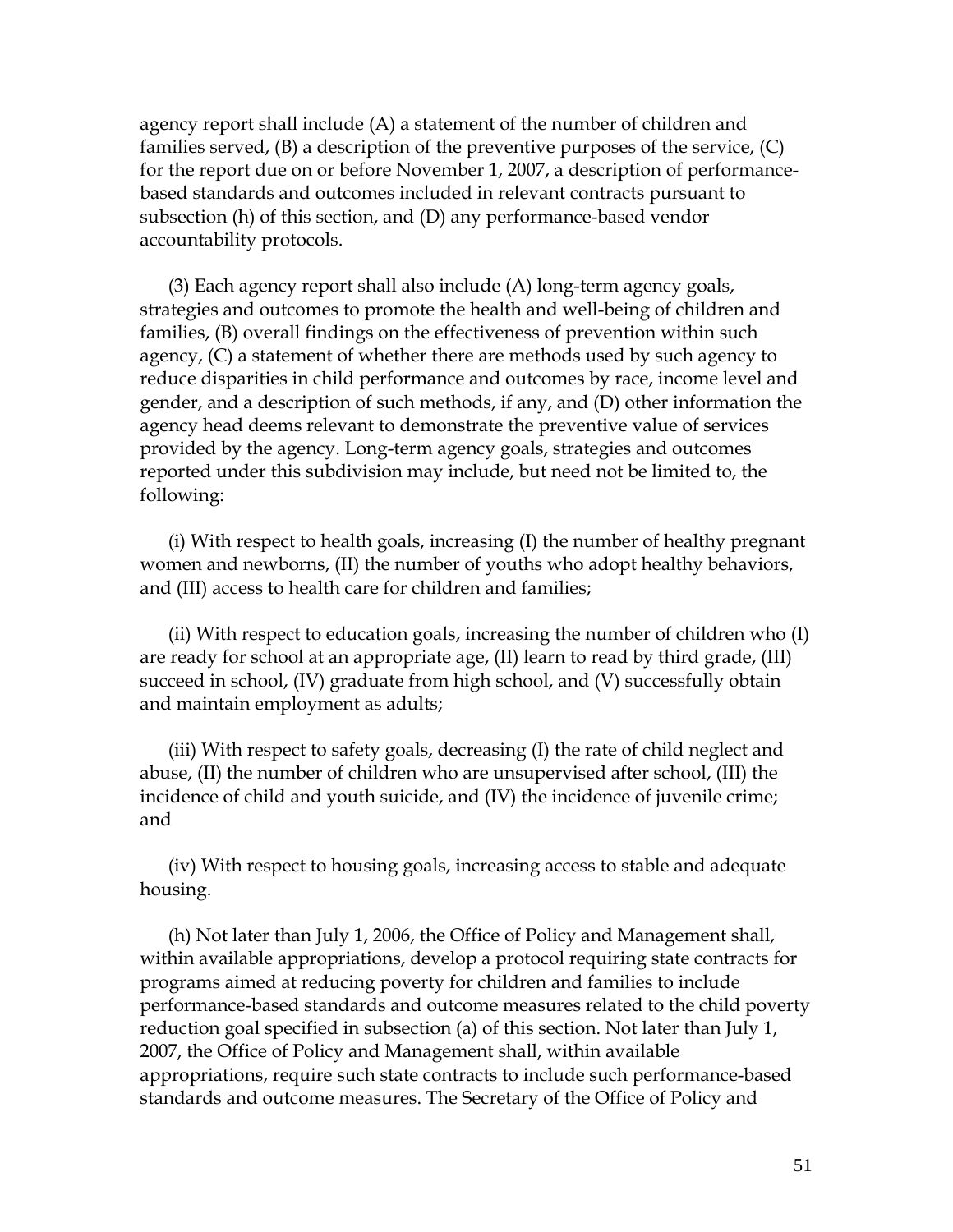agency report shall include (A) a statement of the number of children and families served, (B) a description of the preventive purposes of the service, (C) for the report due on or before November 1, 2007, a description of performance-based standards and outcomes included in relevant contracts pursuant to subsection (h) of this section, and (D) any performance-based vendor accountability protocols.

(3) Each agency report shall also include (A) long-term agency goals, strategies and outcomes to promote the health and well-being of children and families, (B) overall findings on the effectiveness of prevention within such agency, (C) a statement of whether there are methods used by such agency to reduce disparities in child performance and outcomes by race, income level and gender, and a description of such methods, if any, and (D) other information the agency head deems relevant to demonstrate the preventive value of services provided by the agency. Long-term agency goals, strategies and outcomes reported under this subdivision may include, but need not be limited to, the following:

(i) With respect to health goals, increasing (I) the number of healthy pregnant women and newborns, (II) the number of youths who adopt healthy behaviors, and (III) access to health care for children and families;

(ii) With respect to education goals, increasing the number of children who (I) are ready for school at an appropriate age, (II) learn to read by third grade, (III) succeed in school, (IV) graduate from high school, and (V) successfully obtain and maintain employment as adults;

(iii) With respect to safety goals, decreasing (I) the rate of child neglect and abuse, (II) the number of children who are unsupervised after school, (III) the incidence of child and youth suicide, and (IV) the incidence of juvenile crime; and

(iv) With respect to housing goals, increasing access to stable and adequate housing.

(h) Not later than July 1, 2006, the Office of Policy and Management shall, within available appropriations, develop a protocol requiring state contracts for programs aimed at reducing poverty for children and families to include performance-based standards and outcome measures related to the child poverty reduction goal specified in subsection (a) of this section. Not later than July 1, 2007, the Office of Policy and Management shall, within available appropriations, require such state contracts to include such performance-based standards and outcome measures. The Secretary of the Office of Policy and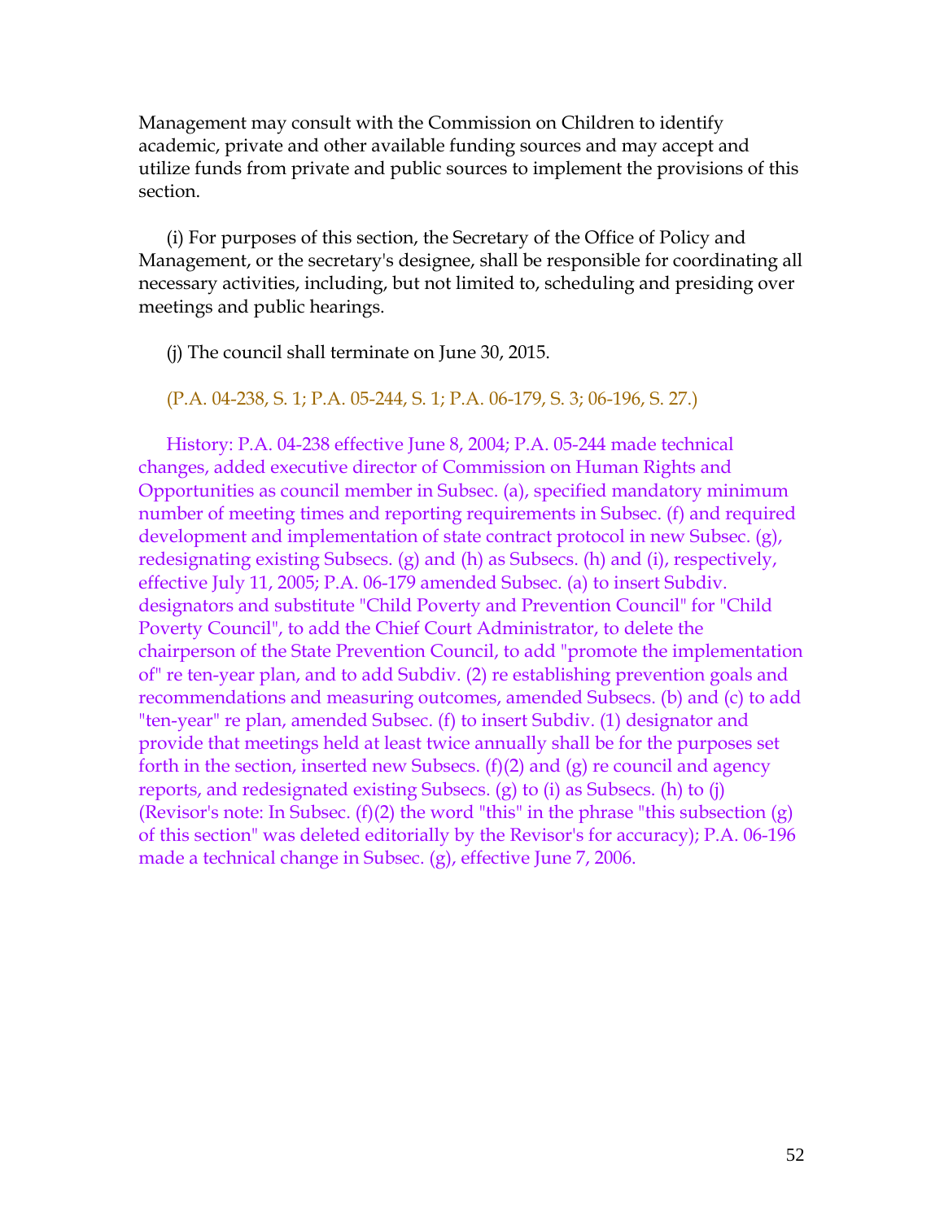Management may consult with the Commission on Children to identify academic, private and other available funding sources and may accept and utilize funds from private and public sources to implement the provisions of this section.

(i) For purposes of this section, the Secretary of the Office of Policy and Management, or the secretary's designee, shall be responsible for coordinating all necessary activities, including, but not limited to, scheduling and presiding over meetings and public hearings.

(j) The council shall terminate on June 30, 2015.

(P.A. 04-238, S. 1; P.A. 05-244, S. 1; P.A. 06-179, S. 3; 06-196, S. 27.)

History: P.A. 04-238 effective June 8, 2004; P.A. 05-244 made technical changes, added executive director of Commission on Human Rights and Opportunities as council member in Subsec. (a), specified mandatory minimum number of meeting times and reporting requirements in Subsec. (f) and required development and implementation of state contract protocol in new Subsec. (g), redesignating existing Subsecs. (g) and (h) as Subsecs. (h) and (i), respectively, effective July 11, 2005; P.A. 06-179 amended Subsec. (a) to insert Subdiv. designators and substitute "Child Poverty and Prevention Council" for "Child Poverty Council", to add the Chief Court Administrator, to delete the chairperson of the State Prevention Council, to add "promote the implementation of" re ten-year plan, and to add Subdiv. (2) re establishing prevention goals and recommendations and measuring outcomes, amended Subsecs. (b) and (c) to add "ten-year" re plan, amended Subsec. (f) to insert Subdiv. (1) designator and provide that meetings held at least twice annually shall be for the purposes set forth in the section, inserted new Subsecs. (f)(2) and (g) re council and agency reports, and redesignated existing Subsecs. (g) to (i) as Subsecs. (h) to (j) (Revisor's note: In Subsec. (f)(2) the word "this" in the phrase "this subsection (g) of this section" was deleted editorially by the Revisor's for accuracy); P.A. 06-196 made a technical change in Subsec. (g), effective June 7, 2006.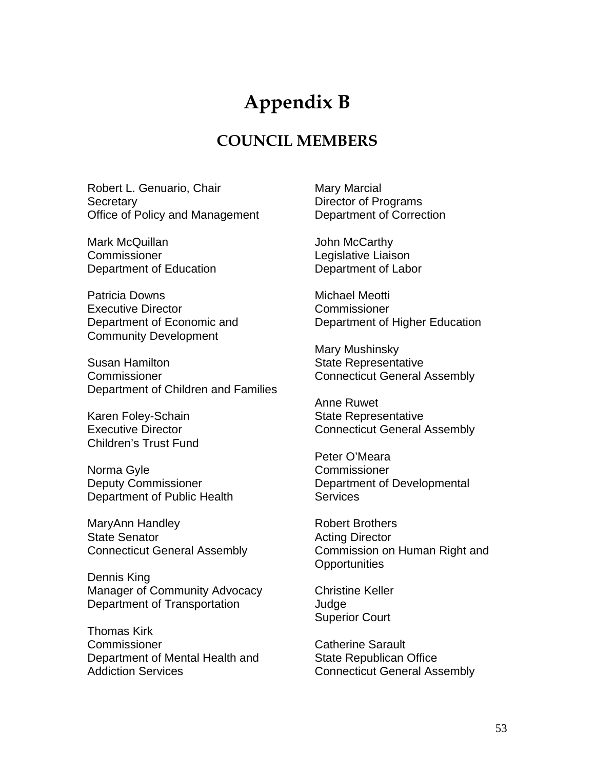# Appendix B

## COUNCIL MEMBERS

Robert L. Genuario, Chair
Secretary
Office of Policy and Management

Mark McQuillan
Commissioner
Department of Education

Patricia Downs
Executive Director
Department of Economic and Community Development

Susan Hamilton
Commissioner
Department of Children and Families

Karen Foley-Schain
Executive Director
Children's Trust Fund

Norma Gyle
Deputy Commissioner
Department of Public Health

MaryAnn Handley
State Senator
Connecticut General Assembly

Dennis King
Manager of Community Advocacy
Department of Transportation

Thomas Kirk
Commissioner
Department of Mental Health and Addiction Services

Mary Marcial
Director of Programs
Department of Correction

John McCarthy
Legislative Liaison
Department of Labor

Michael Meotti
Commissioner
Department of Higher Education

Mary Mushinsky
State Representative
Connecticut General Assembly

Anne Ruwet
State Representative
Connecticut General Assembly

Peter O'Meara
Commissioner
Department of Developmental Services

Robert Brothers
Acting Director
Commission on Human Right and Opportunities

Christine Keller
Judge
Superior Court

Catherine Sarault
State Republican Office
Connecticut General Assembly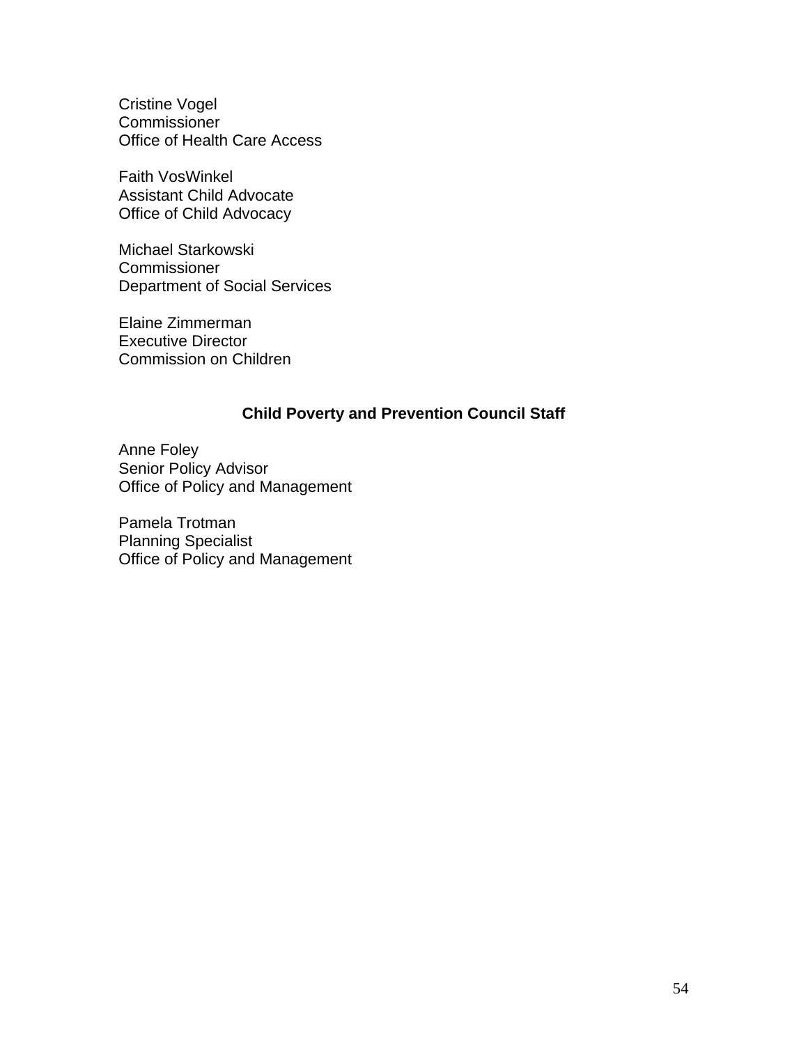Cristine Vogel
Commissioner
Office of Health Care Access

Faith VosWinkel
Assistant Child Advocate
Office of Child Advocacy

Michael Starkowski
Commissioner
Department of Social Services

Elaine Zimmerman
Executive Director
Commission on Children

### Child Poverty and Prevention Council Staff

Anne Foley
Senior Policy Advisor
Office of Policy and Management

Pamela Trotman
Planning Specialist
Office of Policy and Management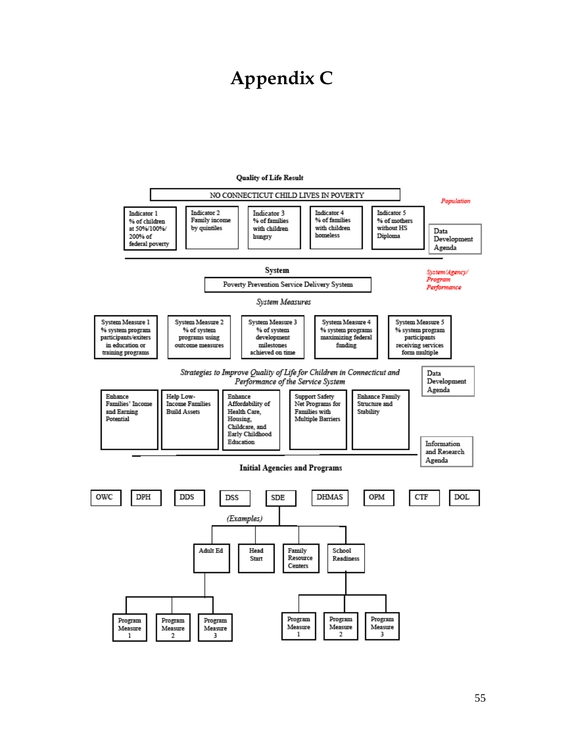# Appendix C

**Quality of Life Result**

NO CONNECTICUT CHILD LIVES IN POVERTY

*Population*

| Indicator 1 | Indicator 2 | Indicator 3 | Indicator 4 | Indicator 5 |
|---|---|---|---|---|
| % of children at 50%/100%/ 200% of federal poverty | Family income by quintiles | % of families with children hungry | % of families with children homeless | % of mothers without HS Diploma |

Data Development Agenda

**System**

Poverty Prevention Service Delivery System

*System/Agency/ Program Performance*

*System Measures*

| System Measure 1 | System Measure 2 | System Measure 3 | System Measure 4 | System Measure 5 |
|---|---|---|---|---|
| % system program participants/exiters in education or training programs | % of system programs using outcome measures | % of system development milestones achieved on time | % system programs maximizing federal funding | % system program participants receiving services form multiple |

Data Development Agenda

*Strategies to Improve Quality of Life for Children in Connecticut and Performance of the Service System*

- Enhance Families' Income and Earning Potential
- Help Low-Income Families Build Assets
- Enhance Affordability of Health Care, Housing, Childcare, and Early Childhood Education
- Support Safety Net Programs for Families with Multiple Barriers
- Enhance Family Structure and Stability

Information and Research Agenda

**Initial Agencies and Programs**

OWC | DPH | DDS | DSS | SDE | DHMAS | OPM | CTF | DOL

*(Examples)*

- Adult Ed
  - Program Measure 1
  - Program Measure 2
  - Program Measure 3
- Head Start
- Family Resource Centers
- School Readiness
  - Program Measure 1
  - Program Measure 2
  - Program Measure 3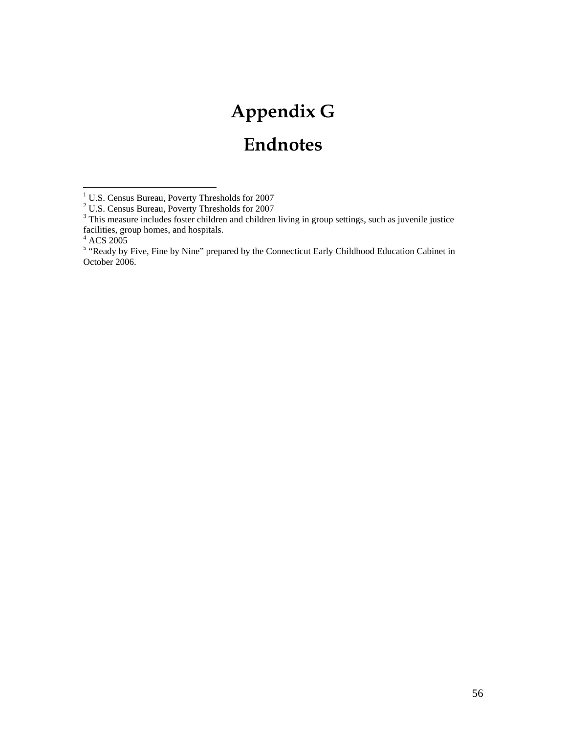# Appendix G

# Endnotes

---

[1] U.S. Census Bureau, Poverty Thresholds for 2007

[2] U.S. Census Bureau, Poverty Thresholds for 2007

[3] This measure includes foster children and children living in group settings, such as juvenile justice facilities, group homes, and hospitals.

[4] ACS 2005

[5] "Ready by Five, Fine by Nine" prepared by the Connecticut Early Childhood Education Cabinet in October 2006.